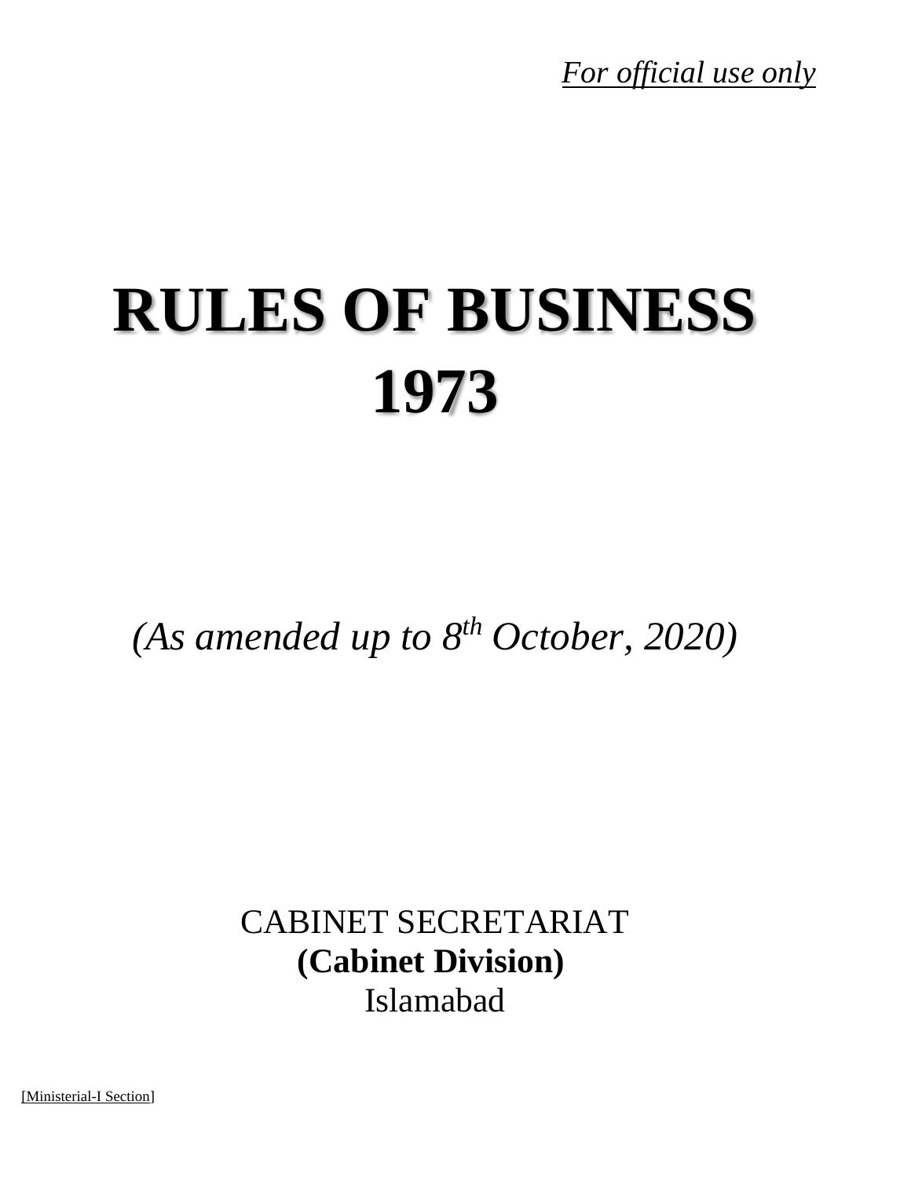*For official use only*

# RULES OF BUSINESS 1973

*(As amended up to 8th October, 2020)*

CABINET SECRETARIAT
**(Cabinet Division)**
Islamabad

[Ministerial-I Section]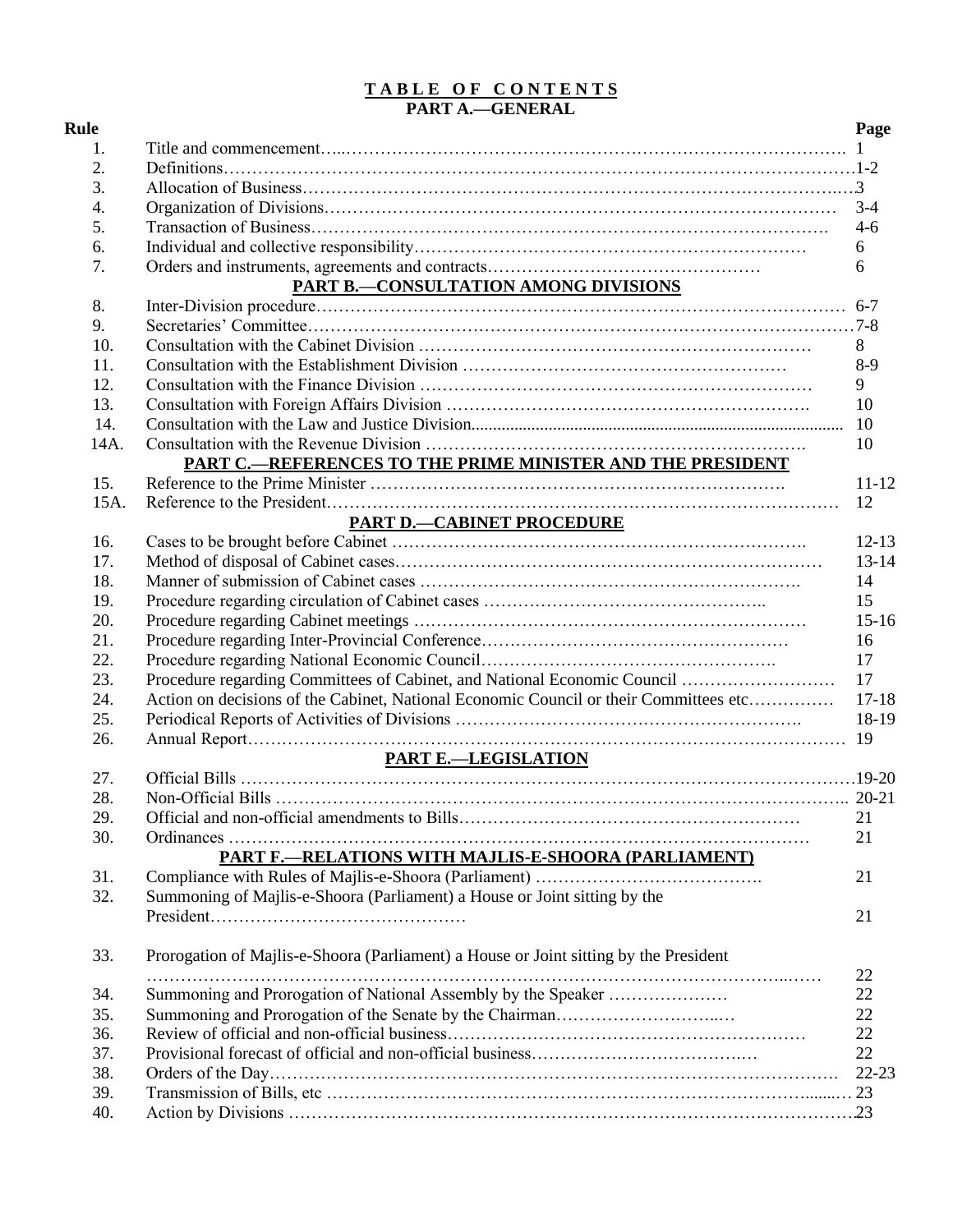# TABLE OF CONTENTS

## PART A.—GENERAL

| Rule | | Page |
|---|---|---|
| 1. | Title and commencement | 1 |
| 2. | Definitions | 1-2 |
| 3. | Allocation of Business | 3 |
| 4. | Organization of Divisions | 3-4 |
| 5. | Transaction of Business | 4-6 |
| 6. | Individual and collective responsibility | 6 |
| 7. | Orders and instruments, agreements and contracts | 6 |
| | **PART B.—CONSULTATION AMONG DIVISIONS** | |
| 8. | Inter-Division procedure | 6-7 |
| 9. | Secretaries' Committee | 7-8 |
| 10. | Consultation with the Cabinet Division | 8 |
| 11. | Consultation with the Establishment Division | 8-9 |
| 12. | Consultation with the Finance Division | 9 |
| 13. | Consultation with Foreign Affairs Division | 10 |
| 14. | Consultation with the Law and Justice Division | 10 |
| 14A. | Consultation with the Revenue Division | 10 |
| | **PART C.—REFERENCES TO THE PRIME MINISTER AND THE PRESIDENT** | |
| 15. | Reference to the Prime Minister | 11-12 |
| 15A. | Reference to the President | 12 |
| | **PART D.—CABINET PROCEDURE** | |
| 16. | Cases to be brought before Cabinet | 12-13 |
| 17. | Method of disposal of Cabinet cases | 13-14 |
| 18. | Manner of submission of Cabinet cases | 14 |
| 19. | Procedure regarding circulation of Cabinet cases | 15 |
| 20. | Procedure regarding Cabinet meetings | 15-16 |
| 21. | Procedure regarding Inter-Provincial Conference | 16 |
| 22. | Procedure regarding National Economic Council | 17 |
| 23. | Procedure regarding Committees of Cabinet, and National Economic Council | 17 |
| 24. | Action on decisions of the Cabinet, National Economic Council or their Committees etc | 17-18 |
| 25. | Periodical Reports of Activities of Divisions | 18-19 |
| 26. | Annual Report | 19 |
| | **PART E.—LEGISLATION** | |
| 27. | Official Bills | 19-20 |
| 28. | Non-Official Bills | 20-21 |
| 29. | Official and non-official amendments to Bills | 21 |
| 30. | Ordinances | 21 |
| | **PART F.—RELATIONS WITH MAJLIS-E-SHOORA (PARLIAMENT)** | |
| 31. | Compliance with Rules of Majlis-e-Shoora (Parliament) | 21 |
| 32. | Summoning of Majlis-e-Shoora (Parliament) a House or Joint sitting by the President | 21 |
| 33. | Prorogation of Majlis-e-Shoora (Parliament) a House or Joint sitting by the President | 22 |
| 34. | Summoning and Prorogation of National Assembly by the Speaker | 22 |
| 35. | Summoning and Prorogation of the Senate by the Chairman | 22 |
| 36. | Review of official and non-official business | 22 |
| 37. | Provisional forecast of official and non-official business | 22 |
| 38. | Orders of the Day | 22-23 |
| 39. | Transmission of Bills, etc | 23 |
| 40. | Action by Divisions | 23 |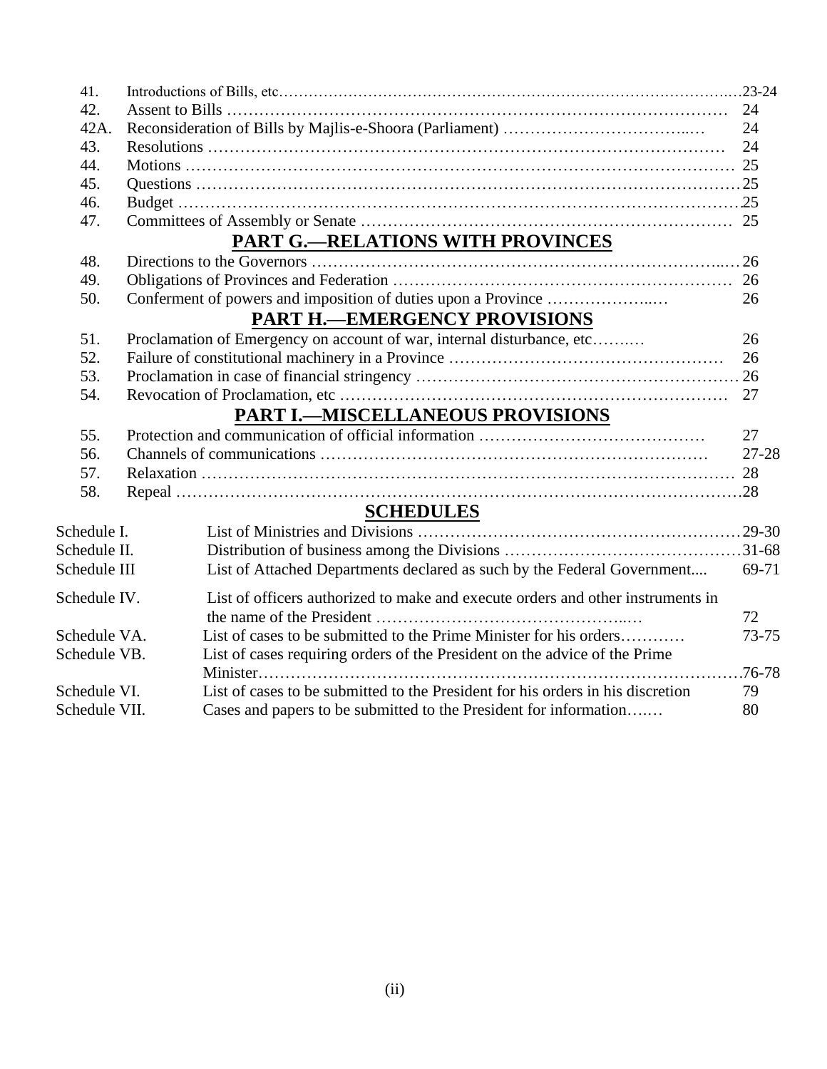| | | |
|---|---|---|
| 41. | Introductions of Bills, etc | 23-24 |
| 42. | Assent to Bills | 24 |
| 42A. | Reconsideration of Bills by Majlis-e-Shoora (Parliament) | 24 |
| 43. | Resolutions | 24 |
| 44. | Motions | 25 |
| 45. | Questions | 25 |
| 46. | Budget | 25 |
| 47. | Committees of Assembly or Senate | 25 |

## PART G.—RELATIONS WITH PROVINCES

| | | |
|---|---|---|
| 48. | Directions to the Governors | 26 |
| 49. | Obligations of Provinces and Federation | 26 |
| 50. | Conferment of powers and imposition of duties upon a Province | 26 |

## PART H.—EMERGENCY PROVISIONS

| | | |
|---|---|---|
| 51. | Proclamation of Emergency on account of war, internal disturbance, etc | 26 |
| 52. | Failure of constitutional machinery in a Province | 26 |
| 53. | Proclamation in case of financial stringency | 26 |
| 54. | Revocation of Proclamation, etc | 27 |

## PART I.—MISCELLANEOUS PROVISIONS

| | | |
|---|---|---|
| 55. | Protection and communication of official information | 27 |
| 56. | Channels of communications | 27-28 |
| 57. | Relaxation | 28 |
| 58. | Repeal | 28 |

## SCHEDULES

| | | |
|---|---|---|
| Schedule I. | List of Ministries and Divisions | 29-30 |
| Schedule II. | Distribution of business among the Divisions | 31-68 |
| Schedule III | List of Attached Departments declared as such by the Federal Government | 69-71 |
| Schedule IV. | List of officers authorized to make and execute orders and other instruments in the name of the President | 72 |
| Schedule VA. | List of cases to be submitted to the Prime Minister for his orders | 73-75 |
| Schedule VB. | List of cases requiring orders of the President on the advice of the Prime Minister | 76-78 |
| Schedule VI. | List of cases to be submitted to the President for his orders in his discretion | 79 |
| Schedule VII. | Cases and papers to be submitted to the President for information | 80 |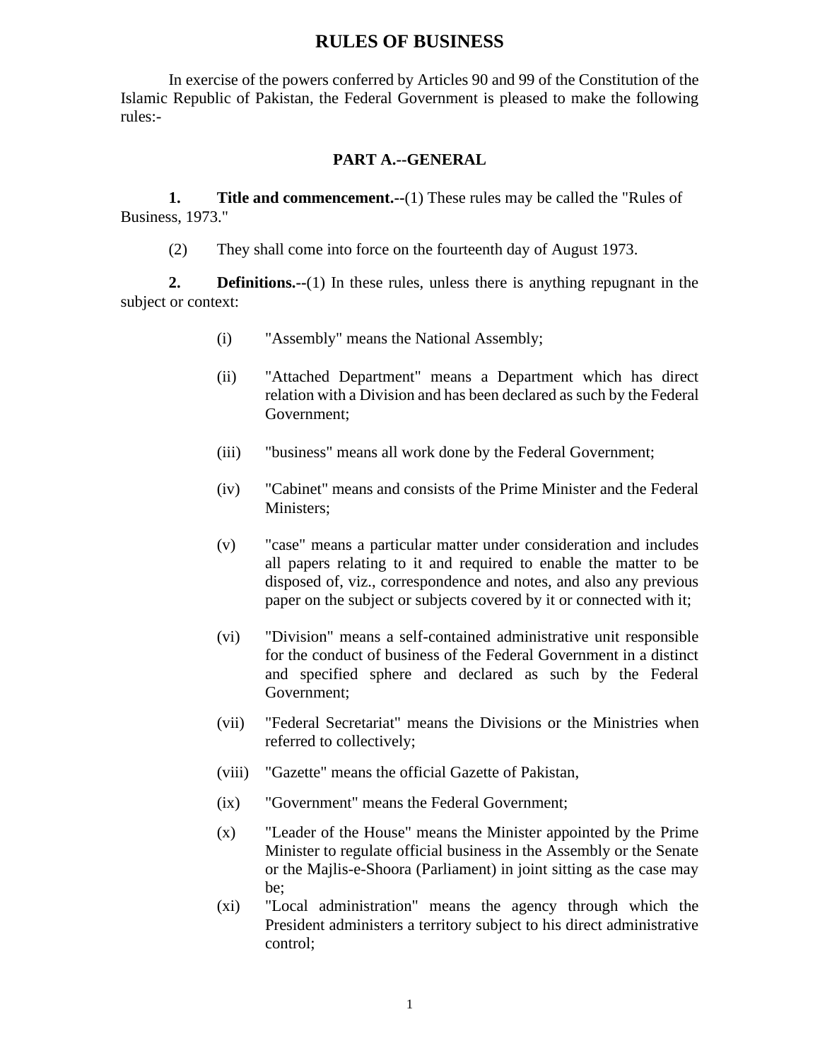# RULES OF BUSINESS

In exercise of the powers conferred by Articles 90 and 99 of the Constitution of the Islamic Republic of Pakistan, the Federal Government is pleased to make the following rules:-

## PART A.--GENERAL

**1. Title and commencement.--**(1) These rules may be called the "Rules of Business, 1973."

(2) They shall come into force on the fourteenth day of August 1973.

**2. Definitions.--**(1) In these rules, unless there is anything repugnant in the subject or context:

(i) "Assembly" means the National Assembly;

(ii) "Attached Department" means a Department which has direct relation with a Division and has been declared as such by the Federal Government;

(iii) "business" means all work done by the Federal Government;

(iv) "Cabinet" means and consists of the Prime Minister and the Federal Ministers;

(v) "case" means a particular matter under consideration and includes all papers relating to it and required to enable the matter to be disposed of, viz., correspondence and notes, and also any previous paper on the subject or subjects covered by it or connected with it;

(vi) "Division" means a self-contained administrative unit responsible for the conduct of business of the Federal Government in a distinct and specified sphere and declared as such by the Federal Government;

(vii) "Federal Secretariat" means the Divisions or the Ministries when referred to collectively;

(viii) "Gazette" means the official Gazette of Pakistan,

(ix) "Government" means the Federal Government;

(x) "Leader of the House" means the Minister appointed by the Prime Minister to regulate official business in the Assembly or the Senate or the Majlis-e-Shoora (Parliament) in joint sitting as the case may be;

(xi) "Local administration" means the agency through which the President administers a territory subject to his direct administrative control;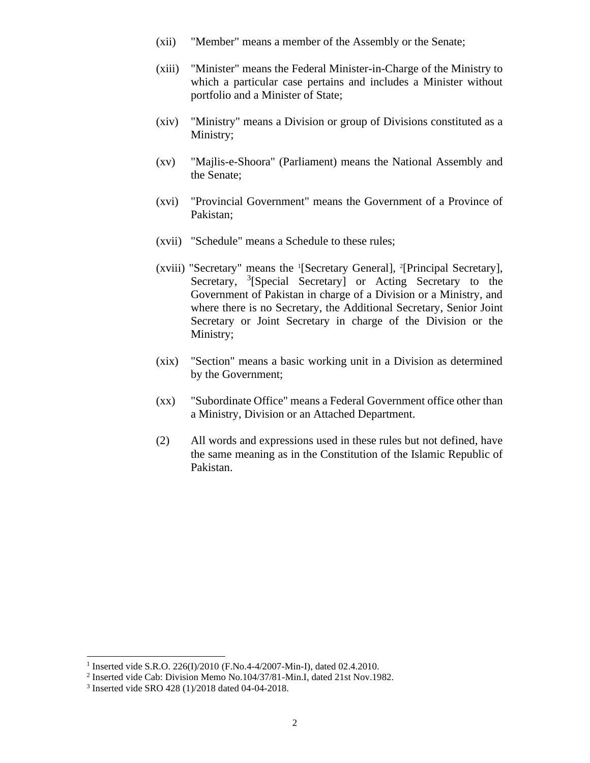(xii) "Member" means a member of the Assembly or the Senate;

(xiii) "Minister" means the Federal Minister-in-Charge of the Ministry to which a particular case pertains and includes a Minister without portfolio and a Minister of State;

(xiv) "Ministry" means a Division or group of Divisions constituted as a Ministry;

(xv) "Majlis-e-Shoora" (Parliament) means the National Assembly and the Senate;

(xvi) "Provincial Government" means the Government of a Province of Pakistan;

(xvii) "Schedule" means a Schedule to these rules;

(xviii) "Secretary" means the [1][Secretary General], [2][Principal Secretary], Secretary, [3][Special Secretary] or Acting Secretary to the Government of Pakistan in charge of a Division or a Ministry, and where there is no Secretary, the Additional Secretary, Senior Joint Secretary or Joint Secretary in charge of the Division or the Ministry;

(xix) "Section" means a basic working unit in a Division as determined by the Government;

(xx) "Subordinate Office" means a Federal Government office other than a Ministry, Division or an Attached Department.

(2) All words and expressions used in these rules but not defined, have the same meaning as in the Constitution of the Islamic Republic of Pakistan.

---

[1] Inserted vide S.R.O. 226(I)/2010 (F.No.4-4/2007-Min-I), dated 02.4.2010.

[2] Inserted vide Cab: Division Memo No.104/37/81-Min.I, dated 21st Nov.1982.

[3] Inserted vide SRO 428 (1)/2018 dated 04-04-2018.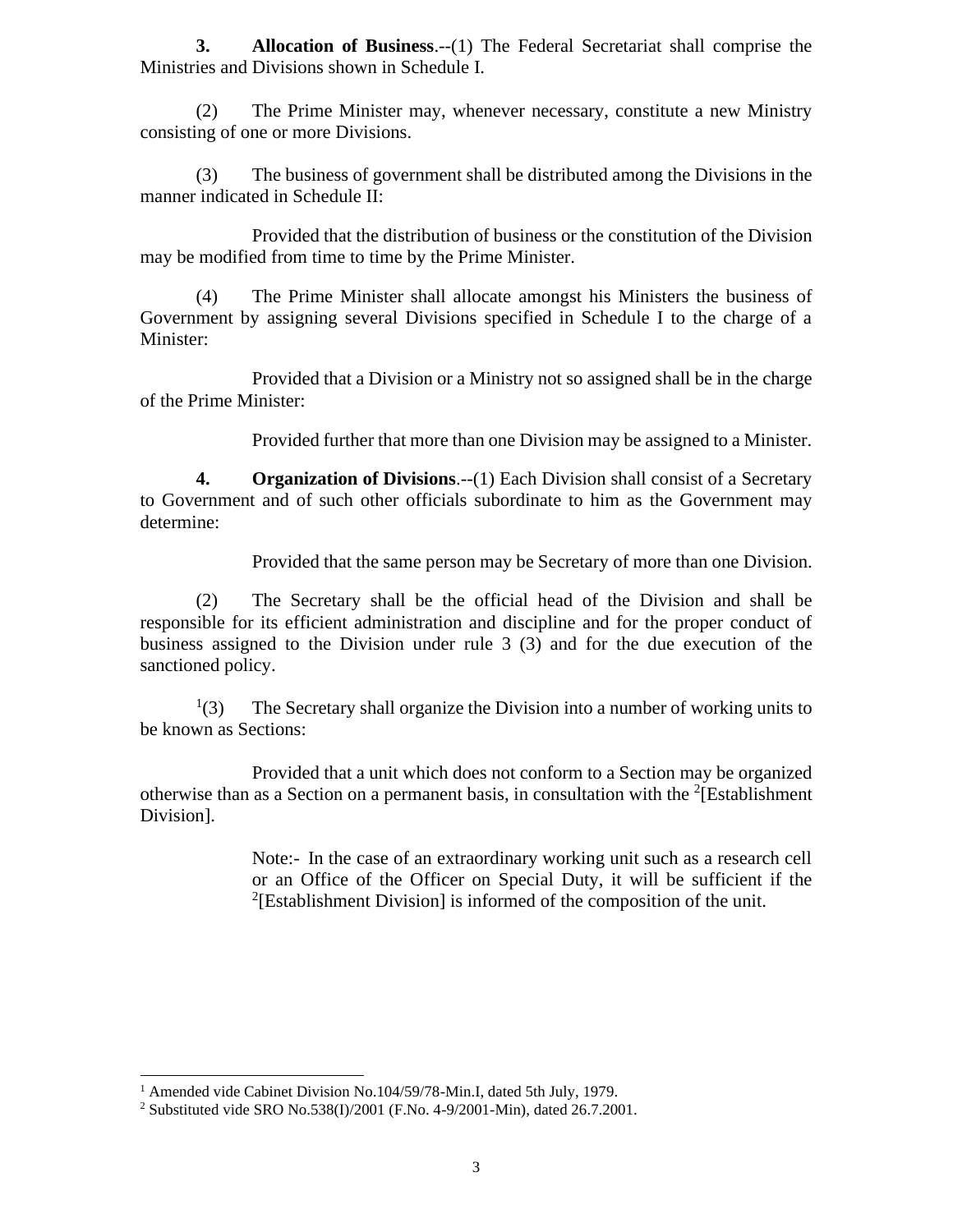**3. Allocation of Business**.--(1) The Federal Secretariat shall comprise the Ministries and Divisions shown in Schedule I.

(2) The Prime Minister may, whenever necessary, constitute a new Ministry consisting of one or more Divisions.

(3) The business of government shall be distributed among the Divisions in the manner indicated in Schedule II:

Provided that the distribution of business or the constitution of the Division may be modified from time to time by the Prime Minister.

(4) The Prime Minister shall allocate amongst his Ministers the business of Government by assigning several Divisions specified in Schedule I to the charge of a Minister:

Provided that a Division or a Ministry not so assigned shall be in the charge of the Prime Minister:

Provided further that more than one Division may be assigned to a Minister.

**4. Organization of Divisions**.--(1) Each Division shall consist of a Secretary to Government and of such other officials subordinate to him as the Government may determine:

Provided that the same person may be Secretary of more than one Division.

(2) The Secretary shall be the official head of the Division and shall be responsible for its efficient administration and discipline and for the proper conduct of business assigned to the Division under rule 3 (3) and for the due execution of the sanctioned policy.

[1](3) The Secretary shall organize the Division into a number of working units to be known as Sections:

Provided that a unit which does not conform to a Section may be organized otherwise than as a Section on a permanent basis, in consultation with the [2][Establishment Division].

Note:- In the case of an extraordinary working unit such as a research cell or an Office of the Officer on Special Duty, it will be sufficient if the [2][Establishment Division] is informed of the composition of the unit.

---

[1] Amended vide Cabinet Division No.104/59/78-Min.I, dated 5th July, 1979.

[2] Substituted vide SRO No.538(I)/2001 (F.No. 4-9/2001-Min), dated 26.7.2001.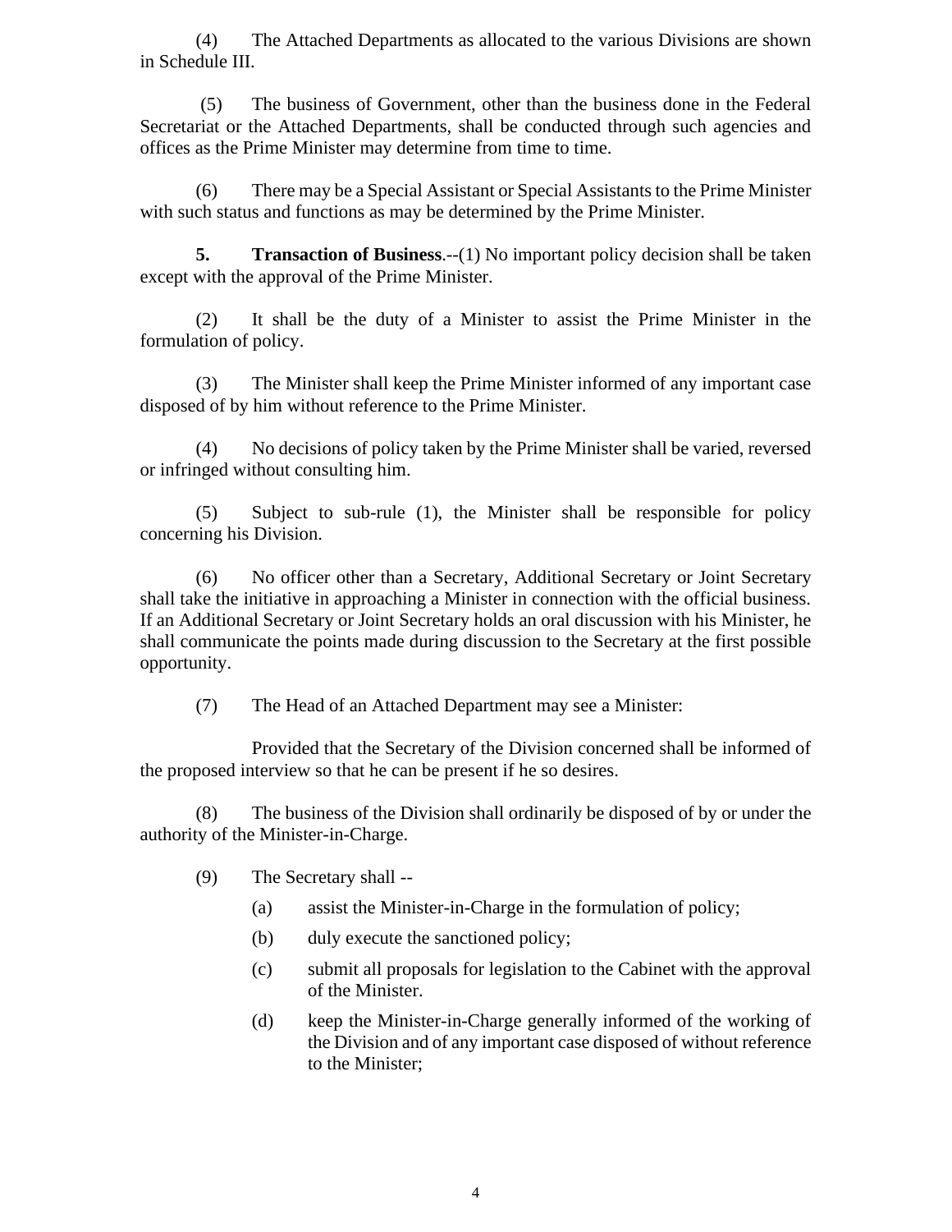(4) The Attached Departments as allocated to the various Divisions are shown in Schedule III.

(5) The business of Government, other than the business done in the Federal Secretariat or the Attached Departments, shall be conducted through such agencies and offices as the Prime Minister may determine from time to time.

(6) There may be a Special Assistant or Special Assistants to the Prime Minister with such status and functions as may be determined by the Prime Minister.

**5. Transaction of Business**.--(1) No important policy decision shall be taken except with the approval of the Prime Minister.

(2) It shall be the duty of a Minister to assist the Prime Minister in the formulation of policy.

(3) The Minister shall keep the Prime Minister informed of any important case disposed of by him without reference to the Prime Minister.

(4) No decisions of policy taken by the Prime Minister shall be varied, reversed or infringed without consulting him.

(5) Subject to sub-rule (1), the Minister shall be responsible for policy concerning his Division.

(6) No officer other than a Secretary, Additional Secretary or Joint Secretary shall take the initiative in approaching a Minister in connection with the official business. If an Additional Secretary or Joint Secretary holds an oral discussion with his Minister, he shall communicate the points made during discussion to the Secretary at the first possible opportunity.

(7) The Head of an Attached Department may see a Minister:

Provided that the Secretary of the Division concerned shall be informed of the proposed interview so that he can be present if he so desires.

(8) The business of the Division shall ordinarily be disposed of by or under the authority of the Minister-in-Charge.

(9) The Secretary shall --

- (a) assist the Minister-in-Charge in the formulation of policy;
- (b) duly execute the sanctioned policy;
- (c) submit all proposals for legislation to the Cabinet with the approval of the Minister.
- (d) keep the Minister-in-Charge generally informed of the working of the Division and of any important case disposed of without reference to the Minister;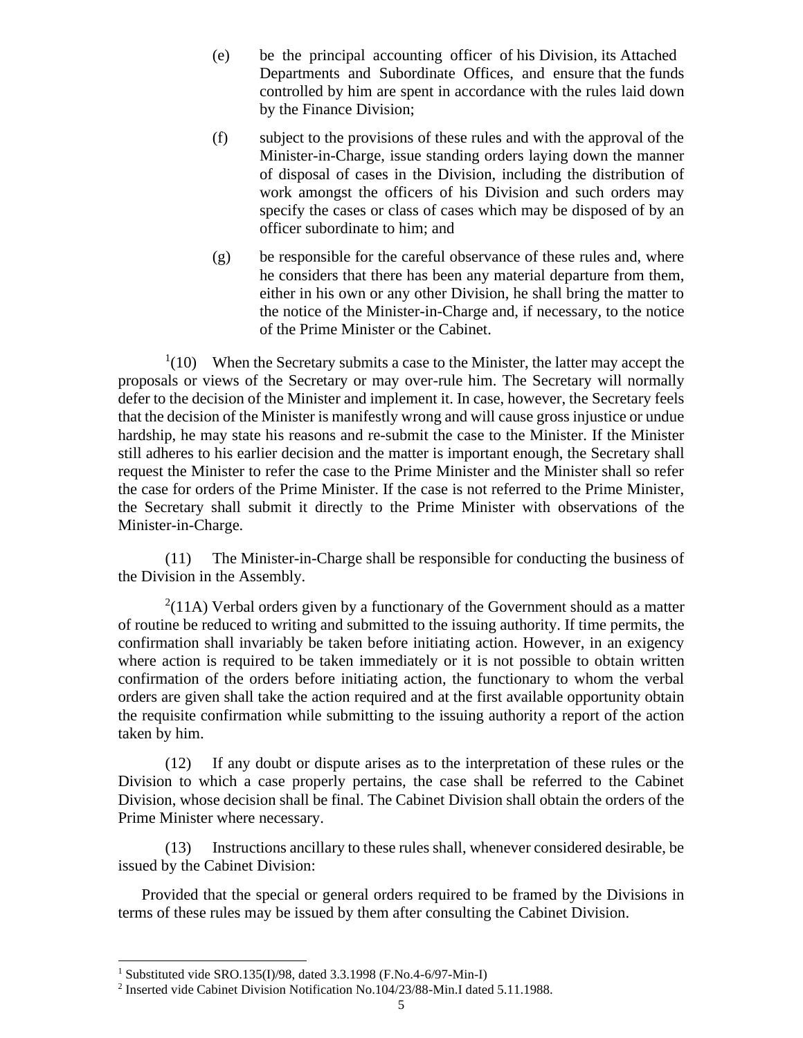(e) be the principal accounting officer of his Division, its Attached Departments and Subordinate Offices, and ensure that the funds controlled by him are spent in accordance with the rules laid down by the Finance Division;

(f) subject to the provisions of these rules and with the approval of the Minister-in-Charge, issue standing orders laying down the manner of disposal of cases in the Division, including the distribution of work amongst the officers of his Division and such orders may specify the cases or class of cases which may be disposed of by an officer subordinate to him; and

(g) be responsible for the careful observance of these rules and, where he considers that there has been any material departure from them, either in his own or any other Division, he shall bring the matter to the notice of the Minister-in-Charge and, if necessary, to the notice of the Prime Minister or the Cabinet.

[1](10) When the Secretary submits a case to the Minister, the latter may accept the proposals or views of the Secretary or may over-rule him. The Secretary will normally defer to the decision of the Minister and implement it. In case, however, the Secretary feels that the decision of the Minister is manifestly wrong and will cause gross injustice or undue hardship, he may state his reasons and re-submit the case to the Minister. If the Minister still adheres to his earlier decision and the matter is important enough, the Secretary shall request the Minister to refer the case to the Prime Minister and the Minister shall so refer the case for orders of the Prime Minister. If the case is not referred to the Prime Minister, the Secretary shall submit it directly to the Prime Minister with observations of the Minister-in-Charge.

(11) The Minister-in-Charge shall be responsible for conducting the business of the Division in the Assembly.

[2](11A) Verbal orders given by a functionary of the Government should as a matter of routine be reduced to writing and submitted to the issuing authority. If time permits, the confirmation shall invariably be taken before initiating action. However, in an exigency where action is required to be taken immediately or it is not possible to obtain written confirmation of the orders before initiating action, the functionary to whom the verbal orders are given shall take the action required and at the first available opportunity obtain the requisite confirmation while submitting to the issuing authority a report of the action taken by him.

(12) If any doubt or dispute arises as to the interpretation of these rules or the Division to which a case properly pertains, the case shall be referred to the Cabinet Division, whose decision shall be final. The Cabinet Division shall obtain the orders of the Prime Minister where necessary.

(13) Instructions ancillary to these rules shall, whenever considered desirable, be issued by the Cabinet Division:

Provided that the special or general orders required to be framed by the Divisions in terms of these rules may be issued by them after consulting the Cabinet Division.

---

[1] Substituted vide SRO.135(I)/98, dated 3.3.1998 (F.No.4-6/97-Min-I)

[2] Inserted vide Cabinet Division Notification No.104/23/88-Min.I dated 5.11.1988.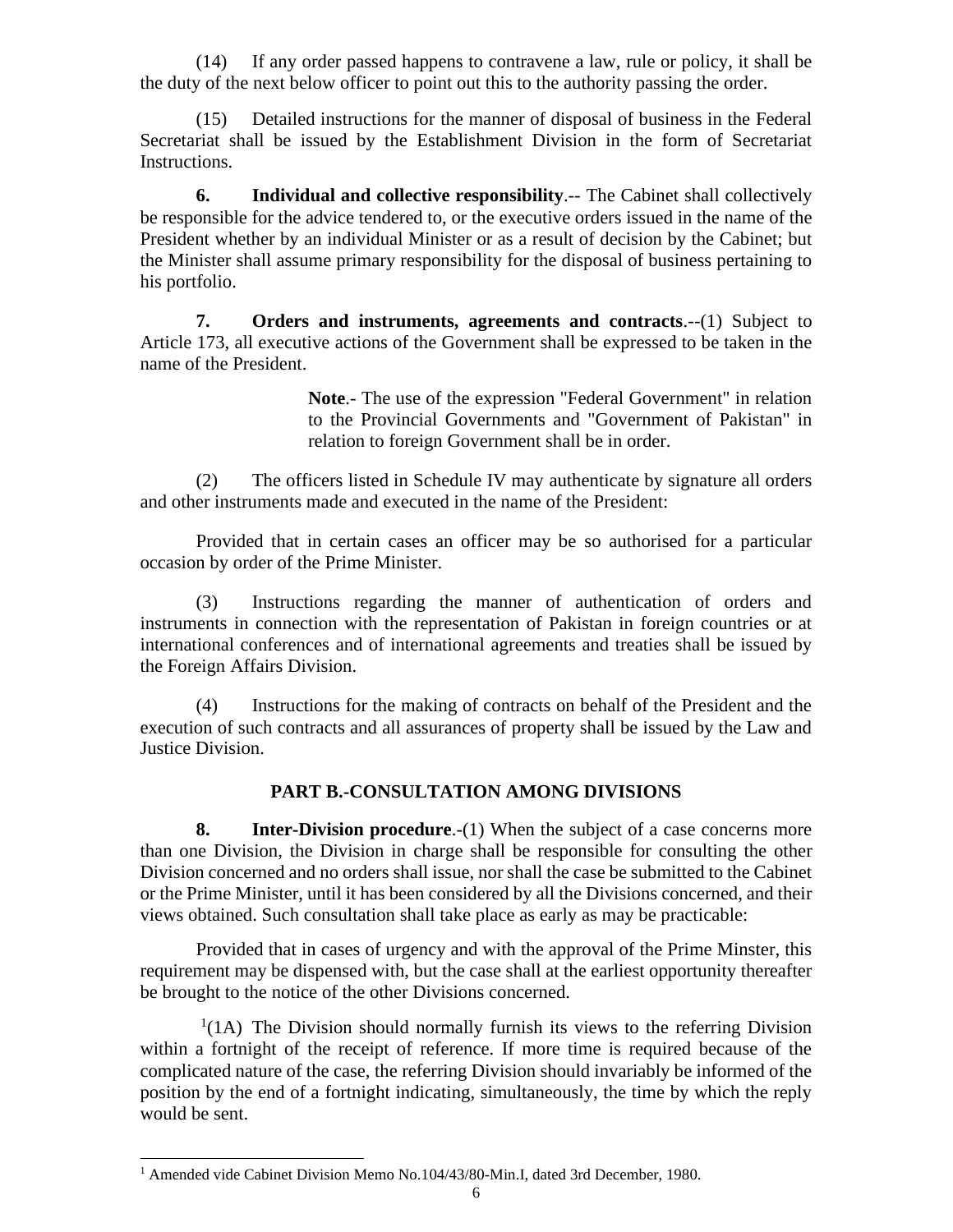(14) If any order passed happens to contravene a law, rule or policy, it shall be the duty of the next below officer to point out this to the authority passing the order.

(15) Detailed instructions for the manner of disposal of business in the Federal Secretariat shall be issued by the Establishment Division in the form of Secretariat Instructions.

**6. Individual and collective responsibility**.-- The Cabinet shall collectively be responsible for the advice tendered to, or the executive orders issued in the name of the President whether by an individual Minister or as a result of decision by the Cabinet; but the Minister shall assume primary responsibility for the disposal of business pertaining to his portfolio.

**7. Orders and instruments, agreements and contracts**.--(1) Subject to Article 173, all executive actions of the Government shall be expressed to be taken in the name of the President.

> **Note**.- The use of the expression "Federal Government" in relation to the Provincial Governments and "Government of Pakistan" in relation to foreign Government shall be in order.

(2) The officers listed in Schedule IV may authenticate by signature all orders and other instruments made and executed in the name of the President:

Provided that in certain cases an officer may be so authorised for a particular occasion by order of the Prime Minister.

(3) Instructions regarding the manner of authentication of orders and instruments in connection with the representation of Pakistan in foreign countries or at international conferences and of international agreements and treaties shall be issued by the Foreign Affairs Division.

(4) Instructions for the making of contracts on behalf of the President and the execution of such contracts and all assurances of property shall be issued by the Law and Justice Division.

## PART B.-CONSULTATION AMONG DIVISIONS

**8. Inter-Division procedure**.-(1) When the subject of a case concerns more than one Division, the Division in charge shall be responsible for consulting the other Division concerned and no orders shall issue, nor shall the case be submitted to the Cabinet or the Prime Minister, until it has been considered by all the Divisions concerned, and their views obtained. Such consultation shall take place as early as may be practicable:

Provided that in cases of urgency and with the approval of the Prime Minster, this requirement may be dispensed with, but the case shall at the earliest opportunity thereafter be brought to the notice of the other Divisions concerned.

[1](1A) The Division should normally furnish its views to the referring Division within a fortnight of the receipt of reference. If more time is required because of the complicated nature of the case, the referring Division should invariably be informed of the position by the end of a fortnight indicating, simultaneously, the time by which the reply would be sent.

---

[1] Amended vide Cabinet Division Memo No.104/43/80-Min.I, dated 3rd December, 1980.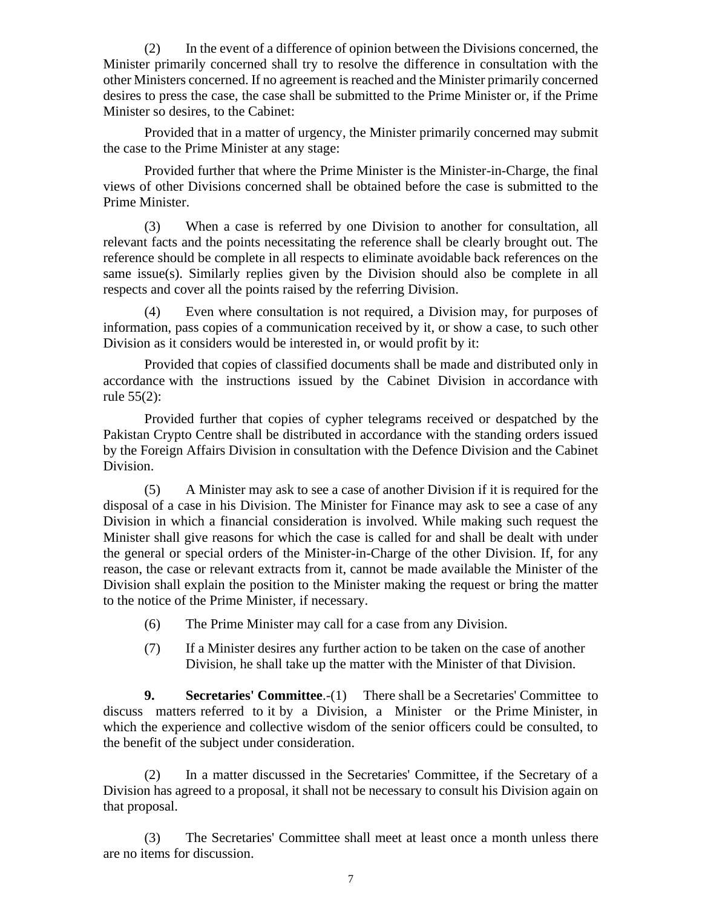(2) In the event of a difference of opinion between the Divisions concerned, the Minister primarily concerned shall try to resolve the difference in consultation with the other Ministers concerned. If no agreement is reached and the Minister primarily concerned desires to press the case, the case shall be submitted to the Prime Minister or, if the Prime Minister so desires, to the Cabinet:

Provided that in a matter of urgency, the Minister primarily concerned may submit the case to the Prime Minister at any stage:

Provided further that where the Prime Minister is the Minister-in-Charge, the final views of other Divisions concerned shall be obtained before the case is submitted to the Prime Minister.

(3) When a case is referred by one Division to another for consultation, all relevant facts and the points necessitating the reference shall be clearly brought out. The reference should be complete in all respects to eliminate avoidable back references on the same issue(s). Similarly replies given by the Division should also be complete in all respects and cover all the points raised by the referring Division.

(4) Even where consultation is not required, a Division may, for purposes of information, pass copies of a communication received by it, or show a case, to such other Division as it considers would be interested in, or would profit by it:

Provided that copies of classified documents shall be made and distributed only in accordance with the instructions issued by the Cabinet Division in accordance with rule 55(2):

Provided further that copies of cypher telegrams received or despatched by the Pakistan Crypto Centre shall be distributed in accordance with the standing orders issued by the Foreign Affairs Division in consultation with the Defence Division and the Cabinet Division.

(5) A Minister may ask to see a case of another Division if it is required for the disposal of a case in his Division. The Minister for Finance may ask to see a case of any Division in which a financial consideration is involved. While making such request the Minister shall give reasons for which the case is called for and shall be dealt with under the general or special orders of the Minister-in-Charge of the other Division. If, for any reason, the case or relevant extracts from it, cannot be made available the Minister of the Division shall explain the position to the Minister making the request or bring the matter to the notice of the Prime Minister, if necessary.

(6) The Prime Minister may call for a case from any Division.

(7) If a Minister desires any further action to be taken on the case of another Division, he shall take up the matter with the Minister of that Division.

**9. Secretaries' Committee**.-(1) There shall be a Secretaries' Committee to discuss matters referred to it by a Division, a Minister or the Prime Minister, in which the experience and collective wisdom of the senior officers could be consulted, to the benefit of the subject under consideration.

(2) In a matter discussed in the Secretaries' Committee, if the Secretary of a Division has agreed to a proposal, it shall not be necessary to consult his Division again on that proposal.

(3) The Secretaries' Committee shall meet at least once a month unless there are no items for discussion.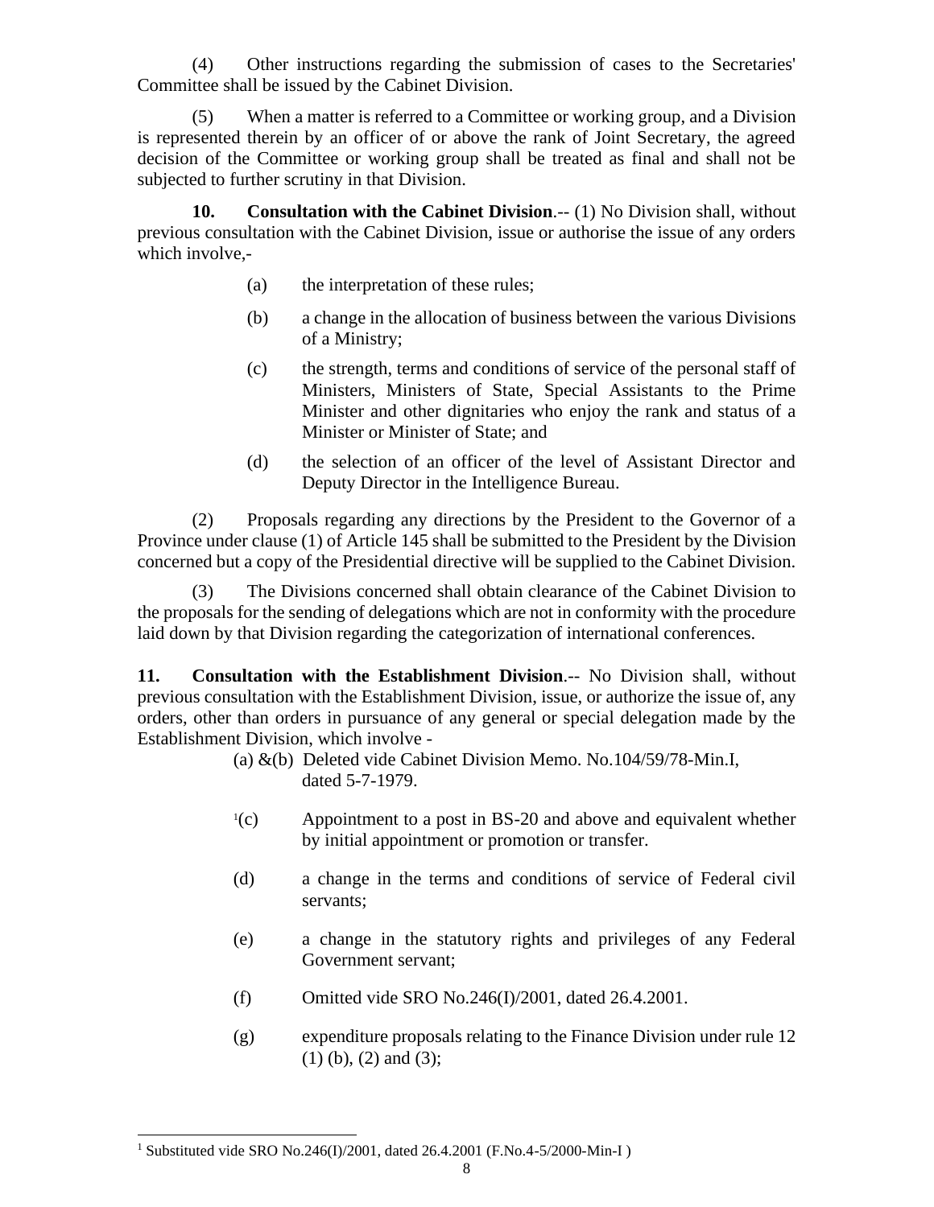(4) Other instructions regarding the submission of cases to the Secretaries' Committee shall be issued by the Cabinet Division.

(5) When a matter is referred to a Committee or working group, and a Division is represented therein by an officer of or above the rank of Joint Secretary, the agreed decision of the Committee or working group shall be treated as final and shall not be subjected to further scrutiny in that Division.

**10. Consultation with the Cabinet Division**.-- (1) No Division shall, without previous consultation with the Cabinet Division, issue or authorise the issue of any orders which involve,-

(a) the interpretation of these rules;

(b) a change in the allocation of business between the various Divisions of a Ministry;

(c) the strength, terms and conditions of service of the personal staff of Ministers, Ministers of State, Special Assistants to the Prime Minister and other dignitaries who enjoy the rank and status of a Minister or Minister of State; and

(d) the selection of an officer of the level of Assistant Director and Deputy Director in the Intelligence Bureau.

(2) Proposals regarding any directions by the President to the Governor of a Province under clause (1) of Article 145 shall be submitted to the President by the Division concerned but a copy of the Presidential directive will be supplied to the Cabinet Division.

(3) The Divisions concerned shall obtain clearance of the Cabinet Division to the proposals for the sending of delegations which are not in conformity with the procedure laid down by that Division regarding the categorization of international conferences.

**11. Consultation with the Establishment Division**.-- No Division shall, without previous consultation with the Establishment Division, issue, or authorize the issue of, any orders, other than orders in pursuance of any general or special delegation made by the Establishment Division, which involve -

(a) &(b) Deleted vide Cabinet Division Memo. No.104/59/78-Min.I, dated 5-7-1979.

[1](c) Appointment to a post in BS-20 and above and equivalent whether by initial appointment or promotion or transfer.

(d) a change in the terms and conditions of service of Federal civil servants;

(e) a change in the statutory rights and privileges of any Federal Government servant;

(f) Omitted vide SRO No.246(I)/2001, dated 26.4.2001.

(g) expenditure proposals relating to the Finance Division under rule 12 (1) (b), (2) and (3);

---

[1] Substituted vide SRO No.246(I)/2001, dated 26.4.2001 (F.No.4-5/2000-Min-I )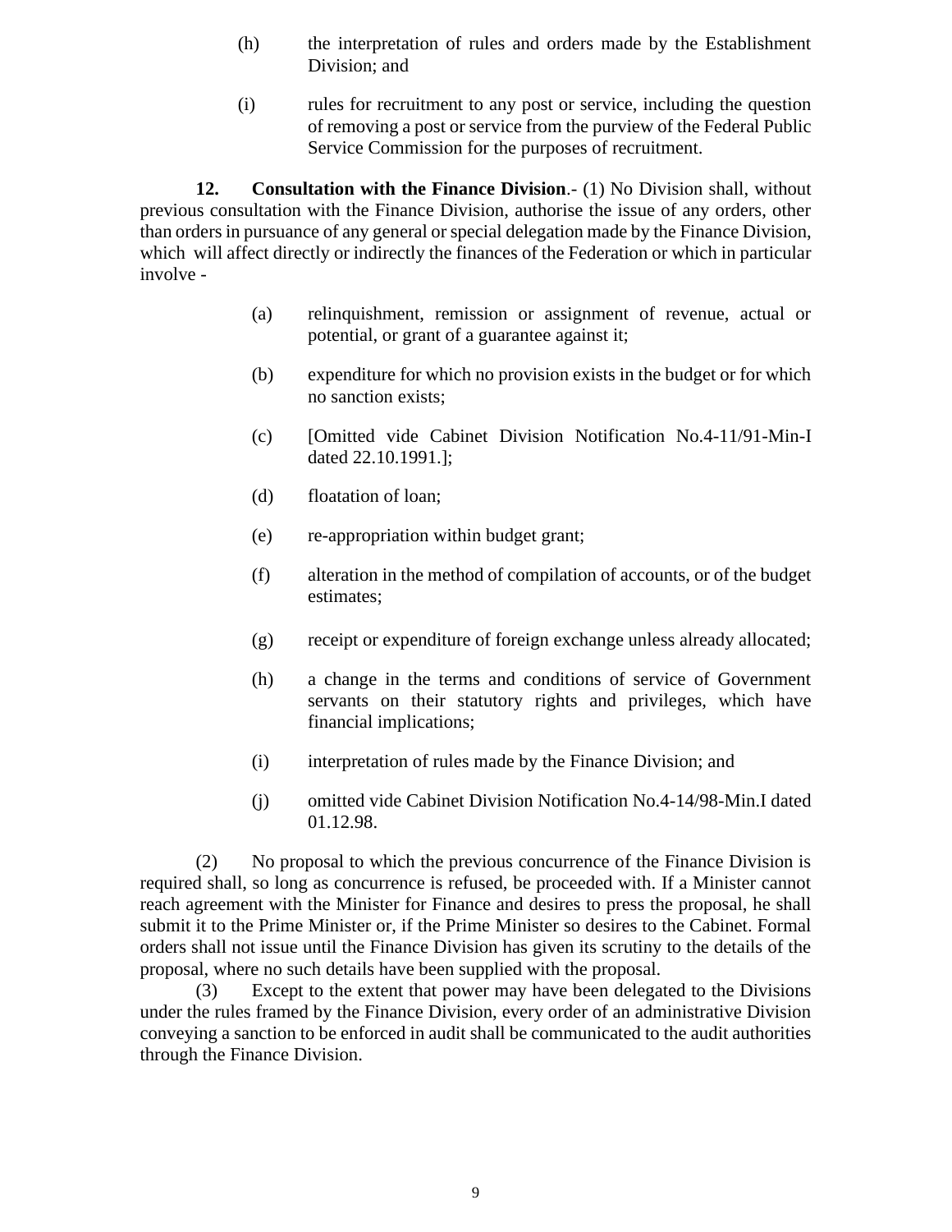(h) the interpretation of rules and orders made by the Establishment Division; and

(i) rules for recruitment to any post or service, including the question of removing a post or service from the purview of the Federal Public Service Commission for the purposes of recruitment.

**12. Consultation with the Finance Division**.- (1) No Division shall, without previous consultation with the Finance Division, authorise the issue of any orders, other than orders in pursuance of any general or special delegation made by the Finance Division, which will affect directly or indirectly the finances of the Federation or which in particular involve -

(a) relinquishment, remission or assignment of revenue, actual or potential, or grant of a guarantee against it;

(b) expenditure for which no provision exists in the budget or for which no sanction exists;

(c) [Omitted vide Cabinet Division Notification No.4-11/91-Min-I dated 22.10.1991.];

(d) floatation of loan;

(e) re-appropriation within budget grant;

(f) alteration in the method of compilation of accounts, or of the budget estimates;

(g) receipt or expenditure of foreign exchange unless already allocated;

(h) a change in the terms and conditions of service of Government servants on their statutory rights and privileges, which have financial implications;

(i) interpretation of rules made by the Finance Division; and

(j) omitted vide Cabinet Division Notification No.4-14/98-Min.I dated 01.12.98.

(2) No proposal to which the previous concurrence of the Finance Division is required shall, so long as concurrence is refused, be proceeded with. If a Minister cannot reach agreement with the Minister for Finance and desires to press the proposal, he shall submit it to the Prime Minister or, if the Prime Minister so desires to the Cabinet. Formal orders shall not issue until the Finance Division has given its scrutiny to the details of the proposal, where no such details have been supplied with the proposal.

(3) Except to the extent that power may have been delegated to the Divisions under the rules framed by the Finance Division, every order of an administrative Division conveying a sanction to be enforced in audit shall be communicated to the audit authorities through the Finance Division.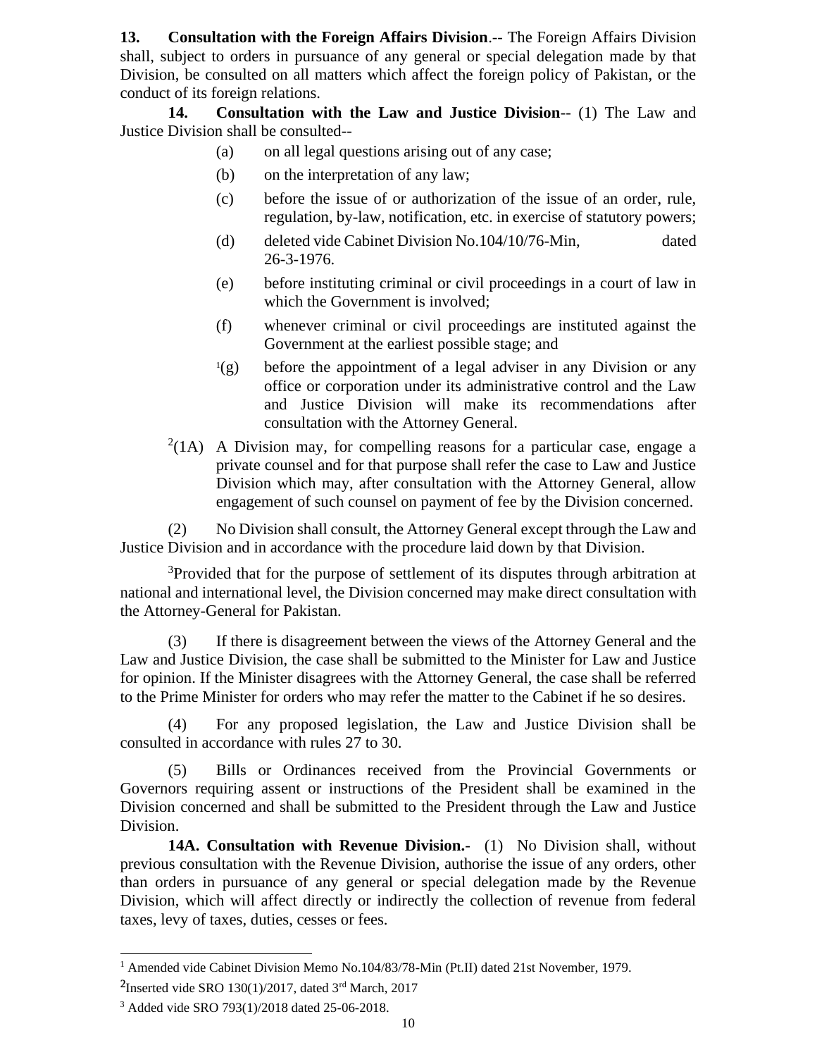**13. Consultation with the Foreign Affairs Division**.-- The Foreign Affairs Division shall, subject to orders in pursuance of any general or special delegation made by that Division, be consulted on all matters which affect the foreign policy of Pakistan, or the conduct of its foreign relations.

**14. Consultation with the Law and Justice Division**-- (1) The Law and Justice Division shall be consulted--

(a) on all legal questions arising out of any case;

(b) on the interpretation of any law;

(c) before the issue of or authorization of the issue of an order, rule, regulation, by-law, notification, etc. in exercise of statutory powers;

(d) deleted vide Cabinet Division No.104/10/76-Min, dated 26-3-1976.

(e) before instituting criminal or civil proceedings in a court of law in which the Government is involved;

(f) whenever criminal or civil proceedings are instituted against the Government at the earliest possible stage; and

[1](g) before the appointment of a legal adviser in any Division or any office or corporation under its administrative control and the Law and Justice Division will make its recommendations after consultation with the Attorney General.

[2](1A) A Division may, for compelling reasons for a particular case, engage a private counsel and for that purpose shall refer the case to Law and Justice Division which may, after consultation with the Attorney General, allow engagement of such counsel on payment of fee by the Division concerned.

(2) No Division shall consult, the Attorney General except through the Law and Justice Division and in accordance with the procedure laid down by that Division.

[3]Provided that for the purpose of settlement of its disputes through arbitration at national and international level, the Division concerned may make direct consultation with the Attorney-General for Pakistan.

(3) If there is disagreement between the views of the Attorney General and the Law and Justice Division, the case shall be submitted to the Minister for Law and Justice for opinion. If the Minister disagrees with the Attorney General, the case shall be referred to the Prime Minister for orders who may refer the matter to the Cabinet if he so desires.

(4) For any proposed legislation, the Law and Justice Division shall be consulted in accordance with rules 27 to 30.

(5) Bills or Ordinances received from the Provincial Governments or Governors requiring assent or instructions of the President shall be examined in the Division concerned and shall be submitted to the President through the Law and Justice Division.

**14A. Consultation with Revenue Division.**- (1) No Division shall, without previous consultation with the Revenue Division, authorise the issue of any orders, other than orders in pursuance of any general or special delegation made by the Revenue Division, which will affect directly or indirectly the collection of revenue from federal taxes, levy of taxes, duties, cesses or fees.

---

[1] Amended vide Cabinet Division Memo No.104/83/78-Min (Pt.II) dated 21st November, 1979.

[2] Inserted vide SRO 130(1)/2017, dated 3rd March, 2017

[3] Added vide SRO 793(1)/2018 dated 25-06-2018.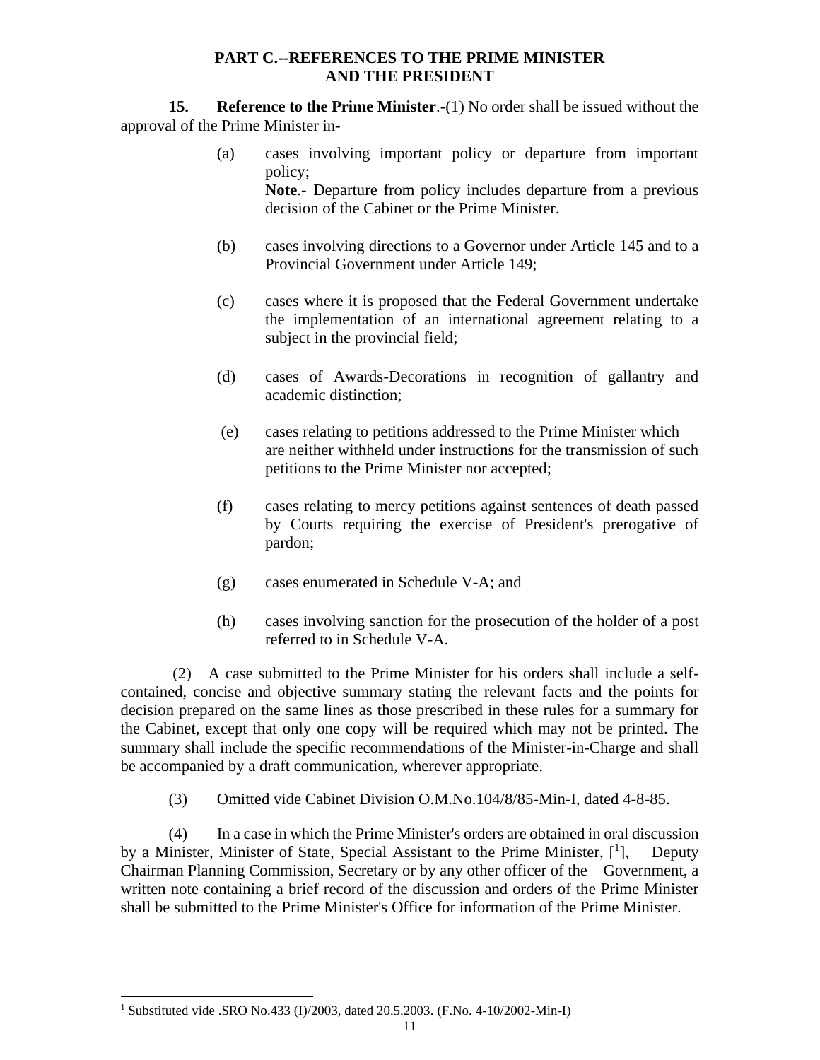## PART C.--REFERENCES TO THE PRIME MINISTER AND THE PRESIDENT

**15. Reference to the Prime Minister**.-(1) No order shall be issued without the approval of the Prime Minister in-

(a) cases involving important policy or departure from important policy;
**Note**.- Departure from policy includes departure from a previous decision of the Cabinet or the Prime Minister.

(b) cases involving directions to a Governor under Article 145 and to a Provincial Government under Article 149;

(c) cases where it is proposed that the Federal Government undertake the implementation of an international agreement relating to a subject in the provincial field;

(d) cases of Awards-Decorations in recognition of gallantry and academic distinction;

(e) cases relating to petitions addressed to the Prime Minister which are neither withheld under instructions for the transmission of such petitions to the Prime Minister nor accepted;

(f) cases relating to mercy petitions against sentences of death passed by Courts requiring the exercise of President's prerogative of pardon;

(g) cases enumerated in Schedule V-A; and

(h) cases involving sanction for the prosecution of the holder of a post referred to in Schedule V-A.

(2) A case submitted to the Prime Minister for his orders shall include a self-contained, concise and objective summary stating the relevant facts and the points for decision prepared on the same lines as those prescribed in these rules for a summary for the Cabinet, except that only one copy will be required which may not be printed. The summary shall include the specific recommendations of the Minister-in-Charge and shall be accompanied by a draft communication, wherever appropriate.

(3) Omitted vide Cabinet Division O.M.No.104/8/85-Min-I, dated 4-8-85.

(4) In a case in which the Prime Minister's orders are obtained in oral discussion by a Minister, Minister of State, Special Assistant to the Prime Minister, [[1]], Deputy Chairman Planning Commission, Secretary or by any other officer of the Government, a written note containing a brief record of the discussion and orders of the Prime Minister shall be submitted to the Prime Minister's Office for information of the Prime Minister.

---

[1] Substituted vide .SRO No.433 (I)/2003, dated 20.5.2003. (F.No. 4-10/2002-Min-I)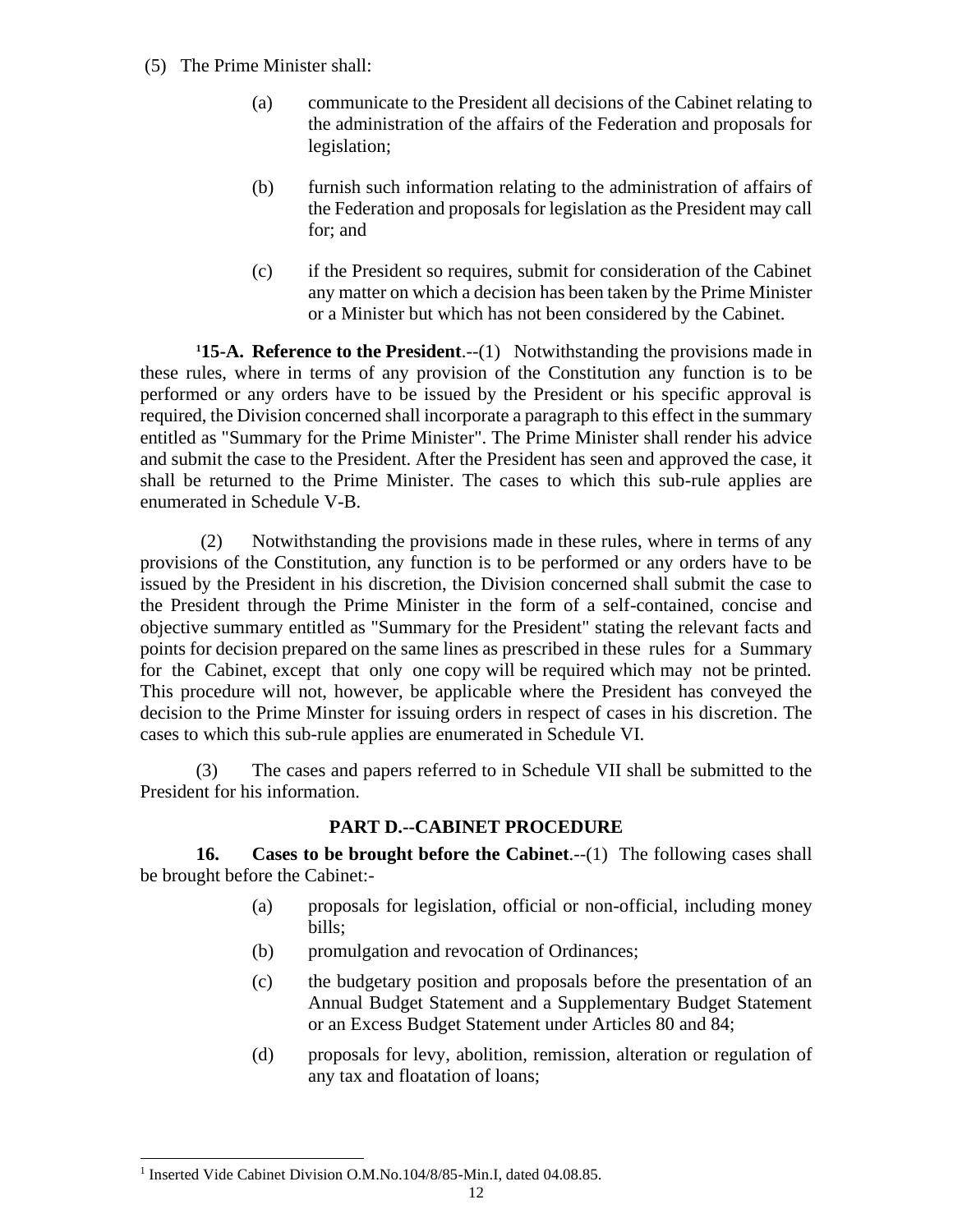(5) The Prime Minister shall:

- (a) communicate to the President all decisions of the Cabinet relating to the administration of the affairs of the Federation and proposals for legislation;
- (b) furnish such information relating to the administration of affairs of the Federation and proposals for legislation as the President may call for; and
- (c) if the President so requires, submit for consideration of the Cabinet any matter on which a decision has been taken by the Prime Minister or a Minister but which has not been considered by the Cabinet.

[1]**15-A. Reference to the President**.--(1) Notwithstanding the provisions made in these rules, where in terms of any provision of the Constitution any function is to be performed or any orders have to be issued by the President or his specific approval is required, the Division concerned shall incorporate a paragraph to this effect in the summary entitled as "Summary for the Prime Minister". The Prime Minister shall render his advice and submit the case to the President. After the President has seen and approved the case, it shall be returned to the Prime Minister. The cases to which this sub-rule applies are enumerated in Schedule V-B.

(2) Notwithstanding the provisions made in these rules, where in terms of any provisions of the Constitution, any function is to be performed or any orders have to be issued by the President in his discretion, the Division concerned shall submit the case to the President through the Prime Minister in the form of a self-contained, concise and objective summary entitled as "Summary for the President" stating the relevant facts and points for decision prepared on the same lines as prescribed in these rules for a Summary for the Cabinet, except that only one copy will be required which may not be printed. This procedure will not, however, be applicable where the President has conveyed the decision to the Prime Minster for issuing orders in respect of cases in his discretion. The cases to which this sub-rule applies are enumerated in Schedule VI.

(3) The cases and papers referred to in Schedule VII shall be submitted to the President for his information.

## PART D.--CABINET PROCEDURE

**16. Cases to be brought before the Cabinet**.--(1) The following cases shall be brought before the Cabinet:-

- (a) proposals for legislation, official or non-official, including money bills;
- (b) promulgation and revocation of Ordinances;
- (c) the budgetary position and proposals before the presentation of an Annual Budget Statement and a Supplementary Budget Statement or an Excess Budget Statement under Articles 80 and 84;
- (d) proposals for levy, abolition, remission, alteration or regulation of any tax and floatation of loans;

[1] Inserted Vide Cabinet Division O.M.No.104/8/85-Min.I, dated 04.08.85.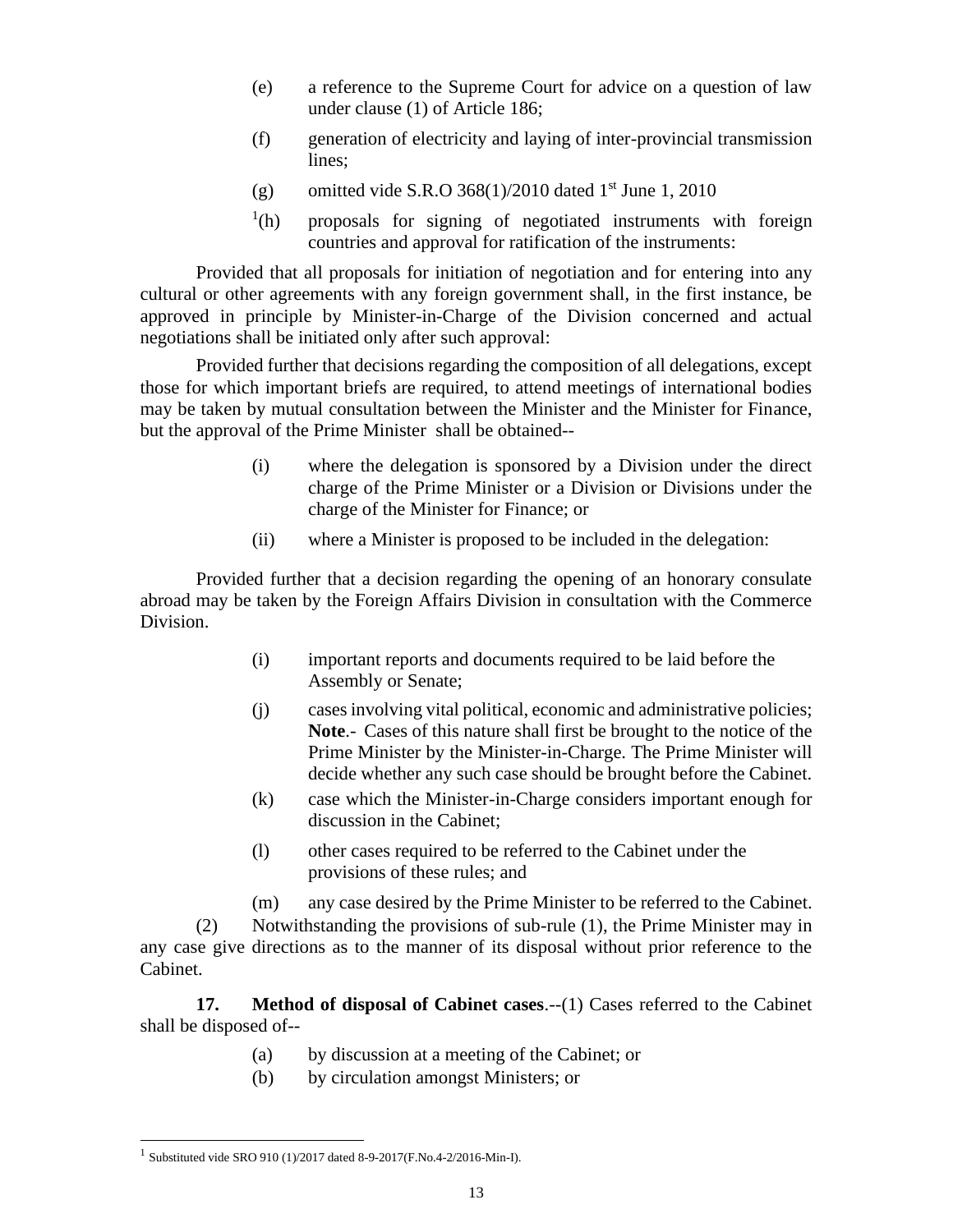(e) a reference to the Supreme Court for advice on a question of law under clause (1) of Article 186;

(f) generation of electricity and laying of inter-provincial transmission lines;

(g) omitted vide S.R.O 368(1)/2010 dated 1st June 1, 2010

[1](h) proposals for signing of negotiated instruments with foreign countries and approval for ratification of the instruments:

Provided that all proposals for initiation of negotiation and for entering into any cultural or other agreements with any foreign government shall, in the first instance, be approved in principle by Minister-in-Charge of the Division concerned and actual negotiations shall be initiated only after such approval:

Provided further that decisions regarding the composition of all delegations, except those for which important briefs are required, to attend meetings of international bodies may be taken by mutual consultation between the Minister and the Minister for Finance, but the approval of the Prime Minister shall be obtained--

(i) where the delegation is sponsored by a Division under the direct charge of the Prime Minister or a Division or Divisions under the charge of the Minister for Finance; or

(ii) where a Minister is proposed to be included in the delegation:

Provided further that a decision regarding the opening of an honorary consulate abroad may be taken by the Foreign Affairs Division in consultation with the Commerce Division.

(i) important reports and documents required to be laid before the Assembly or Senate;

(j) cases involving vital political, economic and administrative policies; **Note**.- Cases of this nature shall first be brought to the notice of the Prime Minister by the Minister-in-Charge. The Prime Minister will decide whether any such case should be brought before the Cabinet.

(k) case which the Minister-in-Charge considers important enough for discussion in the Cabinet;

(l) other cases required to be referred to the Cabinet under the provisions of these rules; and

(m) any case desired by the Prime Minister to be referred to the Cabinet.

(2) Notwithstanding the provisions of sub-rule (1), the Prime Minister may in any case give directions as to the manner of its disposal without prior reference to the Cabinet.

**17. Method of disposal of Cabinet cases**.--(1) Cases referred to the Cabinet shall be disposed of--

(a) by discussion at a meeting of the Cabinet; or

(b) by circulation amongst Ministers; or

---

[1] Substituted vide SRO 910 (1)/2017 dated 8-9-2017(F.No.4-2/2016-Min-I).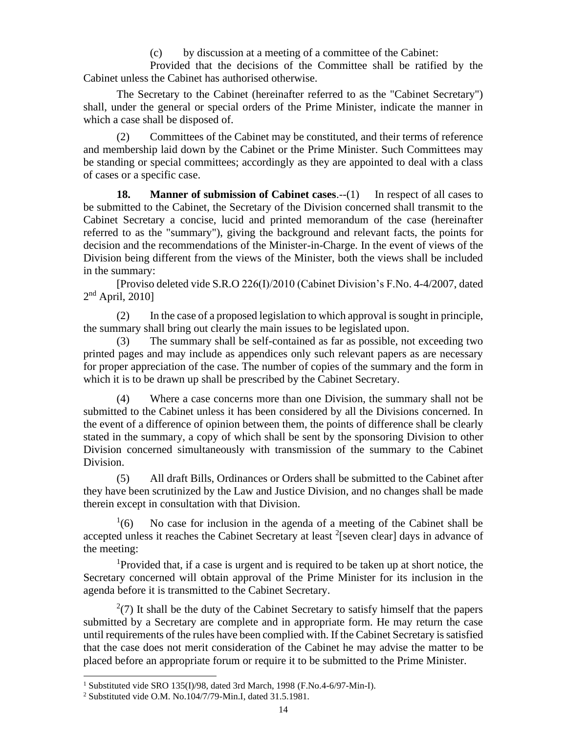(c) by discussion at a meeting of a committee of the Cabinet:

Provided that the decisions of the Committee shall be ratified by the Cabinet unless the Cabinet has authorised otherwise.

The Secretary to the Cabinet (hereinafter referred to as the "Cabinet Secretary") shall, under the general or special orders of the Prime Minister, indicate the manner in which a case shall be disposed of.

(2) Committees of the Cabinet may be constituted, and their terms of reference and membership laid down by the Cabinet or the Prime Minister. Such Committees may be standing or special committees; accordingly as they are appointed to deal with a class of cases or a specific case.

**18. Manner of submission of Cabinet cases**.--(1) In respect of all cases to be submitted to the Cabinet, the Secretary of the Division concerned shall transmit to the Cabinet Secretary a concise, lucid and printed memorandum of the case (hereinafter referred to as the "summary"), giving the background and relevant facts, the points for decision and the recommendations of the Minister-in-Charge. In the event of views of the Division being different from the views of the Minister, both the views shall be included in the summary:

[Proviso deleted vide S.R.O 226(I)/2010 (Cabinet Division's F.No. 4-4/2007, dated 2nd April, 2010]

(2) In the case of a proposed legislation to which approval is sought in principle, the summary shall bring out clearly the main issues to be legislated upon.

(3) The summary shall be self-contained as far as possible, not exceeding two printed pages and may include as appendices only such relevant papers as are necessary for proper appreciation of the case. The number of copies of the summary and the form in which it is to be drawn up shall be prescribed by the Cabinet Secretary.

(4) Where a case concerns more than one Division, the summary shall not be submitted to the Cabinet unless it has been considered by all the Divisions concerned. In the event of a difference of opinion between them, the points of difference shall be clearly stated in the summary, a copy of which shall be sent by the sponsoring Division to other Division concerned simultaneously with transmission of the summary to the Cabinet Division.

(5) All draft Bills, Ordinances or Orders shall be submitted to the Cabinet after they have been scrutinized by the Law and Justice Division, and no changes shall be made therein except in consultation with that Division.

[1](6) No case for inclusion in the agenda of a meeting of the Cabinet shall be accepted unless it reaches the Cabinet Secretary at least [2][seven clear] days in advance of the meeting:

[1]Provided that, if a case is urgent and is required to be taken up at short notice, the Secretary concerned will obtain approval of the Prime Minister for its inclusion in the agenda before it is transmitted to the Cabinet Secretary.

[2](7) It shall be the duty of the Cabinet Secretary to satisfy himself that the papers submitted by a Secretary are complete and in appropriate form. He may return the case until requirements of the rules have been complied with. If the Cabinet Secretary is satisfied that the case does not merit consideration of the Cabinet he may advise the matter to be placed before an appropriate forum or require it to be submitted to the Prime Minister.

---

[1] Substituted vide SRO 135(I)/98, dated 3rd March, 1998 (F.No.4-6/97-Min-I).

[2] Substituted vide O.M. No.104/7/79-Min.I, dated 31.5.1981.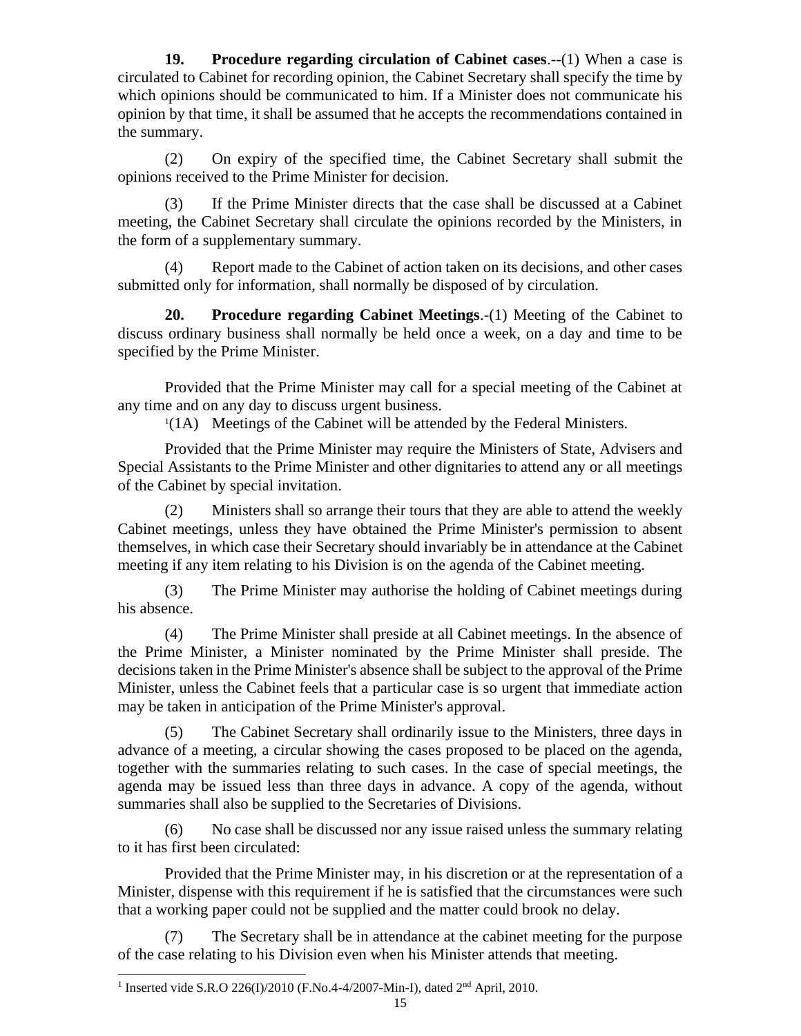**19. Procedure regarding circulation of Cabinet cases**.--(1) When a case is circulated to Cabinet for recording opinion, the Cabinet Secretary shall specify the time by which opinions should be communicated to him. If a Minister does not communicate his opinion by that time, it shall be assumed that he accepts the recommendations contained in the summary.

(2) On expiry of the specified time, the Cabinet Secretary shall submit the opinions received to the Prime Minister for decision.

(3) If the Prime Minister directs that the case shall be discussed at a Cabinet meeting, the Cabinet Secretary shall circulate the opinions recorded by the Ministers, in the form of a supplementary summary.

(4) Report made to the Cabinet of action taken on its decisions, and other cases submitted only for information, shall normally be disposed of by circulation.

**20. Procedure regarding Cabinet Meetings**.-(1) Meeting of the Cabinet to discuss ordinary business shall normally be held once a week, on a day and time to be specified by the Prime Minister.

Provided that the Prime Minister may call for a special meeting of the Cabinet at any time and on any day to discuss urgent business.

[1](1A) Meetings of the Cabinet will be attended by the Federal Ministers.

Provided that the Prime Minister may require the Ministers of State, Advisers and Special Assistants to the Prime Minister and other dignitaries to attend any or all meetings of the Cabinet by special invitation.

(2) Ministers shall so arrange their tours that they are able to attend the weekly Cabinet meetings, unless they have obtained the Prime Minister's permission to absent themselves, in which case their Secretary should invariably be in attendance at the Cabinet meeting if any item relating to his Division is on the agenda of the Cabinet meeting.

(3) The Prime Minister may authorise the holding of Cabinet meetings during his absence.

(4) The Prime Minister shall preside at all Cabinet meetings. In the absence of the Prime Minister, a Minister nominated by the Prime Minister shall preside. The decisions taken in the Prime Minister's absence shall be subject to the approval of the Prime Minister, unless the Cabinet feels that a particular case is so urgent that immediate action may be taken in anticipation of the Prime Minister's approval.

(5) The Cabinet Secretary shall ordinarily issue to the Ministers, three days in advance of a meeting, a circular showing the cases proposed to be placed on the agenda, together with the summaries relating to such cases. In the case of special meetings, the agenda may be issued less than three days in advance. A copy of the agenda, without summaries shall also be supplied to the Secretaries of Divisions.

(6) No case shall be discussed nor any issue raised unless the summary relating to it has first been circulated:

Provided that the Prime Minister may, in his discretion or at the representation of a Minister, dispense with this requirement if he is satisfied that the circumstances were such that a working paper could not be supplied and the matter could brook no delay.

(7) The Secretary shall be in attendance at the cabinet meeting for the purpose of the case relating to his Division even when his Minister attends that meeting.

---

[1] Inserted vide S.R.O 226(I)/2010 (F.No.4-4/2007-Min-I), dated 2nd April, 2010.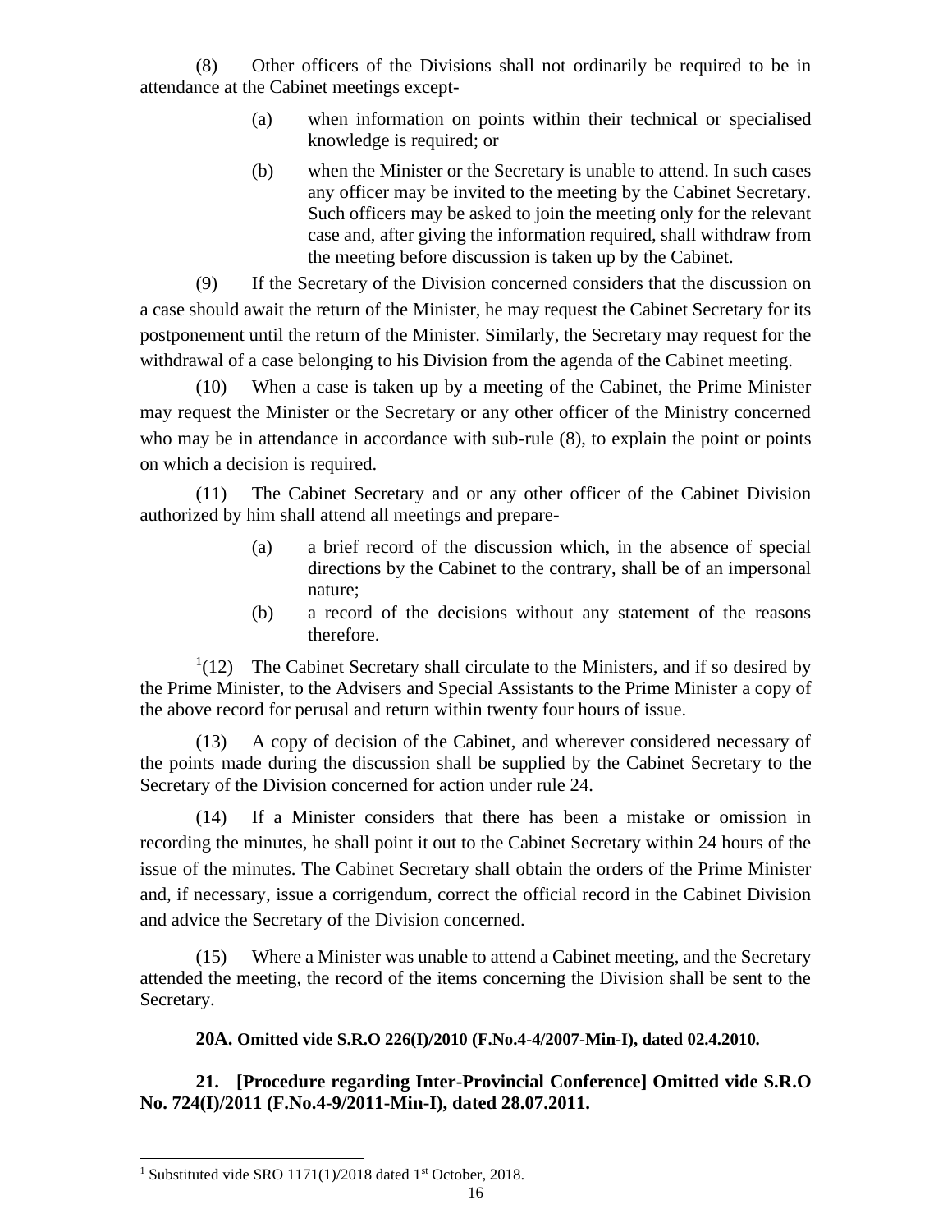(8) Other officers of the Divisions shall not ordinarily be required to be in attendance at the Cabinet meetings except-

(a) when information on points within their technical or specialised knowledge is required; or

(b) when the Minister or the Secretary is unable to attend. In such cases any officer may be invited to the meeting by the Cabinet Secretary. Such officers may be asked to join the meeting only for the relevant case and, after giving the information required, shall withdraw from the meeting before discussion is taken up by the Cabinet.

(9) If the Secretary of the Division concerned considers that the discussion on a case should await the return of the Minister, he may request the Cabinet Secretary for its postponement until the return of the Minister. Similarly, the Secretary may request for the withdrawal of a case belonging to his Division from the agenda of the Cabinet meeting.

(10) When a case is taken up by a meeting of the Cabinet, the Prime Minister may request the Minister or the Secretary or any other officer of the Ministry concerned who may be in attendance in accordance with sub-rule (8), to explain the point or points on which a decision is required.

(11) The Cabinet Secretary and or any other officer of the Cabinet Division authorized by him shall attend all meetings and prepare-

(a) a brief record of the discussion which, in the absence of special directions by the Cabinet to the contrary, shall be of an impersonal nature;

(b) a record of the decisions without any statement of the reasons therefore.

[1](12) The Cabinet Secretary shall circulate to the Ministers, and if so desired by the Prime Minister, to the Advisers and Special Assistants to the Prime Minister a copy of the above record for perusal and return within twenty four hours of issue.

(13) A copy of decision of the Cabinet, and wherever considered necessary of the points made during the discussion shall be supplied by the Cabinet Secretary to the Secretary of the Division concerned for action under rule 24.

(14) If a Minister considers that there has been a mistake or omission in recording the minutes, he shall point it out to the Cabinet Secretary within 24 hours of the issue of the minutes. The Cabinet Secretary shall obtain the orders of the Prime Minister and, if necessary, issue a corrigendum, correct the official record in the Cabinet Division and advice the Secretary of the Division concerned.

(15) Where a Minister was unable to attend a Cabinet meeting, and the Secretary attended the meeting, the record of the items concerning the Division shall be sent to the Secretary.

**20A. Omitted vide S.R.O 226(I)/2010 (F.No.4-4/2007-Min-I), dated 02.4.2010.**

**21. [Procedure regarding Inter-Provincial Conference] Omitted vide S.R.O No. 724(I)/2011 (F.No.4-9/2011-Min-I), dated 28.07.2011.**

---

[1] Substituted vide SRO 1171(1)/2018 dated 1st October, 2018.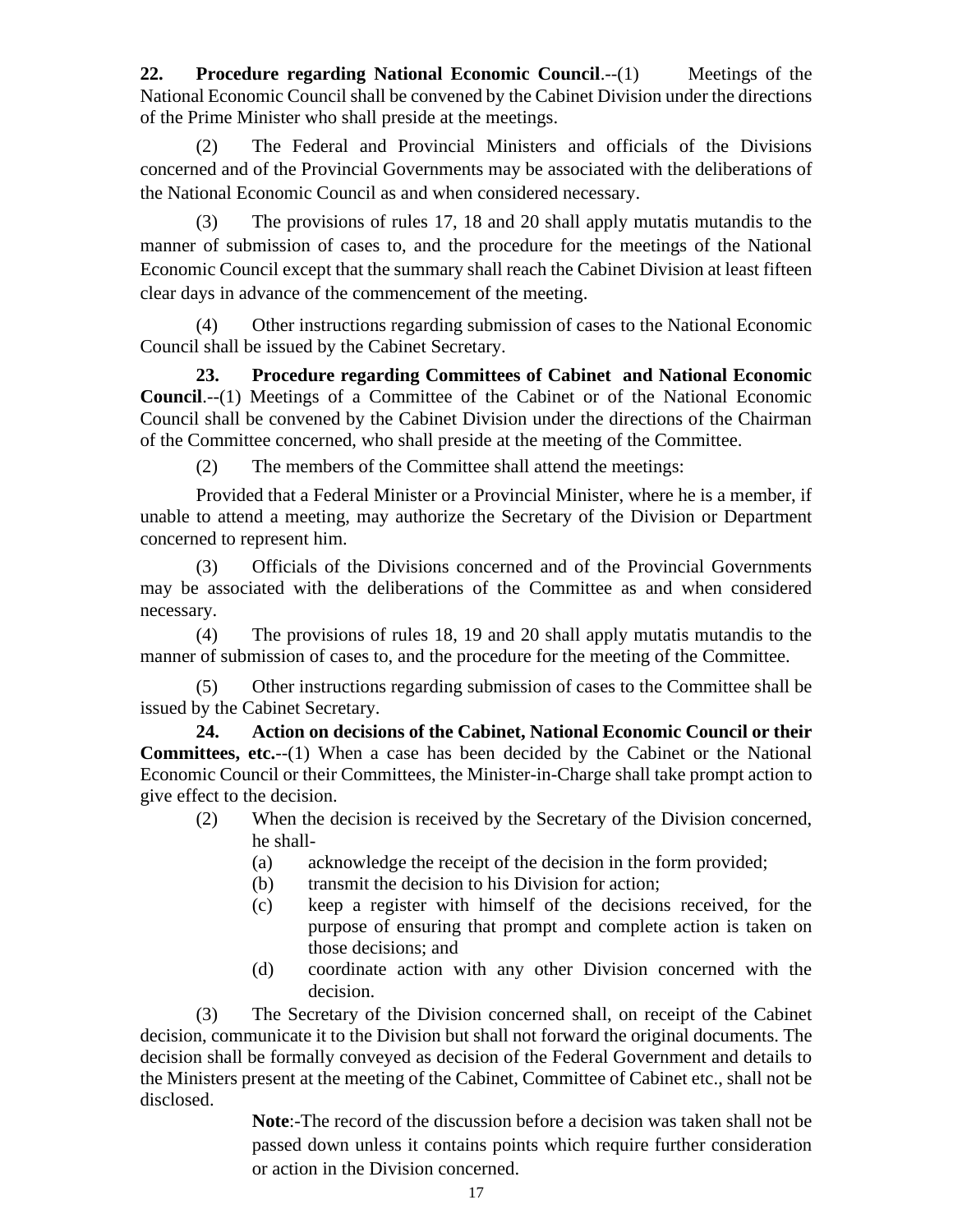**22. Procedure regarding National Economic Council**.--(1) Meetings of the National Economic Council shall be convened by the Cabinet Division under the directions of the Prime Minister who shall preside at the meetings.

(2) The Federal and Provincial Ministers and officials of the Divisions concerned and of the Provincial Governments may be associated with the deliberations of the National Economic Council as and when considered necessary.

(3) The provisions of rules 17, 18 and 20 shall apply mutatis mutandis to the manner of submission of cases to, and the procedure for the meetings of the National Economic Council except that the summary shall reach the Cabinet Division at least fifteen clear days in advance of the commencement of the meeting.

(4) Other instructions regarding submission of cases to the National Economic Council shall be issued by the Cabinet Secretary.

**23. Procedure regarding Committees of Cabinet and National Economic Council**.--(1) Meetings of a Committee of the Cabinet or of the National Economic Council shall be convened by the Cabinet Division under the directions of the Chairman of the Committee concerned, who shall preside at the meeting of the Committee.

(2) The members of the Committee shall attend the meetings:

Provided that a Federal Minister or a Provincial Minister, where he is a member, if unable to attend a meeting, may authorize the Secretary of the Division or Department concerned to represent him.

(3) Officials of the Divisions concerned and of the Provincial Governments may be associated with the deliberations of the Committee as and when considered necessary.

(4) The provisions of rules 18, 19 and 20 shall apply mutatis mutandis to the manner of submission of cases to, and the procedure for the meeting of the Committee.

(5) Other instructions regarding submission of cases to the Committee shall be issued by the Cabinet Secretary.

**24. Action on decisions of the Cabinet, National Economic Council or their Committees, etc.**--(1) When a case has been decided by the Cabinet or the National Economic Council or their Committees, the Minister-in-Charge shall take prompt action to give effect to the decision.

(2) When the decision is received by the Secretary of the Division concerned, he shall-

(a) acknowledge the receipt of the decision in the form provided;

(b) transmit the decision to his Division for action;

(c) keep a register with himself of the decisions received, for the purpose of ensuring that prompt and complete action is taken on those decisions; and

(d) coordinate action with any other Division concerned with the decision.

(3) The Secretary of the Division concerned shall, on receipt of the Cabinet decision, communicate it to the Division but shall not forward the original documents. The decision shall be formally conveyed as decision of the Federal Government and details to the Ministers present at the meeting of the Cabinet, Committee of Cabinet etc., shall not be disclosed.

> **Note**:-The record of the discussion before a decision was taken shall not be passed down unless it contains points which require further consideration or action in the Division concerned.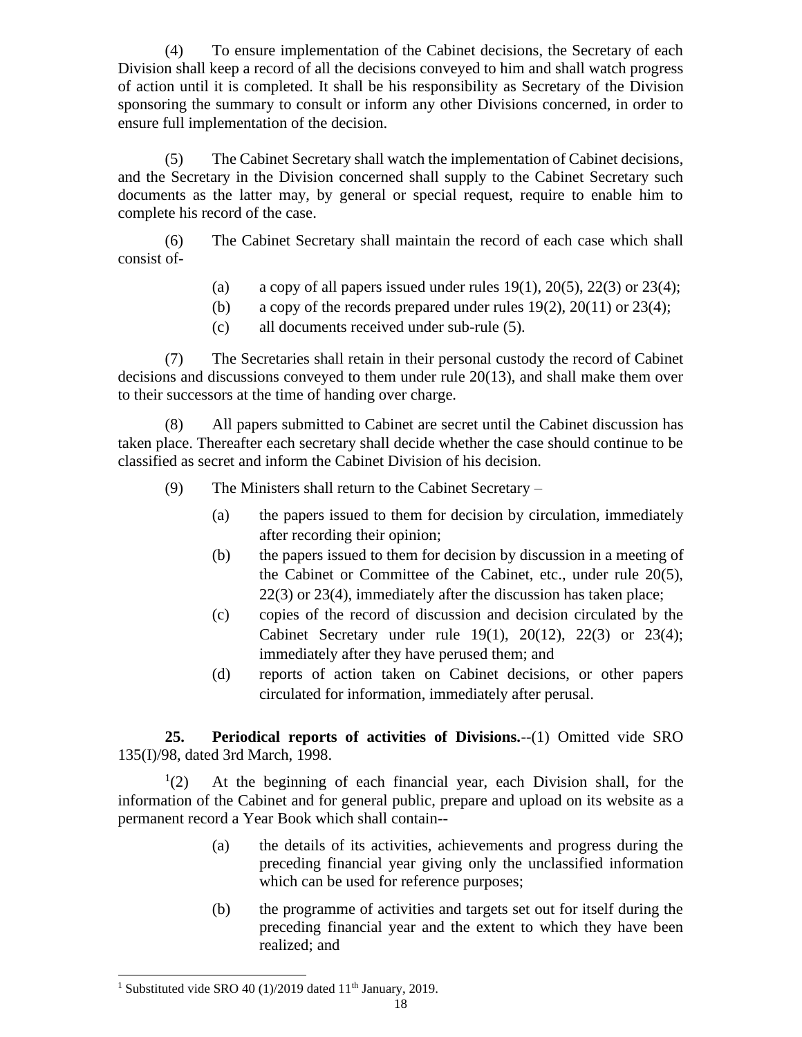(4) To ensure implementation of the Cabinet decisions, the Secretary of each Division shall keep a record of all the decisions conveyed to him and shall watch progress of action until it is completed. It shall be his responsibility as Secretary of the Division sponsoring the summary to consult or inform any other Divisions concerned, in order to ensure full implementation of the decision.

(5) The Cabinet Secretary shall watch the implementation of Cabinet decisions, and the Secretary in the Division concerned shall supply to the Cabinet Secretary such documents as the latter may, by general or special request, require to enable him to complete his record of the case.

(6) The Cabinet Secretary shall maintain the record of each case which shall consist of-

- (a) a copy of all papers issued under rules 19(1), 20(5), 22(3) or 23(4);
- (b) a copy of the records prepared under rules 19(2), 20(11) or 23(4);
- (c) all documents received under sub-rule (5).

(7) The Secretaries shall retain in their personal custody the record of Cabinet decisions and discussions conveyed to them under rule 20(13), and shall make them over to their successors at the time of handing over charge.

(8) All papers submitted to Cabinet are secret until the Cabinet discussion has taken place. Thereafter each secretary shall decide whether the case should continue to be classified as secret and inform the Cabinet Division of his decision.

(9) The Ministers shall return to the Cabinet Secretary –

- (a) the papers issued to them for decision by circulation, immediately after recording their opinion;
- (b) the papers issued to them for decision by discussion in a meeting of the Cabinet or Committee of the Cabinet, etc., under rule 20(5), 22(3) or 23(4), immediately after the discussion has taken place;
- (c) copies of the record of discussion and decision circulated by the Cabinet Secretary under rule 19(1), 20(12), 22(3) or 23(4); immediately after they have perused them; and
- (d) reports of action taken on Cabinet decisions, or other papers circulated for information, immediately after perusal.

**25. Periodical reports of activities of Divisions.**--(1) Omitted vide SRO 135(I)/98, dated 3rd March, 1998.

[1](2) At the beginning of each financial year, each Division shall, for the information of the Cabinet and for general public, prepare and upload on its website as a permanent record a Year Book which shall contain--

- (a) the details of its activities, achievements and progress during the preceding financial year giving only the unclassified information which can be used for reference purposes;
- (b) the programme of activities and targets set out for itself during the preceding financial year and the extent to which they have been realized; and

[1] Substituted vide SRO 40 (1)/2019 dated 11th January, 2019.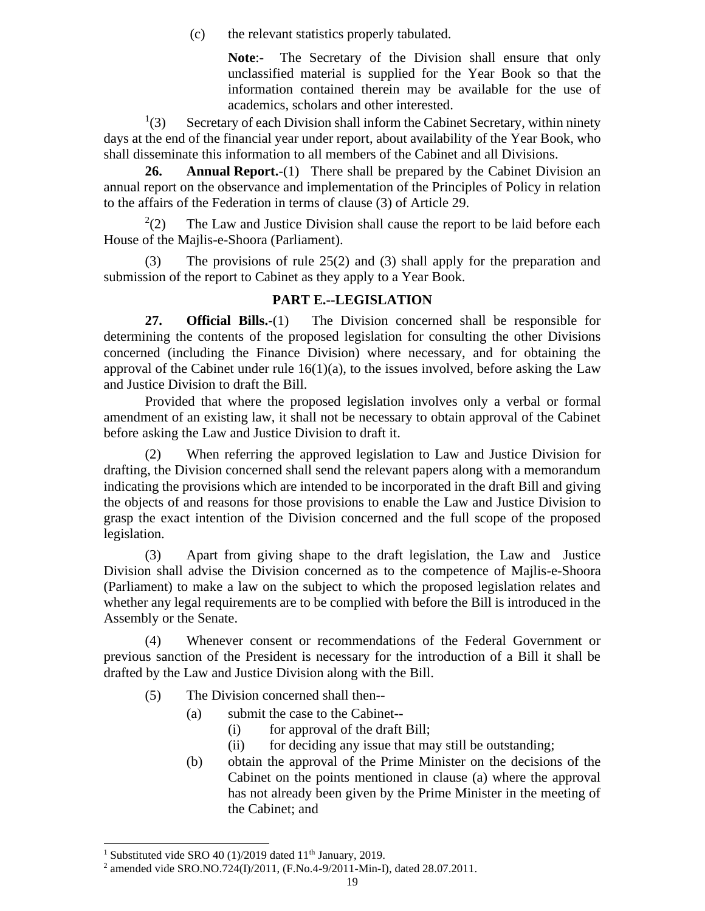(c) the relevant statistics properly tabulated.

**Note**:- The Secretary of the Division shall ensure that only unclassified material is supplied for the Year Book so that the information contained therein may be available for the use of academics, scholars and other interested.

[1](3) Secretary of each Division shall inform the Cabinet Secretary, within ninety days at the end of the financial year under report, about availability of the Year Book, who shall disseminate this information to all members of the Cabinet and all Divisions.

**26. Annual Report.**-(1) There shall be prepared by the Cabinet Division an annual report on the observance and implementation of the Principles of Policy in relation to the affairs of the Federation in terms of clause (3) of Article 29.

[2](2) The Law and Justice Division shall cause the report to be laid before each House of the Majlis-e-Shoora (Parliament).

(3) The provisions of rule 25(2) and (3) shall apply for the preparation and submission of the report to Cabinet as they apply to a Year Book.

## PART E.--LEGISLATION

**27. Official Bills.**-(1) The Division concerned shall be responsible for determining the contents of the proposed legislation for consulting the other Divisions concerned (including the Finance Division) where necessary, and for obtaining the approval of the Cabinet under rule 16(1)(a), to the issues involved, before asking the Law and Justice Division to draft the Bill.

Provided that where the proposed legislation involves only a verbal or formal amendment of an existing law, it shall not be necessary to obtain approval of the Cabinet before asking the Law and Justice Division to draft it.

(2) When referring the approved legislation to Law and Justice Division for drafting, the Division concerned shall send the relevant papers along with a memorandum indicating the provisions which are intended to be incorporated in the draft Bill and giving the objects of and reasons for those provisions to enable the Law and Justice Division to grasp the exact intention of the Division concerned and the full scope of the proposed legislation.

(3) Apart from giving shape to the draft legislation, the Law and Justice Division shall advise the Division concerned as to the competence of Majlis-e-Shoora (Parliament) to make a law on the subject to which the proposed legislation relates and whether any legal requirements are to be complied with before the Bill is introduced in the Assembly or the Senate.

(4) Whenever consent or recommendations of the Federal Government or previous sanction of the President is necessary for the introduction of a Bill it shall be drafted by the Law and Justice Division along with the Bill.

(5) The Division concerned shall then--

- (a) submit the case to the Cabinet--
  - (i) for approval of the draft Bill;
  - (ii) for deciding any issue that may still be outstanding;
- (b) obtain the approval of the Prime Minister on the decisions of the Cabinet on the points mentioned in clause (a) where the approval has not already been given by the Prime Minister in the meeting of the Cabinet; and

---

[1] Substituted vide SRO 40 (1)/2019 dated 11th January, 2019.

[2] amended vide SRO.NO.724(I)/2011, (F.No.4-9/2011-Min-I), dated 28.07.2011.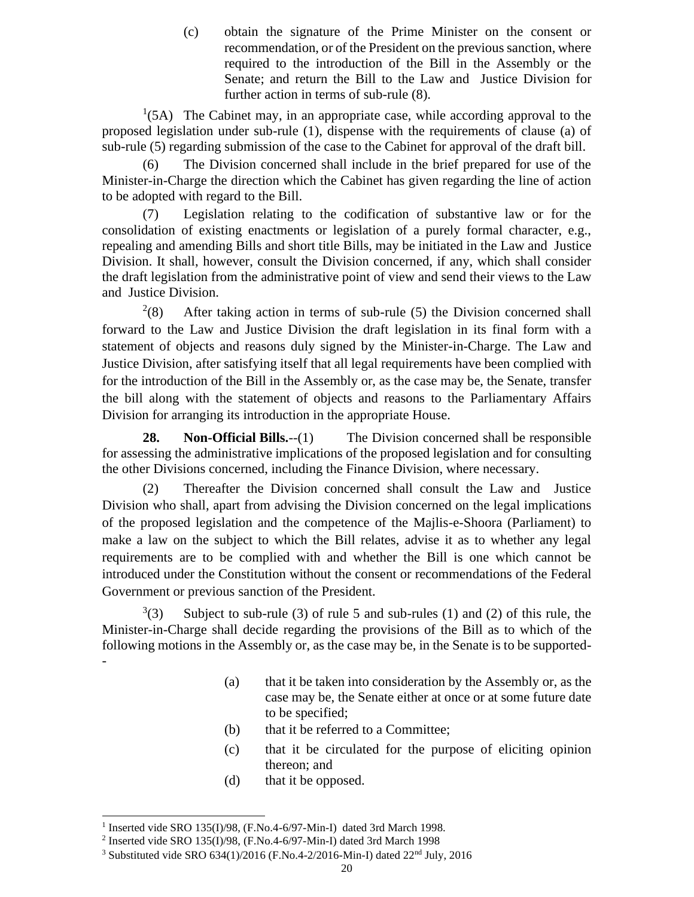(c) obtain the signature of the Prime Minister on the consent or recommendation, or of the President on the previous sanction, where required to the introduction of the Bill in the Assembly or the Senate; and return the Bill to the Law and Justice Division for further action in terms of sub-rule (8).

[1](5A) The Cabinet may, in an appropriate case, while according approval to the proposed legislation under sub-rule (1), dispense with the requirements of clause (a) of sub-rule (5) regarding submission of the case to the Cabinet for approval of the draft bill.

(6) The Division concerned shall include in the brief prepared for use of the Minister-in-Charge the direction which the Cabinet has given regarding the line of action to be adopted with regard to the Bill.

(7) Legislation relating to the codification of substantive law or for the consolidation of existing enactments or legislation of a purely formal character, e.g., repealing and amending Bills and short title Bills, may be initiated in the Law and Justice Division. It shall, however, consult the Division concerned, if any, which shall consider the draft legislation from the administrative point of view and send their views to the Law and Justice Division.

[2](8) After taking action in terms of sub-rule (5) the Division concerned shall forward to the Law and Justice Division the draft legislation in its final form with a statement of objects and reasons duly signed by the Minister-in-Charge. The Law and Justice Division, after satisfying itself that all legal requirements have been complied with for the introduction of the Bill in the Assembly or, as the case may be, the Senate, transfer the bill along with the statement of objects and reasons to the Parliamentary Affairs Division for arranging its introduction in the appropriate House.

**28. Non-Official Bills.**--(1) The Division concerned shall be responsible for assessing the administrative implications of the proposed legislation and for consulting the other Divisions concerned, including the Finance Division, where necessary.

(2) Thereafter the Division concerned shall consult the Law and Justice Division who shall, apart from advising the Division concerned on the legal implications of the proposed legislation and the competence of the Majlis-e-Shoora (Parliament) to make a law on the subject to which the Bill relates, advise it as to whether any legal requirements are to be complied with and whether the Bill is one which cannot be introduced under the Constitution without the consent or recommendations of the Federal Government or previous sanction of the President.

[3](3) Subject to sub-rule (3) of rule 5 and sub-rules (1) and (2) of this rule, the Minister-in-Charge shall decide regarding the provisions of the Bill as to which of the following motions in the Assembly or, as the case may be, in the Senate is to be supported--

(a) that it be taken into consideration by the Assembly or, as the case may be, the Senate either at once or at some future date to be specified;

(b) that it be referred to a Committee;

(c) that it be circulated for the purpose of eliciting opinion thereon; and

(d) that it be opposed.

---

[1] Inserted vide SRO 135(I)/98, (F.No.4-6/97-Min-I) dated 3rd March 1998.

[2] Inserted vide SRO 135(I)/98, (F.No.4-6/97-Min-I) dated 3rd March 1998

[3] Substituted vide SRO 634(1)/2016 (F.No.4-2/2016-Min-I) dated 22nd July, 2016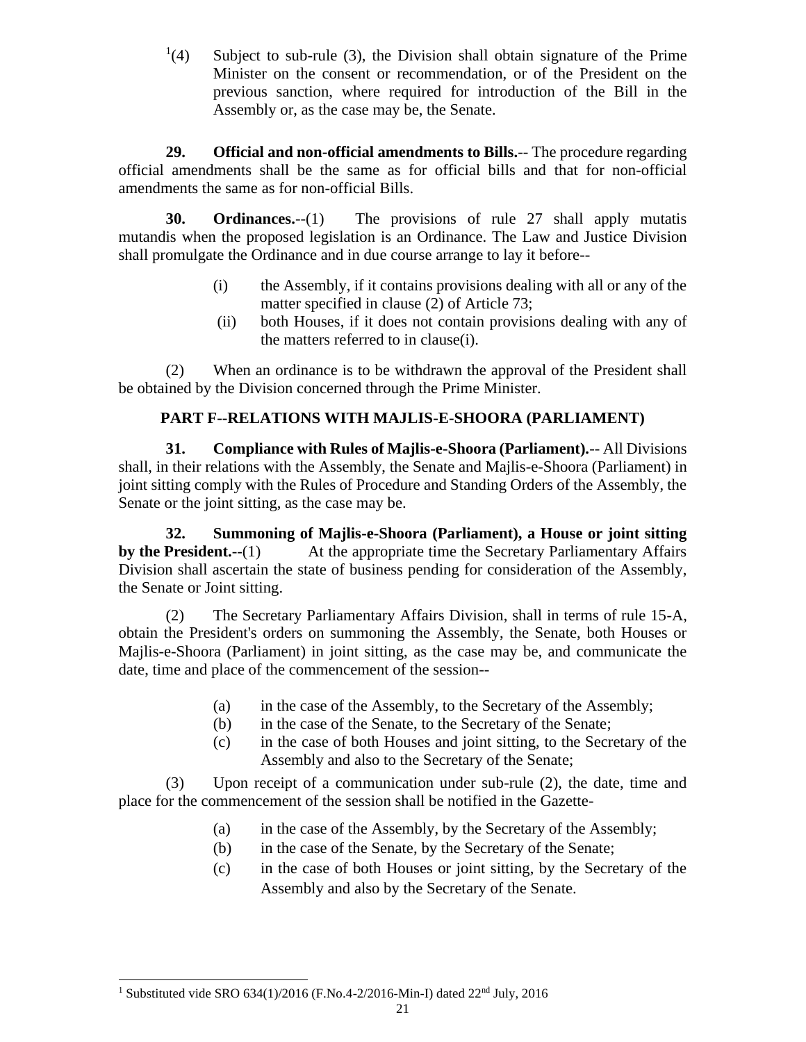[1](4) Subject to sub-rule (3), the Division shall obtain signature of the Prime Minister on the consent or recommendation, or of the President on the previous sanction, where required for introduction of the Bill in the Assembly or, as the case may be, the Senate.

**29. Official and non-official amendments to Bills.**-- The procedure regarding official amendments shall be the same as for official bills and that for non-official amendments the same as for non-official Bills.

**30. Ordinances.**--(1) The provisions of rule 27 shall apply mutatis mutandis when the proposed legislation is an Ordinance. The Law and Justice Division shall promulgate the Ordinance and in due course arrange to lay it before--

- (i) the Assembly, if it contains provisions dealing with all or any of the matter specified in clause (2) of Article 73;
- (ii) both Houses, if it does not contain provisions dealing with any of the matters referred to in clause(i).

(2) When an ordinance is to be withdrawn the approval of the President shall be obtained by the Division concerned through the Prime Minister.

## PART F--RELATIONS WITH MAJLIS-E-SHOORA (PARLIAMENT)

**31. Compliance with Rules of Majlis-e-Shoora (Parliament).**-- All Divisions shall, in their relations with the Assembly, the Senate and Majlis-e-Shoora (Parliament) in joint sitting comply with the Rules of Procedure and Standing Orders of the Assembly, the Senate or the joint sitting, as the case may be.

**32. Summoning of Majlis-e-Shoora (Parliament), a House or joint sitting by the President.**--(1) At the appropriate time the Secretary Parliamentary Affairs Division shall ascertain the state of business pending for consideration of the Assembly, the Senate or Joint sitting.

(2) The Secretary Parliamentary Affairs Division, shall in terms of rule 15-A, obtain the President's orders on summoning the Assembly, the Senate, both Houses or Majlis-e-Shoora (Parliament) in joint sitting, as the case may be, and communicate the date, time and place of the commencement of the session--

- (a) in the case of the Assembly, to the Secretary of the Assembly;
- (b) in the case of the Senate, to the Secretary of the Senate;
- (c) in the case of both Houses and joint sitting, to the Secretary of the Assembly and also to the Secretary of the Senate;

(3) Upon receipt of a communication under sub-rule (2), the date, time and place for the commencement of the session shall be notified in the Gazette-

- (a) in the case of the Assembly, by the Secretary of the Assembly;
- (b) in the case of the Senate, by the Secretary of the Senate;
- (c) in the case of both Houses or joint sitting, by the Secretary of the Assembly and also by the Secretary of the Senate.

---

[1] Substituted vide SRO 634(1)/2016 (F.No.4-2/2016-Min-I) dated 22nd July, 2016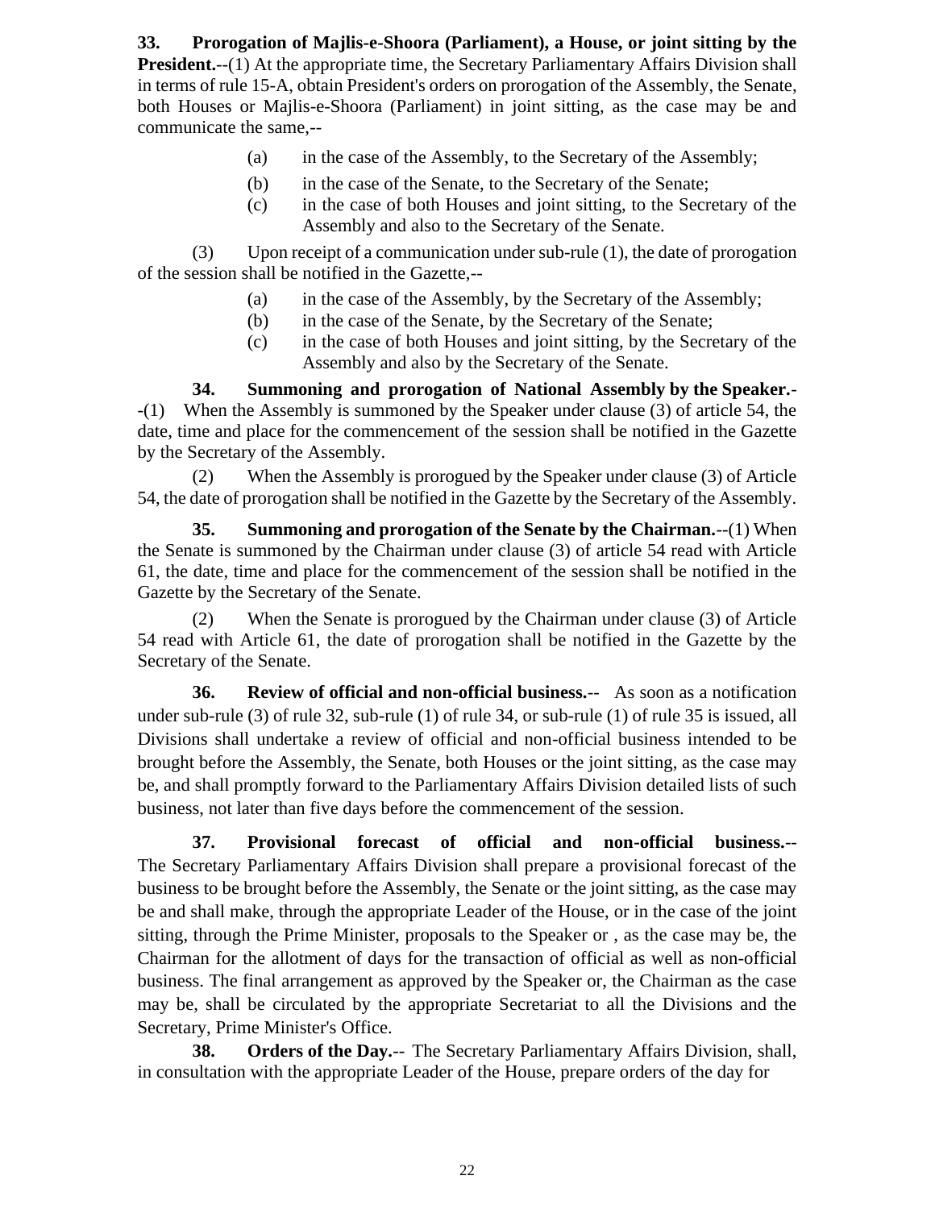**33. Prorogation of Majlis-e-Shoora (Parliament), a House, or joint sitting by the President.**--(1) At the appropriate time, the Secretary Parliamentary Affairs Division shall in terms of rule 15-A, obtain President's orders on prorogation of the Assembly, the Senate, both Houses or Majlis-e-Shoora (Parliament) in joint sitting, as the case may be and communicate the same,--

(a) in the case of the Assembly, to the Secretary of the Assembly;

(b) in the case of the Senate, to the Secretary of the Senate;

(c) in the case of both Houses and joint sitting, to the Secretary of the Assembly and also to the Secretary of the Senate.

(3) Upon receipt of a communication under sub-rule (1), the date of prorogation of the session shall be notified in the Gazette,--

(a) in the case of the Assembly, by the Secretary of the Assembly;

(b) in the case of the Senate, by the Secretary of the Senate;

(c) in the case of both Houses and joint sitting, by the Secretary of the Assembly and also by the Secretary of the Senate.

**34. Summoning and prorogation of National Assembly by the Speaker.**--(1) When the Assembly is summoned by the Speaker under clause (3) of article 54, the date, time and place for the commencement of the session shall be notified in the Gazette by the Secretary of the Assembly.

(2) When the Assembly is prorogued by the Speaker under clause (3) of Article 54, the date of prorogation shall be notified in the Gazette by the Secretary of the Assembly.

**35. Summoning and prorogation of the Senate by the Chairman.**--(1) When the Senate is summoned by the Chairman under clause (3) of article 54 read with Article 61, the date, time and place for the commencement of the session shall be notified in the Gazette by the Secretary of the Senate.

(2) When the Senate is prorogued by the Chairman under clause (3) of Article 54 read with Article 61, the date of prorogation shall be notified in the Gazette by the Secretary of the Senate.

**36. Review of official and non-official business.**-- As soon as a notification under sub-rule (3) of rule 32, sub-rule (1) of rule 34, or sub-rule (1) of rule 35 is issued, all Divisions shall undertake a review of official and non-official business intended to be brought before the Assembly, the Senate, both Houses or the joint sitting, as the case may be, and shall promptly forward to the Parliamentary Affairs Division detailed lists of such business, not later than five days before the commencement of the session.

**37. Provisional forecast of official and non-official business.**-- The Secretary Parliamentary Affairs Division shall prepare a provisional forecast of the business to be brought before the Assembly, the Senate or the joint sitting, as the case may be and shall make, through the appropriate Leader of the House, or in the case of the joint sitting, through the Prime Minister, proposals to the Speaker or , as the case may be, the Chairman for the allotment of days for the transaction of official as well as non-official business. The final arrangement as approved by the Speaker or, the Chairman as the case may be, shall be circulated by the appropriate Secretariat to all the Divisions and the Secretary, Prime Minister's Office.

**38. Orders of the Day.**-- The Secretary Parliamentary Affairs Division, shall, in consultation with the appropriate Leader of the House, prepare orders of the day for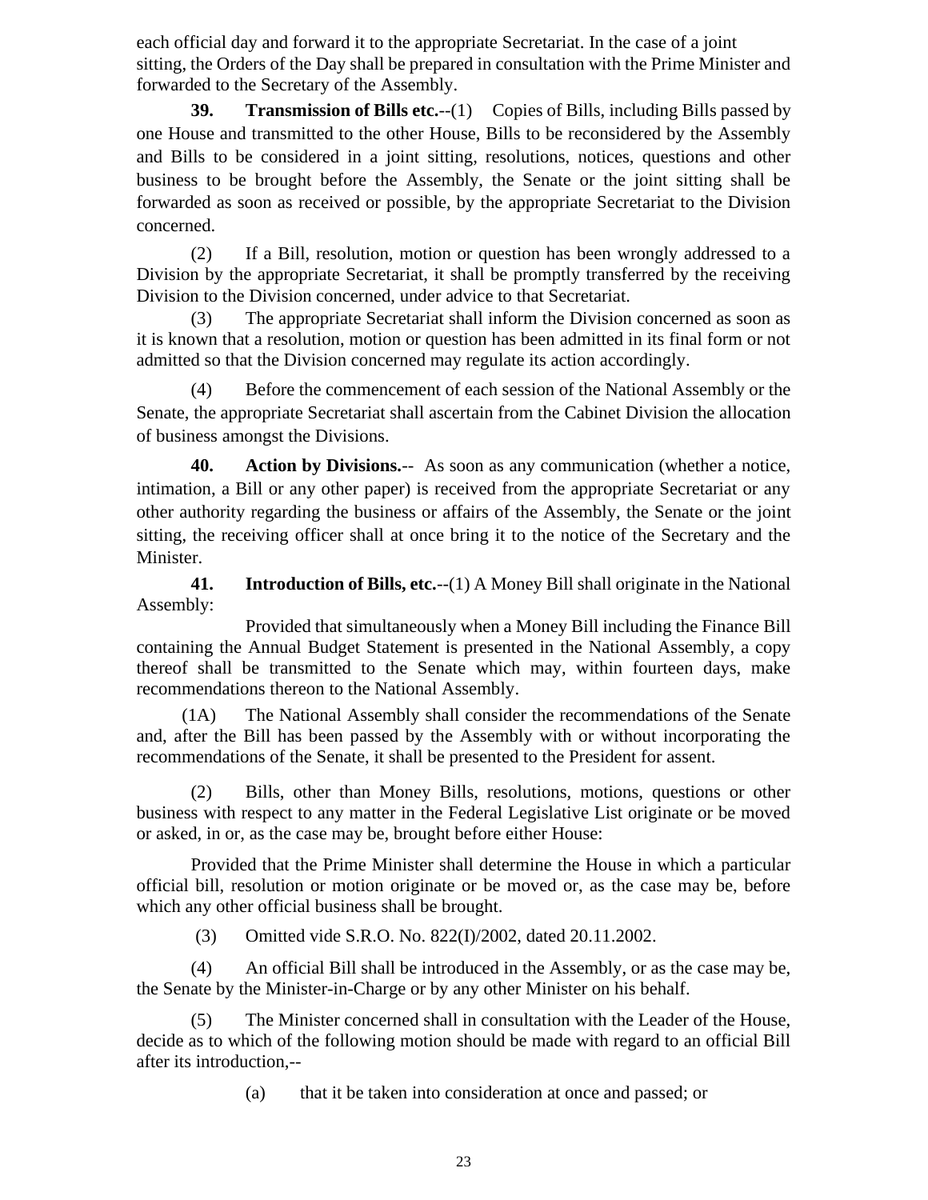each official day and forward it to the appropriate Secretariat. In the case of a joint sitting, the Orders of the Day shall be prepared in consultation with the Prime Minister and forwarded to the Secretary of the Assembly.

**39. Transmission of Bills etc.**--(1) Copies of Bills, including Bills passed by one House and transmitted to the other House, Bills to be reconsidered by the Assembly and Bills to be considered in a joint sitting, resolutions, notices, questions and other business to be brought before the Assembly, the Senate or the joint sitting shall be forwarded as soon as received or possible, by the appropriate Secretariat to the Division concerned.

(2) If a Bill, resolution, motion or question has been wrongly addressed to a Division by the appropriate Secretariat, it shall be promptly transferred by the receiving Division to the Division concerned, under advice to that Secretariat.

(3) The appropriate Secretariat shall inform the Division concerned as soon as it is known that a resolution, motion or question has been admitted in its final form or not admitted so that the Division concerned may regulate its action accordingly.

(4) Before the commencement of each session of the National Assembly or the Senate, the appropriate Secretariat shall ascertain from the Cabinet Division the allocation of business amongst the Divisions.

**40. Action by Divisions.**-- As soon as any communication (whether a notice, intimation, a Bill or any other paper) is received from the appropriate Secretariat or any other authority regarding the business or affairs of the Assembly, the Senate or the joint sitting, the receiving officer shall at once bring it to the notice of the Secretary and the Minister.

**41. Introduction of Bills, etc.**--(1) A Money Bill shall originate in the National Assembly:

Provided that simultaneously when a Money Bill including the Finance Bill containing the Annual Budget Statement is presented in the National Assembly, a copy thereof shall be transmitted to the Senate which may, within fourteen days, make recommendations thereon to the National Assembly.

(1A) The National Assembly shall consider the recommendations of the Senate and, after the Bill has been passed by the Assembly with or without incorporating the recommendations of the Senate, it shall be presented to the President for assent.

(2) Bills, other than Money Bills, resolutions, motions, questions or other business with respect to any matter in the Federal Legislative List originate or be moved or asked, in or, as the case may be, brought before either House:

Provided that the Prime Minister shall determine the House in which a particular official bill, resolution or motion originate or be moved or, as the case may be, before which any other official business shall be brought.

(3) Omitted vide S.R.O. No. 822(I)/2002, dated 20.11.2002.

(4) An official Bill shall be introduced in the Assembly, or as the case may be, the Senate by the Minister-in-Charge or by any other Minister on his behalf.

(5) The Minister concerned shall in consultation with the Leader of the House, decide as to which of the following motion should be made with regard to an official Bill after its introduction,--

(a) that it be taken into consideration at once and passed; or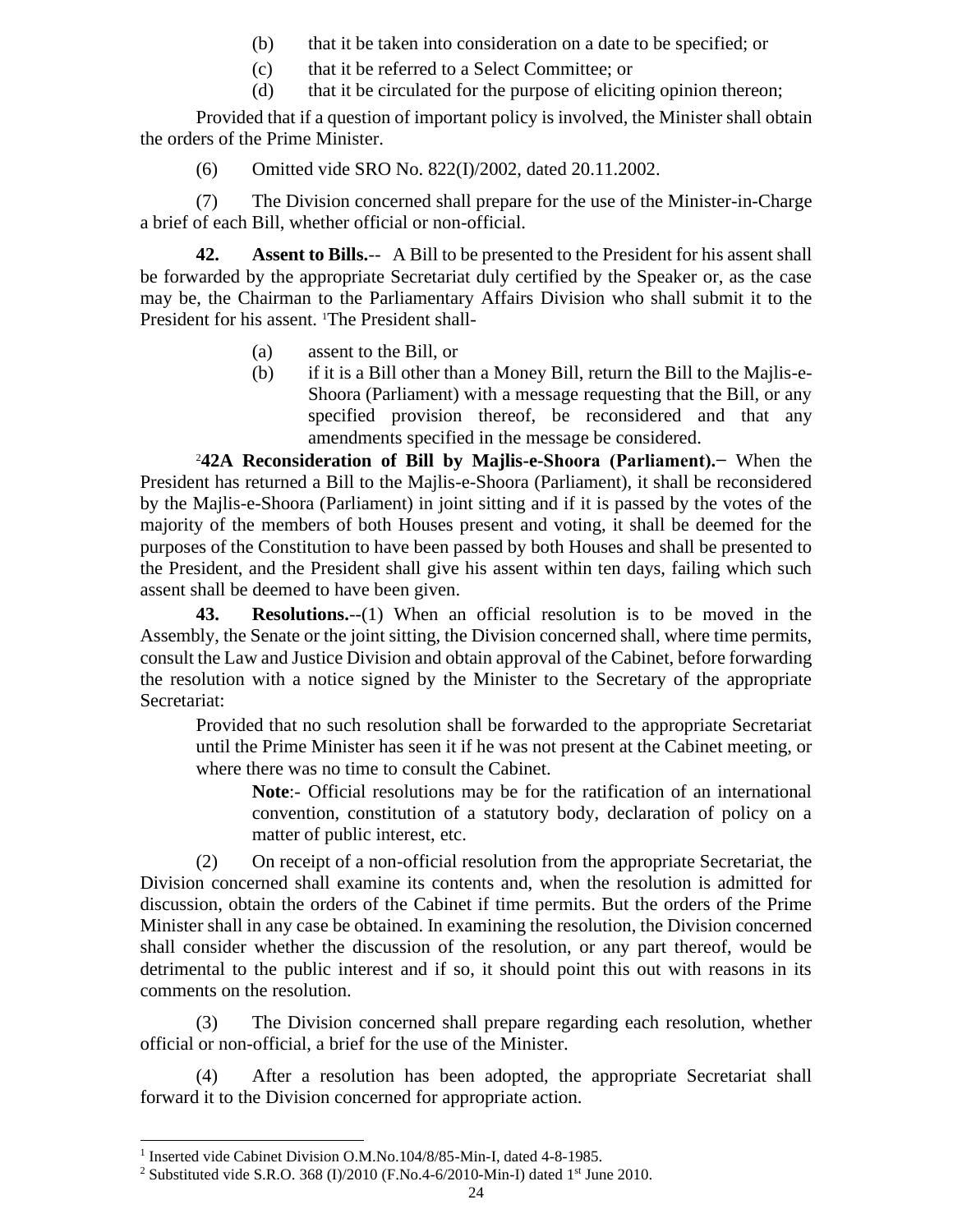(b) that it be taken into consideration on a date to be specified; or

(c) that it be referred to a Select Committee; or

(d) that it be circulated for the purpose of eliciting opinion thereon;

Provided that if a question of important policy is involved, the Minister shall obtain the orders of the Prime Minister.

(6) Omitted vide SRO No. 822(I)/2002, dated 20.11.2002.

(7) The Division concerned shall prepare for the use of the Minister-in-Charge a brief of each Bill, whether official or non-official.

**42. Assent to Bills.**-- A Bill to be presented to the President for his assent shall be forwarded by the appropriate Secretariat duly certified by the Speaker or, as the case may be, the Chairman to the Parliamentary Affairs Division who shall submit it to the President for his assent. [1]The President shall-

(a) assent to the Bill, or

(b) if it is a Bill other than a Money Bill, return the Bill to the Majlis-e-Shoora (Parliament) with a message requesting that the Bill, or any specified provision thereof, be reconsidered and that any amendments specified in the message be considered.

[2]**42A Reconsideration of Bill by Majlis-e-Shoora (Parliament).−** When the President has returned a Bill to the Majlis-e-Shoora (Parliament), it shall be reconsidered by the Majlis-e-Shoora (Parliament) in joint sitting and if it is passed by the votes of the majority of the members of both Houses present and voting, it shall be deemed for the purposes of the Constitution to have been passed by both Houses and shall be presented to the President, and the President shall give his assent within ten days, failing which such assent shall be deemed to have been given.

**43. Resolutions.**--(1) When an official resolution is to be moved in the Assembly, the Senate or the joint sitting, the Division concerned shall, where time permits, consult the Law and Justice Division and obtain approval of the Cabinet, before forwarding the resolution with a notice signed by the Minister to the Secretary of the appropriate Secretariat:

Provided that no such resolution shall be forwarded to the appropriate Secretariat until the Prime Minister has seen it if he was not present at the Cabinet meeting, or where there was no time to consult the Cabinet.

**Note**:- Official resolutions may be for the ratification of an international convention, constitution of a statutory body, declaration of policy on a matter of public interest, etc.

(2) On receipt of a non-official resolution from the appropriate Secretariat, the Division concerned shall examine its contents and, when the resolution is admitted for discussion, obtain the orders of the Cabinet if time permits. But the orders of the Prime Minister shall in any case be obtained. In examining the resolution, the Division concerned shall consider whether the discussion of the resolution, or any part thereof, would be detrimental to the public interest and if so, it should point this out with reasons in its comments on the resolution.

(3) The Division concerned shall prepare regarding each resolution, whether official or non-official, a brief for the use of the Minister.

(4) After a resolution has been adopted, the appropriate Secretariat shall forward it to the Division concerned for appropriate action.

---

[1] Inserted vide Cabinet Division O.M.No.104/8/85-Min-I, dated 4-8-1985.

[2] Substituted vide S.R.O. 368 (I)/2010 (F.No.4-6/2010-Min-I) dated 1st June 2010.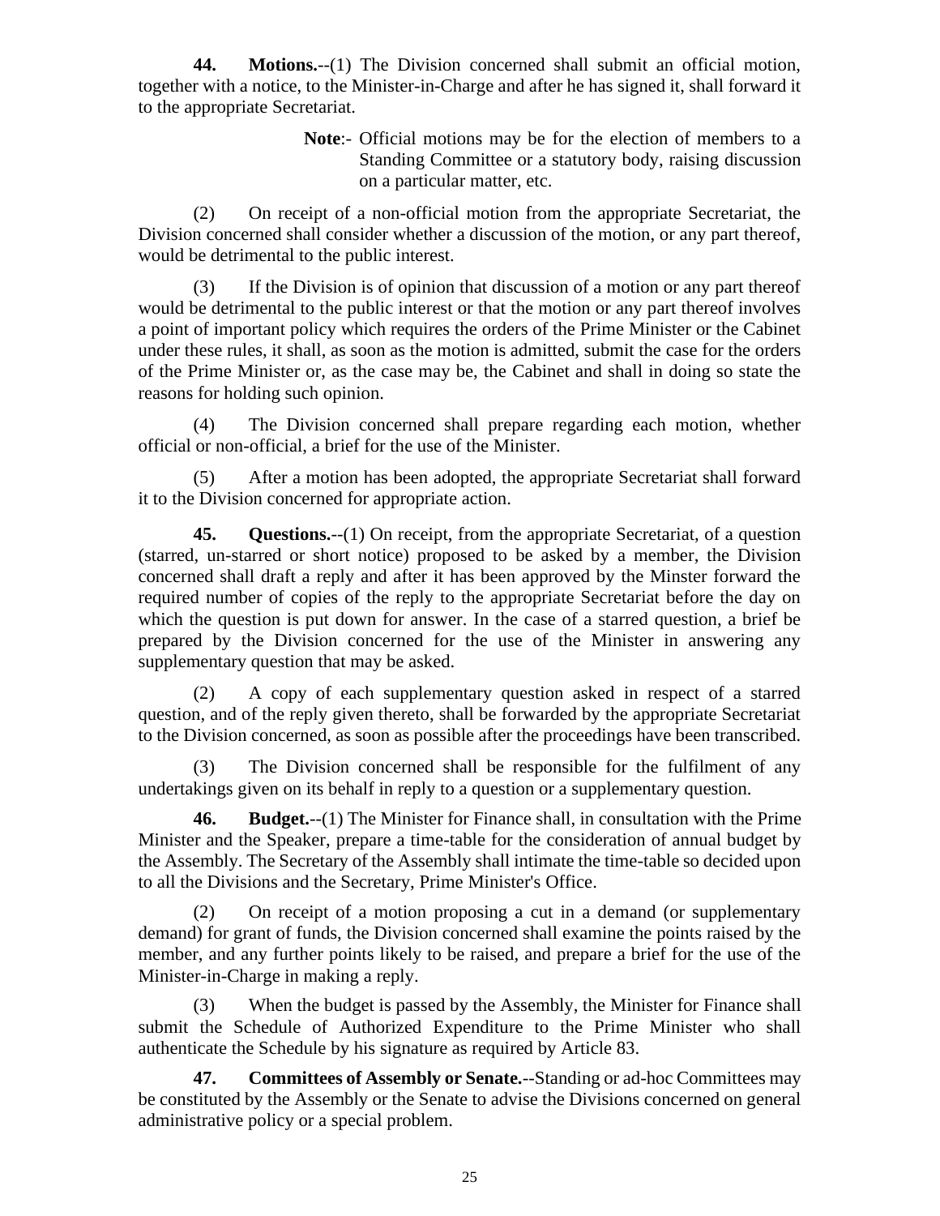**44. Motions.**--(1) The Division concerned shall submit an official motion, together with a notice, to the Minister-in-Charge and after he has signed it, shall forward it to the appropriate Secretariat.

> **Note**:- Official motions may be for the election of members to a Standing Committee or a statutory body, raising discussion on a particular matter, etc.

(2) On receipt of a non-official motion from the appropriate Secretariat, the Division concerned shall consider whether a discussion of the motion, or any part thereof, would be detrimental to the public interest.

(3) If the Division is of opinion that discussion of a motion or any part thereof would be detrimental to the public interest or that the motion or any part thereof involves a point of important policy which requires the orders of the Prime Minister or the Cabinet under these rules, it shall, as soon as the motion is admitted, submit the case for the orders of the Prime Minister or, as the case may be, the Cabinet and shall in doing so state the reasons for holding such opinion.

(4) The Division concerned shall prepare regarding each motion, whether official or non-official, a brief for the use of the Minister.

(5) After a motion has been adopted, the appropriate Secretariat shall forward it to the Division concerned for appropriate action.

**45. Questions.**--(1) On receipt, from the appropriate Secretariat, of a question (starred, un-starred or short notice) proposed to be asked by a member, the Division concerned shall draft a reply and after it has been approved by the Minster forward the required number of copies of the reply to the appropriate Secretariat before the day on which the question is put down for answer. In the case of a starred question, a brief be prepared by the Division concerned for the use of the Minister in answering any supplementary question that may be asked.

(2) A copy of each supplementary question asked in respect of a starred question, and of the reply given thereto, shall be forwarded by the appropriate Secretariat to the Division concerned, as soon as possible after the proceedings have been transcribed.

(3) The Division concerned shall be responsible for the fulfilment of any undertakings given on its behalf in reply to a question or a supplementary question.

**46. Budget.**--(1) The Minister for Finance shall, in consultation with the Prime Minister and the Speaker, prepare a time-table for the consideration of annual budget by the Assembly. The Secretary of the Assembly shall intimate the time-table so decided upon to all the Divisions and the Secretary, Prime Minister's Office.

(2) On receipt of a motion proposing a cut in a demand (or supplementary demand) for grant of funds, the Division concerned shall examine the points raised by the member, and any further points likely to be raised, and prepare a brief for the use of the Minister-in-Charge in making a reply.

(3) When the budget is passed by the Assembly, the Minister for Finance shall submit the Schedule of Authorized Expenditure to the Prime Minister who shall authenticate the Schedule by his signature as required by Article 83.

**47. Committees of Assembly or Senate.**--Standing or ad-hoc Committees may be constituted by the Assembly or the Senate to advise the Divisions concerned on general administrative policy or a special problem.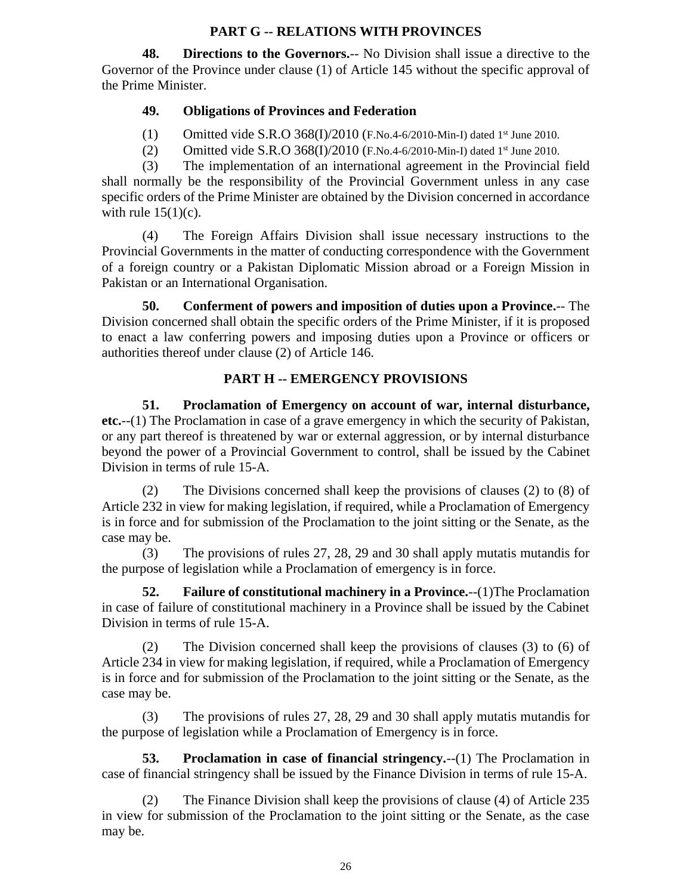## PART G -- RELATIONS WITH PROVINCES

**48. Directions to the Governors.**-- No Division shall issue a directive to the Governor of the Province under clause (1) of Article 145 without the specific approval of the Prime Minister.

**49. Obligations of Provinces and Federation**

(1) Omitted vide S.R.O 368(I)/2010 (F.No.4-6/2010-Min-I) dated 1st June 2010.

(2) Omitted vide S.R.O 368(I)/2010 (F.No.4-6/2010-Min-I) dated 1st June 2010.

(3) The implementation of an international agreement in the Provincial field shall normally be the responsibility of the Provincial Government unless in any case specific orders of the Prime Minister are obtained by the Division concerned in accordance with rule 15(1)(c).

(4) The Foreign Affairs Division shall issue necessary instructions to the Provincial Governments in the matter of conducting correspondence with the Government of a foreign country or a Pakistan Diplomatic Mission abroad or a Foreign Mission in Pakistan or an International Organisation.

**50. Conferment of powers and imposition of duties upon a Province.**-- The Division concerned shall obtain the specific orders of the Prime Minister, if it is proposed to enact a law conferring powers and imposing duties upon a Province or officers or authorities thereof under clause (2) of Article 146.

## PART H -- EMERGENCY PROVISIONS

**51. Proclamation of Emergency on account of war, internal disturbance, etc.**--(1) The Proclamation in case of a grave emergency in which the security of Pakistan, or any part thereof is threatened by war or external aggression, or by internal disturbance beyond the power of a Provincial Government to control, shall be issued by the Cabinet Division in terms of rule 15-A.

(2) The Divisions concerned shall keep the provisions of clauses (2) to (8) of Article 232 in view for making legislation, if required, while a Proclamation of Emergency is in force and for submission of the Proclamation to the joint sitting or the Senate, as the case may be.

(3) The provisions of rules 27, 28, 29 and 30 shall apply mutatis mutandis for the purpose of legislation while a Proclamation of emergency is in force.

**52. Failure of constitutional machinery in a Province.**--(1)The Proclamation in case of failure of constitutional machinery in a Province shall be issued by the Cabinet Division in terms of rule 15-A.

(2) The Division concerned shall keep the provisions of clauses (3) to (6) of Article 234 in view for making legislation, if required, while a Proclamation of Emergency is in force and for submission of the Proclamation to the joint sitting or the Senate, as the case may be.

(3) The provisions of rules 27, 28, 29 and 30 shall apply mutatis mutandis for the purpose of legislation while a Proclamation of Emergency is in force.

**53. Proclamation in case of financial stringency.**--(1) The Proclamation in case of financial stringency shall be issued by the Finance Division in terms of rule 15-A.

(2) The Finance Division shall keep the provisions of clause (4) of Article 235 in view for submission of the Proclamation to the joint sitting or the Senate, as the case may be.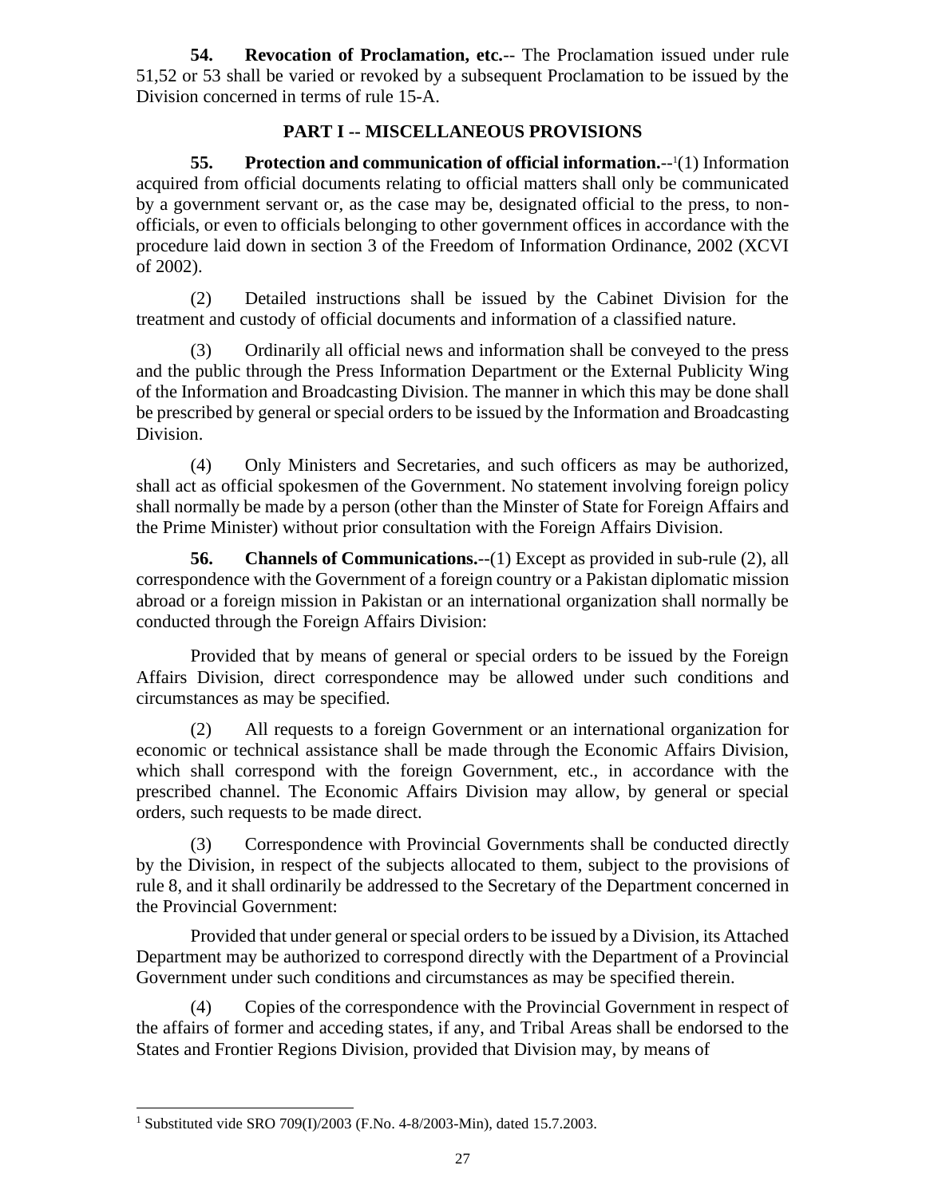**54. Revocation of Proclamation, etc.**-- The Proclamation issued under rule 51,52 or 53 shall be varied or revoked by a subsequent Proclamation to be issued by the Division concerned in terms of rule 15-A.

## PART I -- MISCELLANEOUS PROVISIONS

**55. Protection and communication of official information.**--[1](1) Information acquired from official documents relating to official matters shall only be communicated by a government servant or, as the case may be, designated official to the press, to non-officials, or even to officials belonging to other government offices in accordance with the procedure laid down in section 3 of the Freedom of Information Ordinance, 2002 (XCVI of 2002).

(2) Detailed instructions shall be issued by the Cabinet Division for the treatment and custody of official documents and information of a classified nature.

(3) Ordinarily all official news and information shall be conveyed to the press and the public through the Press Information Department or the External Publicity Wing of the Information and Broadcasting Division. The manner in which this may be done shall be prescribed by general or special orders to be issued by the Information and Broadcasting Division.

(4) Only Ministers and Secretaries, and such officers as may be authorized, shall act as official spokesmen of the Government. No statement involving foreign policy shall normally be made by a person (other than the Minster of State for Foreign Affairs and the Prime Minister) without prior consultation with the Foreign Affairs Division.

**56. Channels of Communications.**--(1) Except as provided in sub-rule (2), all correspondence with the Government of a foreign country or a Pakistan diplomatic mission abroad or a foreign mission in Pakistan or an international organization shall normally be conducted through the Foreign Affairs Division:

Provided that by means of general or special orders to be issued by the Foreign Affairs Division, direct correspondence may be allowed under such conditions and circumstances as may be specified.

(2) All requests to a foreign Government or an international organization for economic or technical assistance shall be made through the Economic Affairs Division, which shall correspond with the foreign Government, etc., in accordance with the prescribed channel. The Economic Affairs Division may allow, by general or special orders, such requests to be made direct.

(3) Correspondence with Provincial Governments shall be conducted directly by the Division, in respect of the subjects allocated to them, subject to the provisions of rule 8, and it shall ordinarily be addressed to the Secretary of the Department concerned in the Provincial Government:

Provided that under general or special orders to be issued by a Division, its Attached Department may be authorized to correspond directly with the Department of a Provincial Government under such conditions and circumstances as may be specified therein.

(4) Copies of the correspondence with the Provincial Government in respect of the affairs of former and acceding states, if any, and Tribal Areas shall be endorsed to the States and Frontier Regions Division, provided that Division may, by means of

---

[1] Substituted vide SRO 709(I)/2003 (F.No. 4-8/2003-Min), dated 15.7.2003.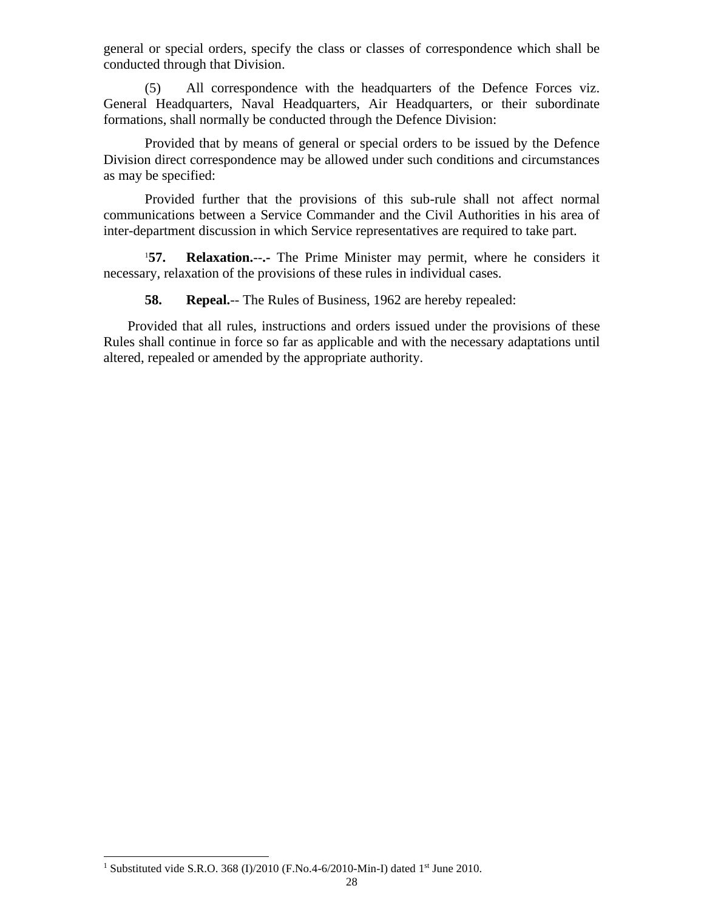general or special orders, specify the class or classes of correspondence which shall be conducted through that Division.

(5) All correspondence with the headquarters of the Defence Forces viz. General Headquarters, Naval Headquarters, Air Headquarters, or their subordinate formations, shall normally be conducted through the Defence Division:

Provided that by means of general or special orders to be issued by the Defence Division direct correspondence may be allowed under such conditions and circumstances as may be specified:

Provided further that the provisions of this sub-rule shall not affect normal communications between a Service Commander and the Civil Authorities in his area of inter-department discussion in which Service representatives are required to take part.

[1]**57. Relaxation.--.-** The Prime Minister may permit, where he considers it necessary, relaxation of the provisions of these rules in individual cases.

**58. Repeal.**-- The Rules of Business, 1962 are hereby repealed:

Provided that all rules, instructions and orders issued under the provisions of these Rules shall continue in force so far as applicable and with the necessary adaptations until altered, repealed or amended by the appropriate authority.

---

[1] Substituted vide S.R.O. 368 (I)/2010 (F.No.4-6/2010-Min-I) dated 1st June 2010.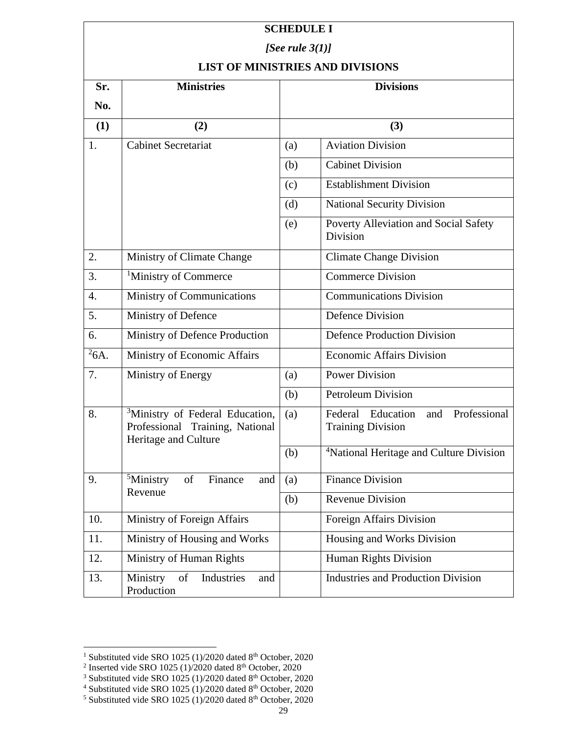**SCHEDULE I**

***[See rule 3(1)]***

**LIST OF MINISTRIES AND DIVISIONS**

| Sr. No. | Ministries | Divisions | |
|---|---|---|---|
| **(1)** | **(2)** | **(3)** | |
| 1. | Cabinet Secretariat | (a) | Aviation Division |
| | | (b) | Cabinet Division |
| | | (c) | Establishment Division |
| | | (d) | National Security Division |
| | | (e) | Poverty Alleviation and Social Safety Division |
| 2. | Ministry of Climate Change | | Climate Change Division |
| 3. | [1]Ministry of Commerce | | Commerce Division |
| 4. | Ministry of Communications | | Communications Division |
| 5. | Ministry of Defence | | Defence Division |
| 6. | Ministry of Defence Production | | Defence Production Division |
| [2]6A. | Ministry of Economic Affairs | | Economic Affairs Division |
| 7. | Ministry of Energy | (a) | Power Division |
| | | (b) | Petroleum Division |
| 8. | [3]Ministry of Federal Education, Professional Training, National Heritage and Culture | (a) | Federal Education and Professional Training Division |
| | | (b) | [4]National Heritage and Culture Division |
| 9. | [5]Ministry of Finance and Revenue | (a) | Finance Division |
| | | (b) | Revenue Division |
| 10. | Ministry of Foreign Affairs | | Foreign Affairs Division |
| 11. | Ministry of Housing and Works | | Housing and Works Division |
| 12. | Ministry of Human Rights | | Human Rights Division |
| 13. | Ministry of Industries and Production | | Industries and Production Division |

---

[1] Substituted vide SRO 1025 (1)/2020 dated 8th October, 2020
[2] Inserted vide SRO 1025 (1)/2020 dated 8th October, 2020
[3] Substituted vide SRO 1025 (1)/2020 dated 8th October, 2020
[4] Substituted vide SRO 1025 (1)/2020 dated 8th October, 2020
[5] Substituted vide SRO 1025 (1)/2020 dated 8th October, 2020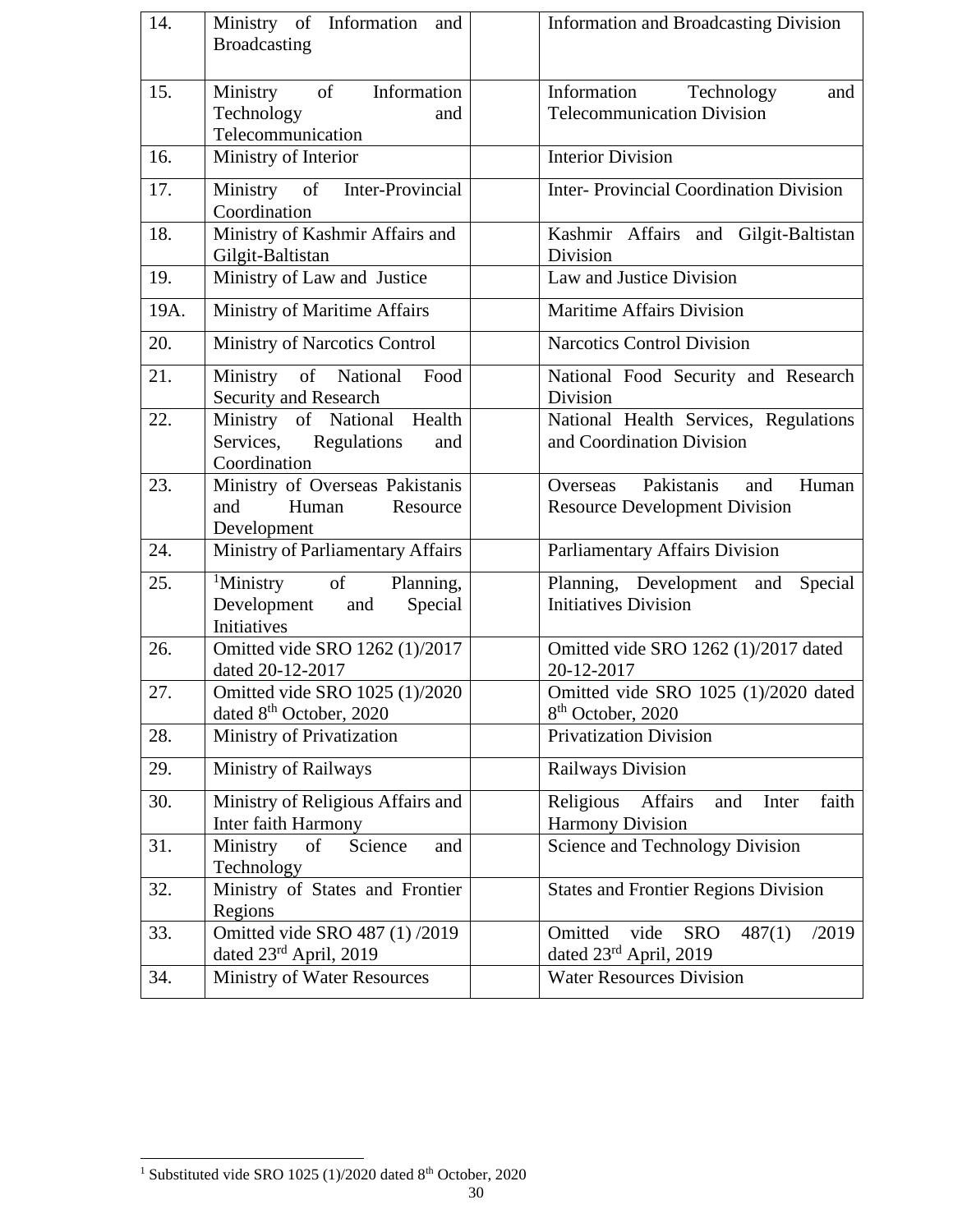| | | | |
|---|---|---|---|
| 14. | Ministry of Information and Broadcasting | | Information and Broadcasting Division |
| 15. | Ministry of Information Technology and Telecommunication | | Information Technology and Telecommunication Division |
| 16. | Ministry of Interior | | Interior Division |
| 17. | Ministry of Inter-Provincial Coordination | | Inter- Provincial Coordination Division |
| 18. | Ministry of Kashmir Affairs and Gilgit-Baltistan | | Kashmir Affairs and Gilgit-Baltistan Division |
| 19. | Ministry of Law and Justice | | Law and Justice Division |
| 19A. | Ministry of Maritime Affairs | | Maritime Affairs Division |
| 20. | Ministry of Narcotics Control | | Narcotics Control Division |
| 21. | Ministry of National Food Security and Research | | National Food Security and Research Division |
| 22. | Ministry of National Health Services, Regulations and Coordination | | National Health Services, Regulations and Coordination Division |
| 23. | Ministry of Overseas Pakistanis and Human Resource Development | | Overseas Pakistanis and Human Resource Development Division |
| 24. | Ministry of Parliamentary Affairs | | Parliamentary Affairs Division |
| 25. | [1]Ministry of Planning, Development and Special Initiatives | | Planning, Development and Special Initiatives Division |
| 26. | Omitted vide SRO 1262 (1)/2017 dated 20-12-2017 | | Omitted vide SRO 1262 (1)/2017 dated 20-12-2017 |
| 27. | Omitted vide SRO 1025 (1)/2020 dated 8th October, 2020 | | Omitted vide SRO 1025 (1)/2020 dated 8th October, 2020 |
| 28. | Ministry of Privatization | | Privatization Division |
| 29. | Ministry of Railways | | Railways Division |
| 30. | Ministry of Religious Affairs and Inter faith Harmony | | Religious Affairs and Inter faith Harmony Division |
| 31. | Ministry of Science and Technology | | Science and Technology Division |
| 32. | Ministry of States and Frontier Regions | | States and Frontier Regions Division |
| 33. | Omitted vide SRO 487 (1) /2019 dated 23rd April, 2019 | | Omitted vide SRO 487(1) /2019 dated 23rd April, 2019 |
| 34. | Ministry of Water Resources | | Water Resources Division |

[1] Substituted vide SRO 1025 (1)/2020 dated 8th October, 2020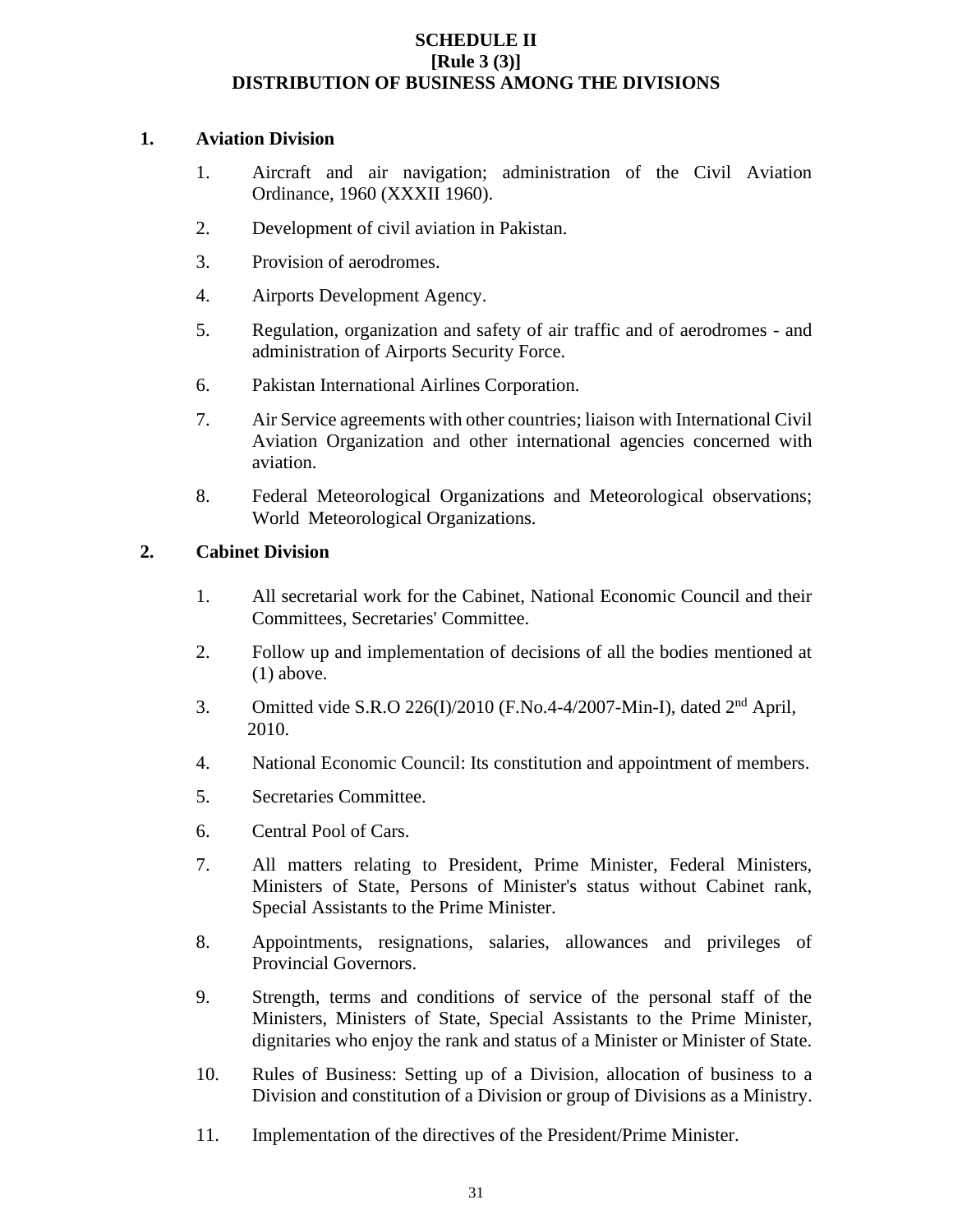**SCHEDULE II**
**[Rule 3 (3)]**
**DISTRIBUTION OF BUSINESS AMONG THE DIVISIONS**

**1. Aviation Division**

1. Aircraft and air navigation; administration of the Civil Aviation Ordinance, 1960 (XXXII 1960).
2. Development of civil aviation in Pakistan.
3. Provision of aerodromes.
4. Airports Development Agency.
5. Regulation, organization and safety of air traffic and of aerodromes - and administration of Airports Security Force.
6. Pakistan International Airlines Corporation.
7. Air Service agreements with other countries; liaison with International Civil Aviation Organization and other international agencies concerned with aviation.
8. Federal Meteorological Organizations and Meteorological observations; World Meteorological Organizations.

**2. Cabinet Division**

1. All secretarial work for the Cabinet, National Economic Council and their Committees, Secretaries' Committee.
2. Follow up and implementation of decisions of all the bodies mentioned at (1) above.
3. Omitted vide S.R.O 226(I)/2010 (F.No.4-4/2007-Min-I), dated 2nd April, 2010.
4. National Economic Council: Its constitution and appointment of members.
5. Secretaries Committee.
6. Central Pool of Cars.
7. All matters relating to President, Prime Minister, Federal Ministers, Ministers of State, Persons of Minister's status without Cabinet rank, Special Assistants to the Prime Minister.
8. Appointments, resignations, salaries, allowances and privileges of Provincial Governors.
9. Strength, terms and conditions of service of the personal staff of the Ministers, Ministers of State, Special Assistants to the Prime Minister, dignitaries who enjoy the rank and status of a Minister or Minister of State.
10. Rules of Business: Setting up of a Division, allocation of business to a Division and constitution of a Division or group of Divisions as a Ministry.
11. Implementation of the directives of the President/Prime Minister.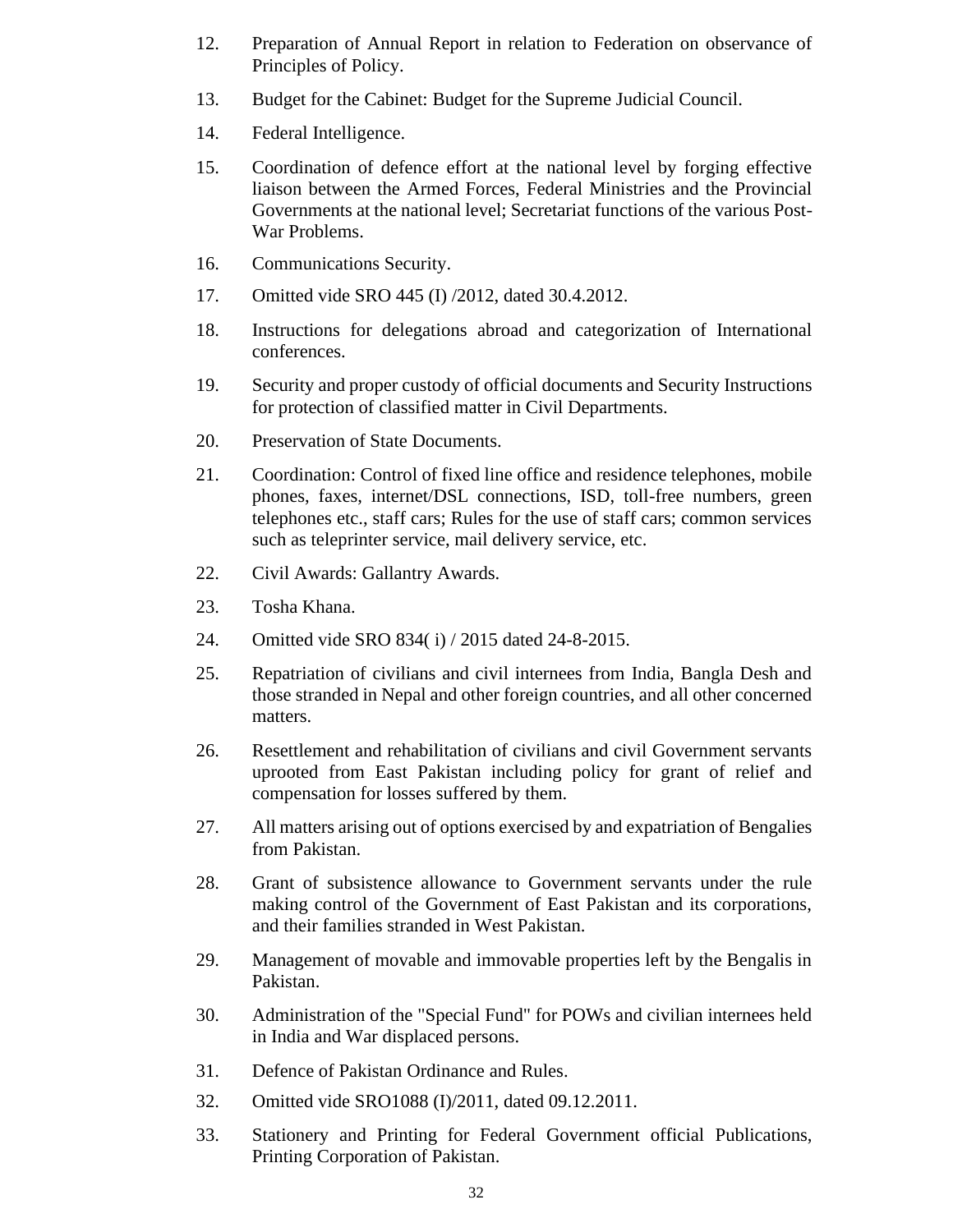12. Preparation of Annual Report in relation to Federation on observance of Principles of Policy.

13. Budget for the Cabinet: Budget for the Supreme Judicial Council.

14. Federal Intelligence.

15. Coordination of defence effort at the national level by forging effective liaison between the Armed Forces, Federal Ministries and the Provincial Governments at the national level; Secretariat functions of the various Post-War Problems.

16. Communications Security.

17. Omitted vide SRO 445 (I) /2012, dated 30.4.2012.

18. Instructions for delegations abroad and categorization of International conferences.

19. Security and proper custody of official documents and Security Instructions for protection of classified matter in Civil Departments.

20. Preservation of State Documents.

21. Coordination: Control of fixed line office and residence telephones, mobile phones, faxes, internet/DSL connections, ISD, toll-free numbers, green telephones etc., staff cars; Rules for the use of staff cars; common services such as teleprinter service, mail delivery service, etc.

22. Civil Awards: Gallantry Awards.

23. Tosha Khana.

24. Omitted vide SRO 834( i) / 2015 dated 24-8-2015.

25. Repatriation of civilians and civil internees from India, Bangla Desh and those stranded in Nepal and other foreign countries, and all other concerned matters.

26. Resettlement and rehabilitation of civilians and civil Government servants uprooted from East Pakistan including policy for grant of relief and compensation for losses suffered by them.

27. All matters arising out of options exercised by and expatriation of Bengalies from Pakistan.

28. Grant of subsistence allowance to Government servants under the rule making control of the Government of East Pakistan and its corporations, and their families stranded in West Pakistan.

29. Management of movable and immovable properties left by the Bengalis in Pakistan.

30. Administration of the "Special Fund" for POWs and civilian internees held in India and War displaced persons.

31. Defence of Pakistan Ordinance and Rules.

32. Omitted vide SRO1088 (I)/2011, dated 09.12.2011.

33. Stationery and Printing for Federal Government official Publications, Printing Corporation of Pakistan.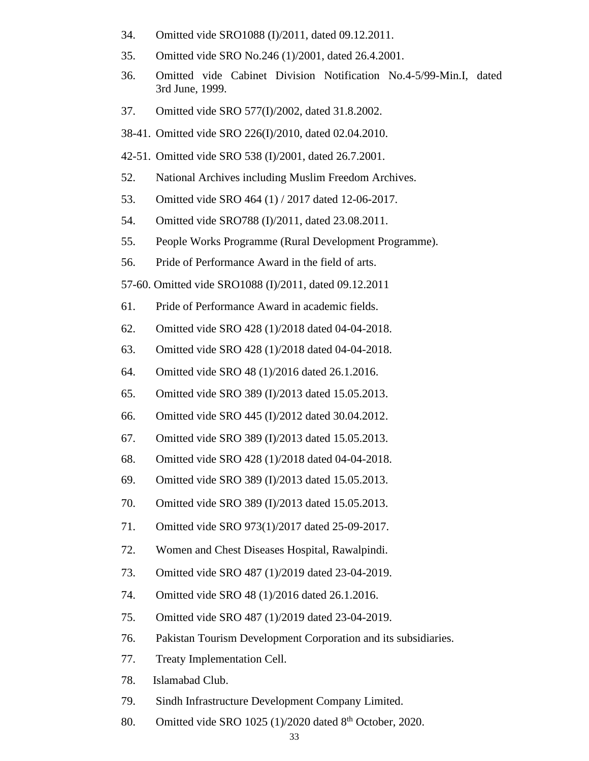34. Omitted vide SRO1088 (I)/2011, dated 09.12.2011.

35. Omitted vide SRO No.246 (1)/2001, dated 26.4.2001.

36. Omitted vide Cabinet Division Notification No.4-5/99-Min.I, dated 3rd June, 1999.

37. Omitted vide SRO 577(I)/2002, dated 31.8.2002.

38-41. Omitted vide SRO 226(I)/2010, dated 02.04.2010.

42-51. Omitted vide SRO 538 (I)/2001, dated 26.7.2001.

52. National Archives including Muslim Freedom Archives.

53. Omitted vide SRO 464 (1) / 2017 dated 12-06-2017.

54. Omitted vide SRO788 (I)/2011, dated 23.08.2011.

55. People Works Programme (Rural Development Programme).

56. Pride of Performance Award in the field of arts.

57-60. Omitted vide SRO1088 (I)/2011, dated 09.12.2011

61. Pride of Performance Award in academic fields.

62. Omitted vide SRO 428 (1)/2018 dated 04-04-2018.

63. Omitted vide SRO 428 (1)/2018 dated 04-04-2018.

64. Omitted vide SRO 48 (1)/2016 dated 26.1.2016.

65. Omitted vide SRO 389 (I)/2013 dated 15.05.2013.

66. Omitted vide SRO 445 (I)/2012 dated 30.04.2012.

67. Omitted vide SRO 389 (I)/2013 dated 15.05.2013.

68. Omitted vide SRO 428 (1)/2018 dated 04-04-2018.

69. Omitted vide SRO 389 (I)/2013 dated 15.05.2013.

70. Omitted vide SRO 389 (I)/2013 dated 15.05.2013.

71. Omitted vide SRO 973(1)/2017 dated 25-09-2017.

72. Women and Chest Diseases Hospital, Rawalpindi.

73. Omitted vide SRO 487 (1)/2019 dated 23-04-2019.

74. Omitted vide SRO 48 (1)/2016 dated 26.1.2016.

75. Omitted vide SRO 487 (1)/2019 dated 23-04-2019.

76. Pakistan Tourism Development Corporation and its subsidiaries.

77. Treaty Implementation Cell.

78. Islamabad Club.

79. Sindh Infrastructure Development Company Limited.

80. Omitted vide SRO 1025 (1)/2020 dated 8th October, 2020.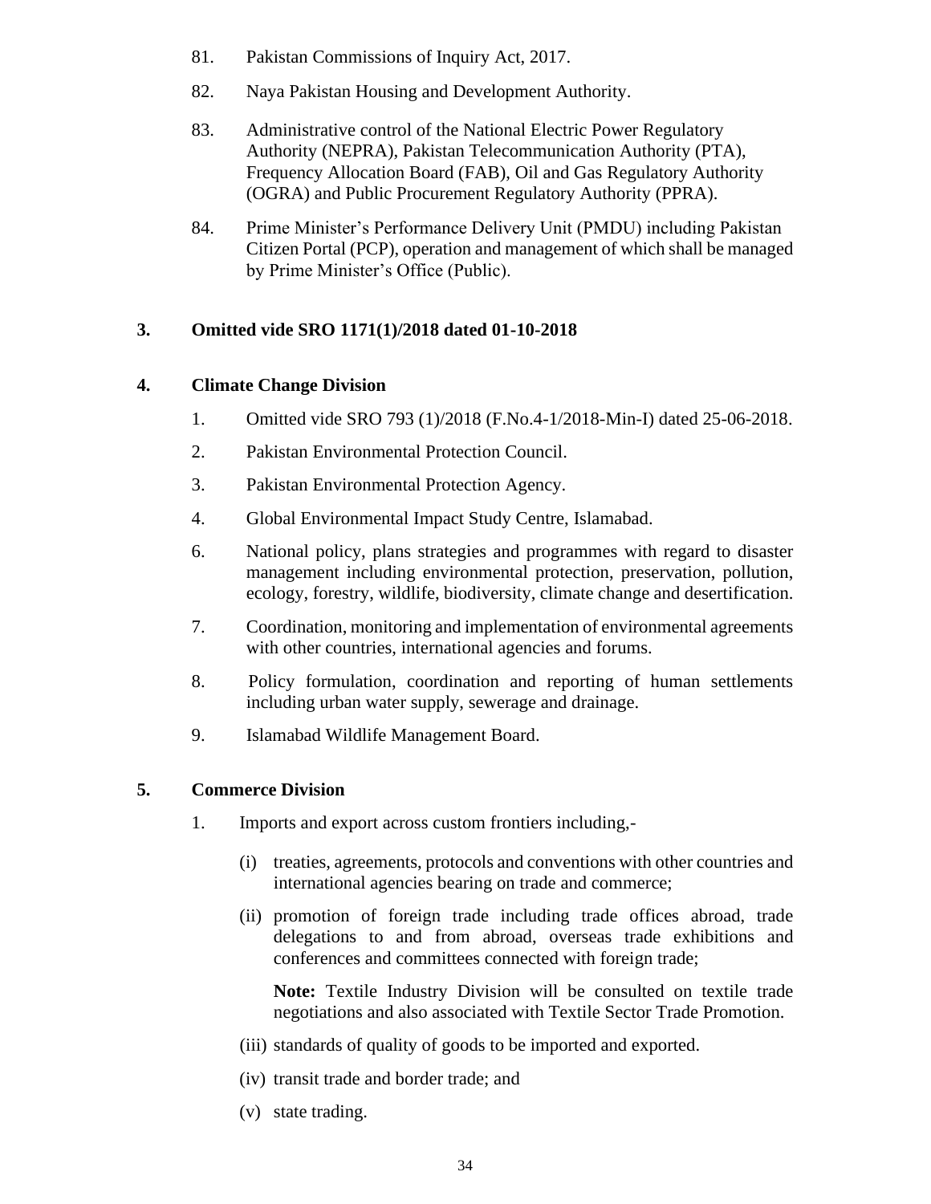81. Pakistan Commissions of Inquiry Act, 2017.

82. Naya Pakistan Housing and Development Authority.

83. Administrative control of the National Electric Power Regulatory Authority (NEPRA), Pakistan Telecommunication Authority (PTA), Frequency Allocation Board (FAB), Oil and Gas Regulatory Authority (OGRA) and Public Procurement Regulatory Authority (PPRA).

84. Prime Minister's Performance Delivery Unit (PMDU) including Pakistan Citizen Portal (PCP), operation and management of which shall be managed by Prime Minister's Office (Public).

**3. Omitted vide SRO 1171(1)/2018 dated 01-10-2018**

**4. Climate Change Division**

1. Omitted vide SRO 793 (1)/2018 (F.No.4-1/2018-Min-I) dated 25-06-2018.

2. Pakistan Environmental Protection Council.

3. Pakistan Environmental Protection Agency.

4. Global Environmental Impact Study Centre, Islamabad.

6. National policy, plans strategies and programmes with regard to disaster management including environmental protection, preservation, pollution, ecology, forestry, wildlife, biodiversity, climate change and desertification.

7. Coordination, monitoring and implementation of environmental agreements with other countries, international agencies and forums.

8. Policy formulation, coordination and reporting of human settlements including urban water supply, sewerage and drainage.

9. Islamabad Wildlife Management Board.

**5. Commerce Division**

1. Imports and export across custom frontiers including,-

   (i) treaties, agreements, protocols and conventions with other countries and international agencies bearing on trade and commerce;

   (ii) promotion of foreign trade including trade offices abroad, trade delegations to and from abroad, overseas trade exhibitions and conferences and committees connected with foreign trade;

   **Note:** Textile Industry Division will be consulted on textile trade negotiations and also associated with Textile Sector Trade Promotion.

   (iii) standards of quality of goods to be imported and exported.

   (iv) transit trade and border trade; and

   (v) state trading.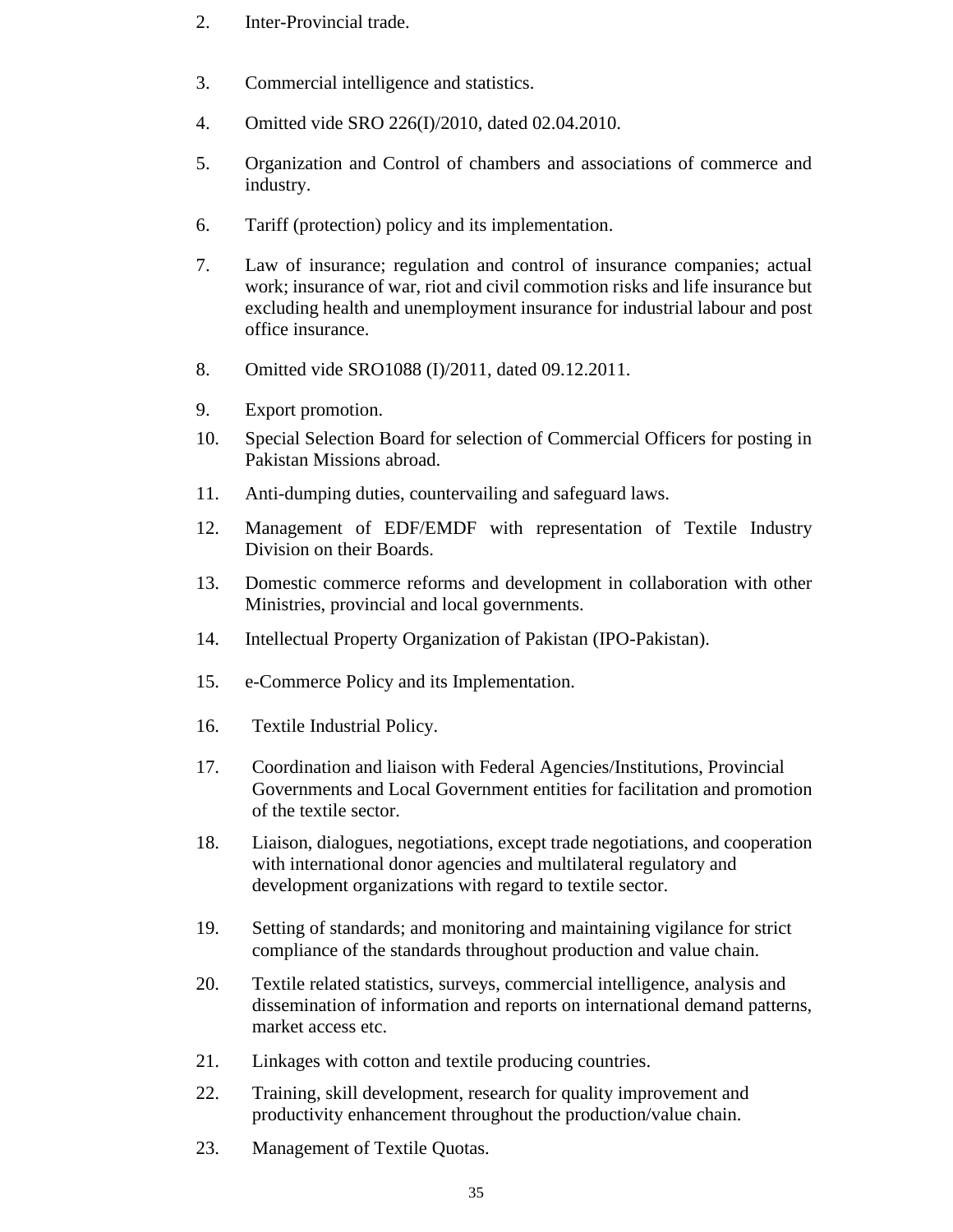2. Inter-Provincial trade.

3. Commercial intelligence and statistics.

4. Omitted vide SRO 226(I)/2010, dated 02.04.2010.

5. Organization and Control of chambers and associations of commerce and industry.

6. Tariff (protection) policy and its implementation.

7. Law of insurance; regulation and control of insurance companies; actual work; insurance of war, riot and civil commotion risks and life insurance but excluding health and unemployment insurance for industrial labour and post office insurance.

8. Omitted vide SRO1088 (I)/2011, dated 09.12.2011.

9. Export promotion.

10. Special Selection Board for selection of Commercial Officers for posting in Pakistan Missions abroad.

11. Anti-dumping duties, countervailing and safeguard laws.

12. Management of EDF/EMDF with representation of Textile Industry Division on their Boards.

13. Domestic commerce reforms and development in collaboration with other Ministries, provincial and local governments.

14. Intellectual Property Organization of Pakistan (IPO-Pakistan).

15. e-Commerce Policy and its Implementation.

16. Textile Industrial Policy.

17. Coordination and liaison with Federal Agencies/Institutions, Provincial Governments and Local Government entities for facilitation and promotion of the textile sector.

18. Liaison, dialogues, negotiations, except trade negotiations, and cooperation with international donor agencies and multilateral regulatory and development organizations with regard to textile sector.

19. Setting of standards; and monitoring and maintaining vigilance for strict compliance of the standards throughout production and value chain.

20. Textile related statistics, surveys, commercial intelligence, analysis and dissemination of information and reports on international demand patterns, market access etc.

21. Linkages with cotton and textile producing countries.

22. Training, skill development, research for quality improvement and productivity enhancement throughout the production/value chain.

23. Management of Textile Quotas.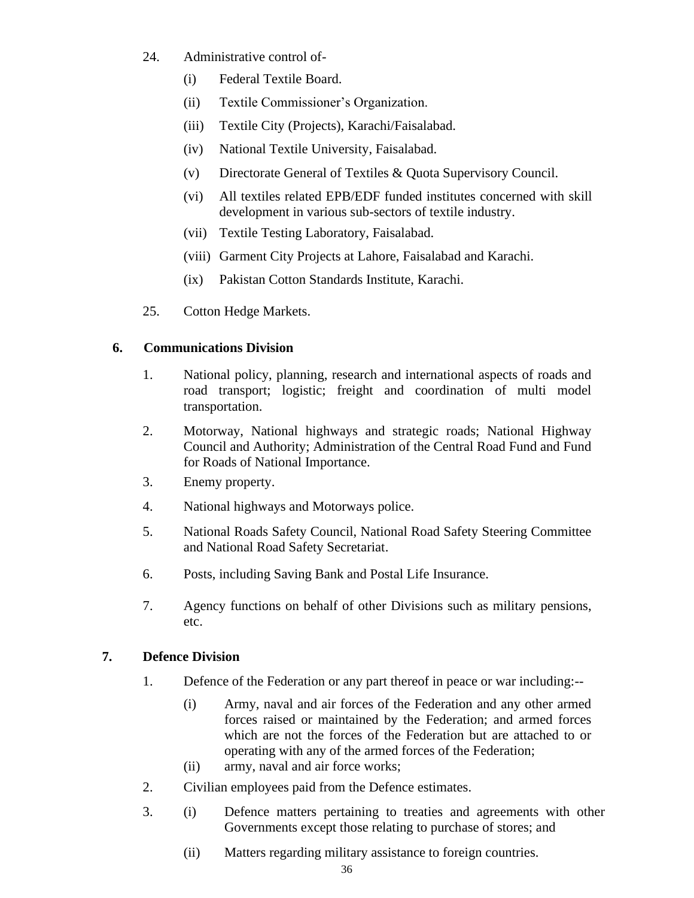24. Administrative control of-

    (i) Federal Textile Board.

    (ii) Textile Commissioner's Organization.

    (iii) Textile City (Projects), Karachi/Faisalabad.

    (iv) National Textile University, Faisalabad.

    (v) Directorate General of Textiles & Quota Supervisory Council.

    (vi) All textiles related EPB/EDF funded institutes concerned with skill development in various sub-sectors of textile industry.

    (vii) Textile Testing Laboratory, Faisalabad.

    (viii) Garment City Projects at Lahore, Faisalabad and Karachi.

    (ix) Pakistan Cotton Standards Institute, Karachi.

25. Cotton Hedge Markets.

## 6. Communications Division

1. National policy, planning, research and international aspects of roads and road transport; logistic; freight and coordination of multi model transportation.

2. Motorway, National highways and strategic roads; National Highway Council and Authority; Administration of the Central Road Fund and Fund for Roads of National Importance.

3. Enemy property.

4. National highways and Motorways police.

5. National Roads Safety Council, National Road Safety Steering Committee and National Road Safety Secretariat.

6. Posts, including Saving Bank and Postal Life Insurance.

7. Agency functions on behalf of other Divisions such as military pensions, etc.

## 7. Defence Division

1. Defence of the Federation or any part thereof in peace or war including:--

    (i) Army, naval and air forces of the Federation and any other armed forces raised or maintained by the Federation; and armed forces which are not the forces of the Federation but are attached to or operating with any of the armed forces of the Federation;

    (ii) army, naval and air force works;

2. Civilian employees paid from the Defence estimates.

3. (i) Defence matters pertaining to treaties and agreements with other Governments except those relating to purchase of stores; and

    (ii) Matters regarding military assistance to foreign countries.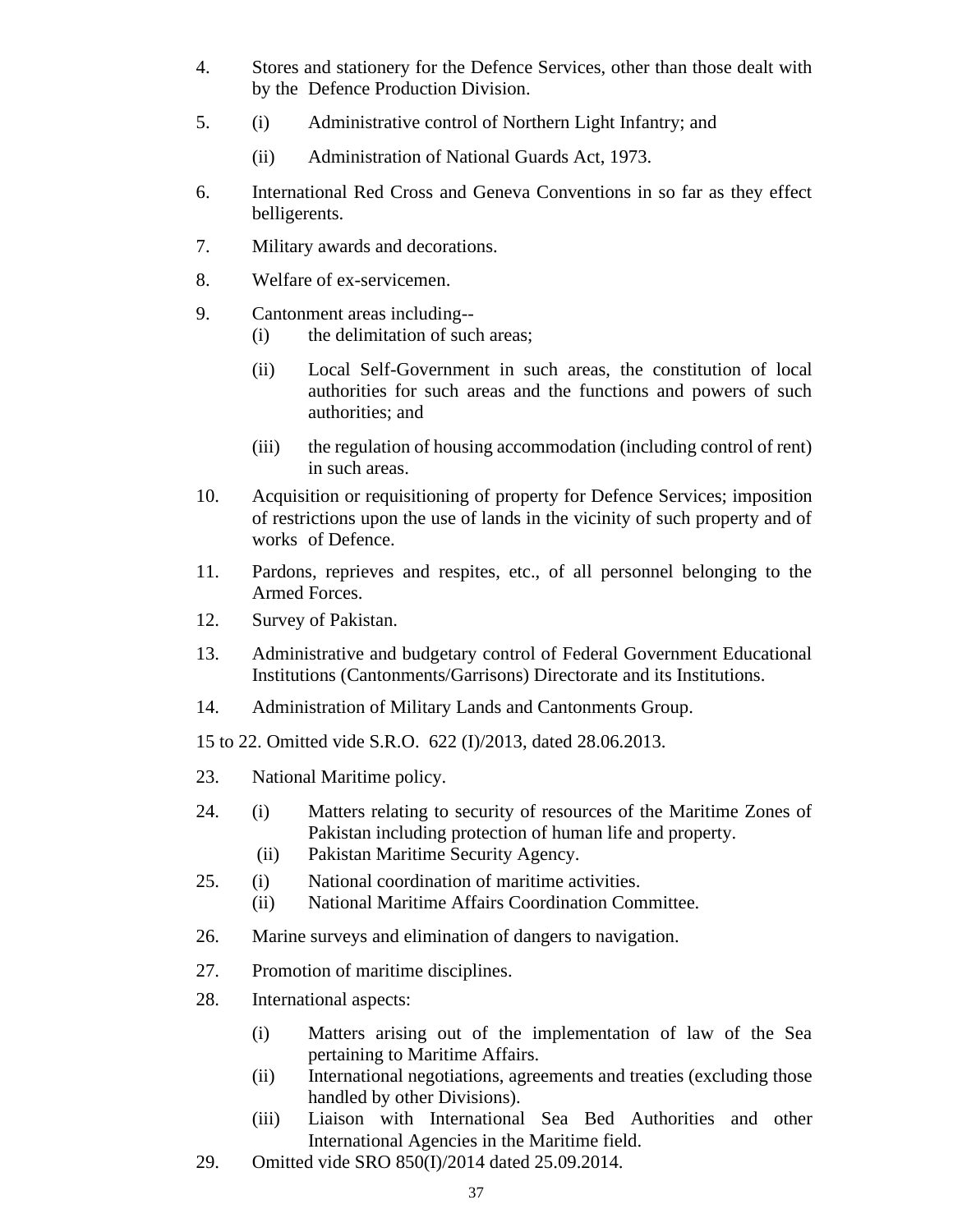4. Stores and stationery for the Defence Services, other than those dealt with by the Defence Production Division.

5. (i) Administrative control of Northern Light Infantry; and

   (ii) Administration of National Guards Act, 1973.

6. International Red Cross and Geneva Conventions in so far as they effect belligerents.

7. Military awards and decorations.

8. Welfare of ex-servicemen.

9. Cantonment areas including--
   (i) the delimitation of such areas;

   (ii) Local Self-Government in such areas, the constitution of local authorities for such areas and the functions and powers of such authorities; and

   (iii) the regulation of housing accommodation (including control of rent) in such areas.

10. Acquisition or requisitioning of property for Defence Services; imposition of restrictions upon the use of lands in the vicinity of such property and of works of Defence.

11. Pardons, reprieves and respites, etc., of all personnel belonging to the Armed Forces.

12. Survey of Pakistan.

13. Administrative and budgetary control of Federal Government Educational Institutions (Cantonments/Garrisons) Directorate and its Institutions.

14. Administration of Military Lands and Cantonments Group.

15 to 22. Omitted vide S.R.O. 622 (I)/2013, dated 28.06.2013.

23. National Maritime policy.

24. (i) Matters relating to security of resources of the Maritime Zones of Pakistan including protection of human life and property.
    (ii) Pakistan Maritime Security Agency.

25. (i) National coordination of maritime activities.
    (ii) National Maritime Affairs Coordination Committee.

26. Marine surveys and elimination of dangers to navigation.

27. Promotion of maritime disciplines.

28. International aspects:

    (i) Matters arising out of the implementation of law of the Sea pertaining to Maritime Affairs.
    (ii) International negotiations, agreements and treaties (excluding those handled by other Divisions).
    (iii) Liaison with International Sea Bed Authorities and other International Agencies in the Maritime field.

29. Omitted vide SRO 850(I)/2014 dated 25.09.2014.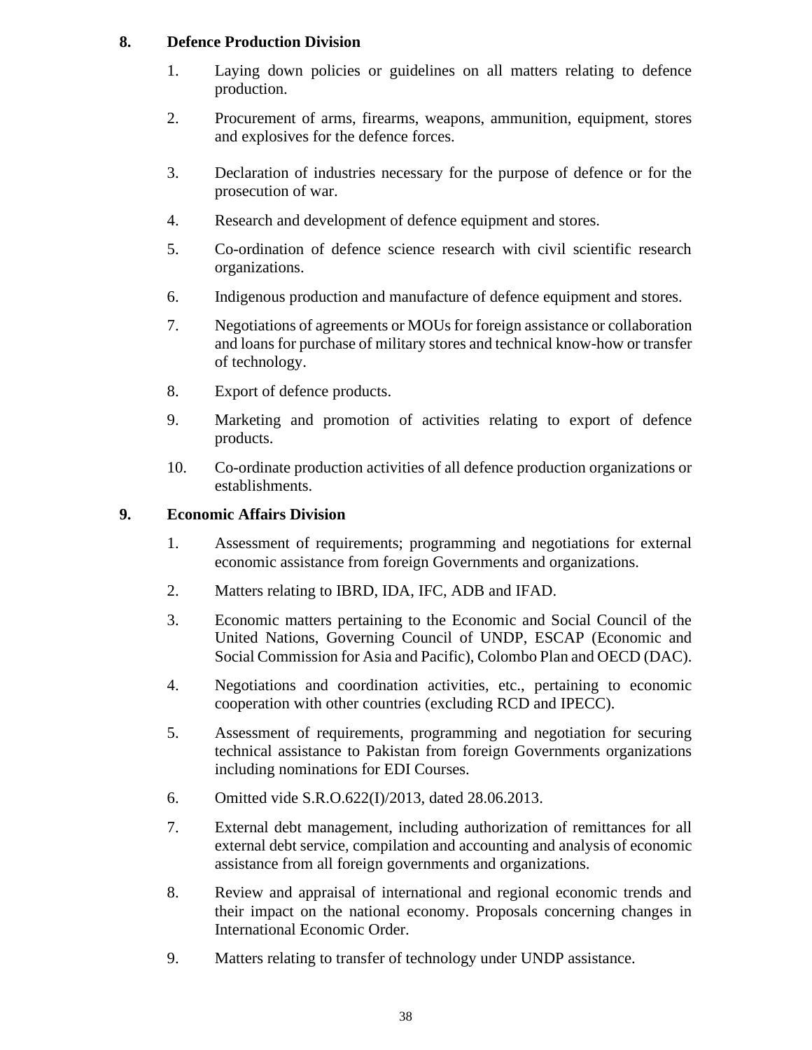## 8. Defence Production Division

1. Laying down policies or guidelines on all matters relating to defence production.
2. Procurement of arms, firearms, weapons, ammunition, equipment, stores and explosives for the defence forces.
3. Declaration of industries necessary for the purpose of defence or for the prosecution of war.
4. Research and development of defence equipment and stores.
5. Co-ordination of defence science research with civil scientific research organizations.
6. Indigenous production and manufacture of defence equipment and stores.
7. Negotiations of agreements or MOUs for foreign assistance or collaboration and loans for purchase of military stores and technical know-how or transfer of technology.
8. Export of defence products.
9. Marketing and promotion of activities relating to export of defence products.
10. Co-ordinate production activities of all defence production organizations or establishments.

## 9. Economic Affairs Division

1. Assessment of requirements; programming and negotiations for external economic assistance from foreign Governments and organizations.
2. Matters relating to IBRD, IDA, IFC, ADB and IFAD.
3. Economic matters pertaining to the Economic and Social Council of the United Nations, Governing Council of UNDP, ESCAP (Economic and Social Commission for Asia and Pacific), Colombo Plan and OECD (DAC).
4. Negotiations and coordination activities, etc., pertaining to economic cooperation with other countries (excluding RCD and IPECC).
5. Assessment of requirements, programming and negotiation for securing technical assistance to Pakistan from foreign Governments organizations including nominations for EDI Courses.
6. Omitted vide S.R.O.622(I)/2013, dated 28.06.2013.
7. External debt management, including authorization of remittances for all external debt service, compilation and accounting and analysis of economic assistance from all foreign governments and organizations.
8. Review and appraisal of international and regional economic trends and their impact on the national economy. Proposals concerning changes in International Economic Order.
9. Matters relating to transfer of technology under UNDP assistance.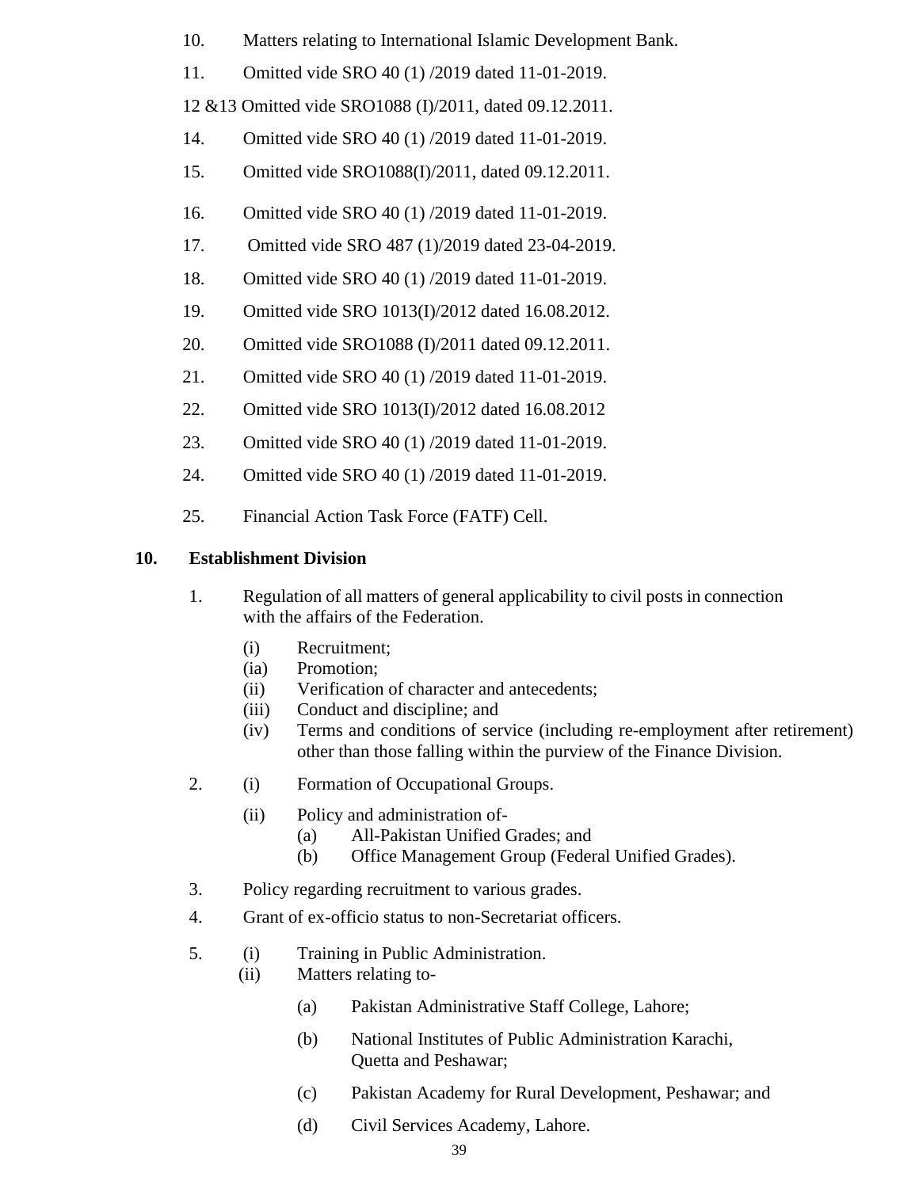10. Matters relating to International Islamic Development Bank.

11. Omitted vide SRO 40 (1) /2019 dated 11-01-2019.

12 &13 Omitted vide SRO1088 (I)/2011, dated 09.12.2011.

14. Omitted vide SRO 40 (1) /2019 dated 11-01-2019.

15. Omitted vide SRO1088(I)/2011, dated 09.12.2011.

16. Omitted vide SRO 40 (1) /2019 dated 11-01-2019.

17. Omitted vide SRO 487 (1)/2019 dated 23-04-2019.

18. Omitted vide SRO 40 (1) /2019 dated 11-01-2019.

19. Omitted vide SRO 1013(I)/2012 dated 16.08.2012.

20. Omitted vide SRO1088 (I)/2011 dated 09.12.2011.

21. Omitted vide SRO 40 (1) /2019 dated 11-01-2019.

22. Omitted vide SRO 1013(I)/2012 dated 16.08.2012

23. Omitted vide SRO 40 (1) /2019 dated 11-01-2019.

24. Omitted vide SRO 40 (1) /2019 dated 11-01-2019.

25. Financial Action Task Force (FATF) Cell.

## 10. Establishment Division

1. Regulation of all matters of general applicability to civil posts in connection with the affairs of the Federation.

   (i) Recruitment;
   (ia) Promotion;
   (ii) Verification of character and antecedents;
   (iii) Conduct and discipline; and
   (iv) Terms and conditions of service (including re-employment after retirement) other than those falling within the purview of the Finance Division.

2. (i) Formation of Occupational Groups.

   (ii) Policy and administration of-
   (a) All-Pakistan Unified Grades; and
   (b) Office Management Group (Federal Unified Grades).

3. Policy regarding recruitment to various grades.

4. Grant of ex-officio status to non-Secretariat officers.

5. (i) Training in Public Administration.
   (ii) Matters relating to-

   (a) Pakistan Administrative Staff College, Lahore;

   (b) National Institutes of Public Administration Karachi, Quetta and Peshawar;

   (c) Pakistan Academy for Rural Development, Peshawar; and

   (d) Civil Services Academy, Lahore.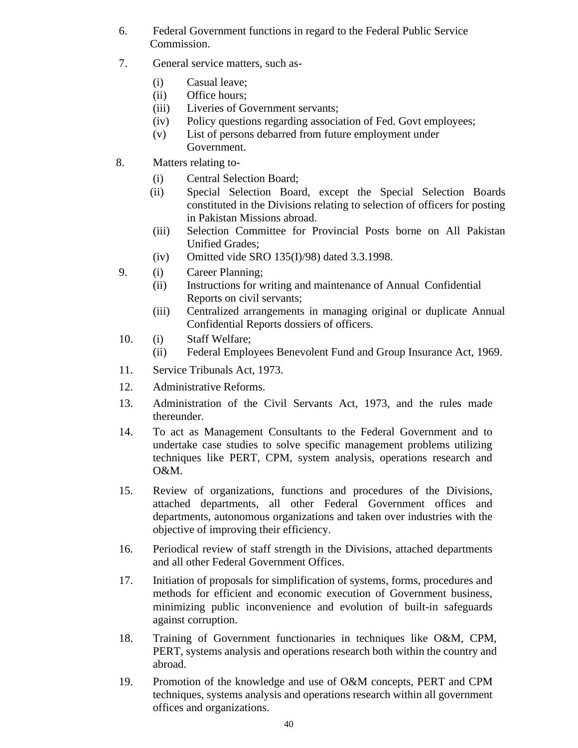6. Federal Government functions in regard to the Federal Public Service Commission.

7. General service matters, such as-

   (i) Casual leave;
   (ii) Office hours;
   (iii) Liveries of Government servants;
   (iv) Policy questions regarding association of Fed. Govt employees;
   (v) List of persons debarred from future employment under Government.

8. Matters relating to-

   (i) Central Selection Board;
   (ii) Special Selection Board, except the Special Selection Boards constituted in the Divisions relating to selection of officers for posting in Pakistan Missions abroad.
   (iii) Selection Committee for Provincial Posts borne on All Pakistan Unified Grades;
   (iv) Omitted vide SRO 135(I)/98) dated 3.3.1998.

9. (i) Career Planning;
   (ii) Instructions for writing and maintenance of Annual Confidential Reports on civil servants;
   (iii) Centralized arrangements in managing original or duplicate Annual Confidential Reports dossiers of officers.

10. (i) Staff Welfare;
    (ii) Federal Employees Benevolent Fund and Group Insurance Act, 1969.

11. Service Tribunals Act, 1973.

12. Administrative Reforms.

13. Administration of the Civil Servants Act, 1973, and the rules made thereunder.

14. To act as Management Consultants to the Federal Government and to undertake case studies to solve specific management problems utilizing techniques like PERT, CPM, system analysis, operations research and O&M.

15. Review of organizations, functions and procedures of the Divisions, attached departments, all other Federal Government offices and departments, autonomous organizations and taken over industries with the objective of improving their efficiency.

16. Periodical review of staff strength in the Divisions, attached departments and all other Federal Government Offices.

17. Initiation of proposals for simplification of systems, forms, procedures and methods for efficient and economic execution of Government business, minimizing public inconvenience and evolution of built-in safeguards against corruption.

18. Training of Government functionaries in techniques like O&M, CPM, PERT, systems analysis and operations research both within the country and abroad.

19. Promotion of the knowledge and use of O&M concepts, PERT and CPM techniques, systems analysis and operations research within all government offices and organizations.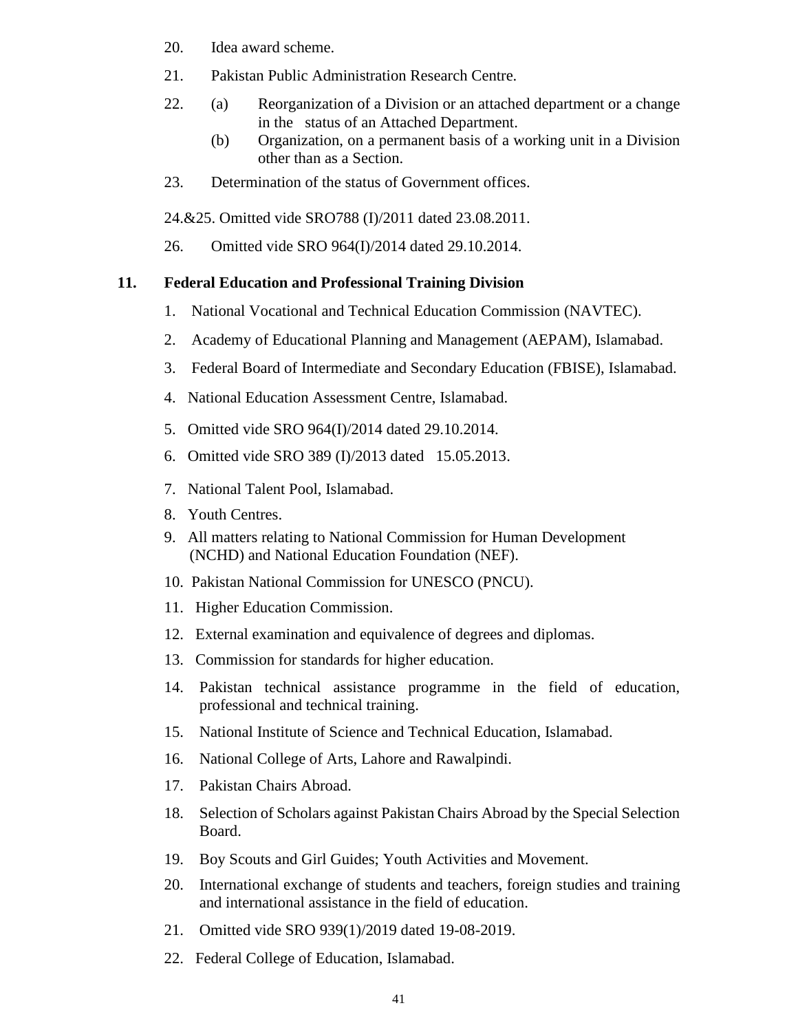20. Idea award scheme.

21. Pakistan Public Administration Research Centre.

22. (a) Reorganization of a Division or an attached department or a change in the status of an Attached Department.
    (b) Organization, on a permanent basis of a working unit in a Division other than as a Section.

23. Determination of the status of Government offices.

24.&25. Omitted vide SRO788 (I)/2011 dated 23.08.2011.

26. Omitted vide SRO 964(I)/2014 dated 29.10.2014.

**11. Federal Education and Professional Training Division**

1. National Vocational and Technical Education Commission (NAVTEC).
2. Academy of Educational Planning and Management (AEPAM), Islamabad.
3. Federal Board of Intermediate and Secondary Education (FBISE), Islamabad.
4. National Education Assessment Centre, Islamabad.
5. Omitted vide SRO 964(I)/2014 dated 29.10.2014.
6. Omitted vide SRO 389 (I)/2013 dated 15.05.2013.
7. National Talent Pool, Islamabad.
8. Youth Centres.
9. All matters relating to National Commission for Human Development (NCHD) and National Education Foundation (NEF).
10. Pakistan National Commission for UNESCO (PNCU).
11. Higher Education Commission.
12. External examination and equivalence of degrees and diplomas.
13. Commission for standards for higher education.
14. Pakistan technical assistance programme in the field of education, professional and technical training.
15. National Institute of Science and Technical Education, Islamabad.
16. National College of Arts, Lahore and Rawalpindi.
17. Pakistan Chairs Abroad.
18. Selection of Scholars against Pakistan Chairs Abroad by the Special Selection Board.
19. Boy Scouts and Girl Guides; Youth Activities and Movement.
20. International exchange of students and teachers, foreign studies and training and international assistance in the field of education.
21. Omitted vide SRO 939(1)/2019 dated 19-08-2019.
22. Federal College of Education, Islamabad.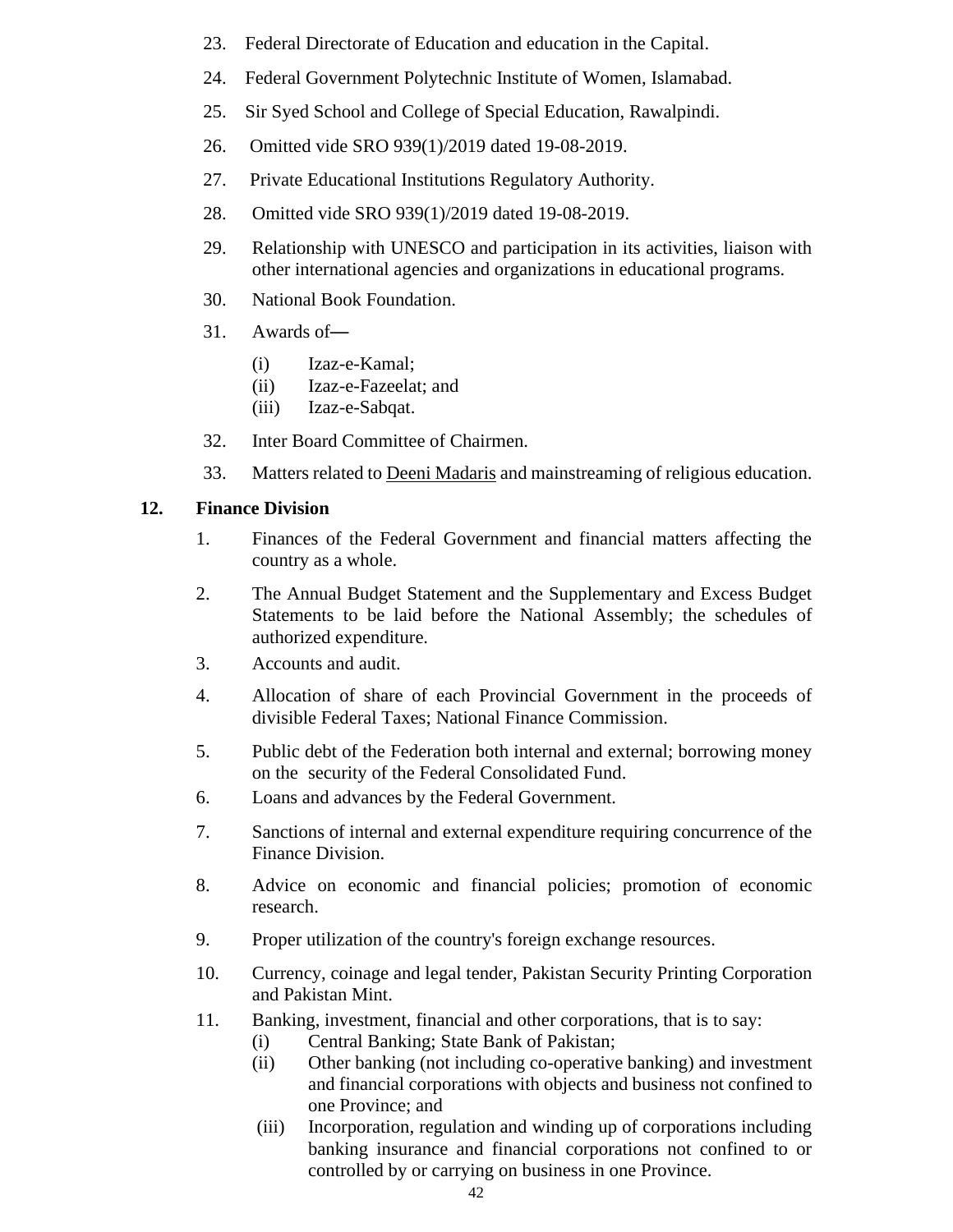23. Federal Directorate of Education and education in the Capital.

24. Federal Government Polytechnic Institute of Women, Islamabad.

25. Sir Syed School and College of Special Education, Rawalpindi.

26. Omitted vide SRO 939(1)/2019 dated 19-08-2019.

27. Private Educational Institutions Regulatory Authority.

28. Omitted vide SRO 939(1)/2019 dated 19-08-2019.

29. Relationship with UNESCO and participation in its activities, liaison with other international agencies and organizations in educational programs.

30. National Book Foundation.

31. Awards of—

    (i) Izaz-e-Kamal;
    (ii) Izaz-e-Fazeelat; and
    (iii) Izaz-e-Sabqat.

32. Inter Board Committee of Chairmen.

33. Matters related to <u>Deeni Madaris</u> and mainstreaming of religious education.

**12. Finance Division**

1. Finances of the Federal Government and financial matters affecting the country as a whole.

2. The Annual Budget Statement and the Supplementary and Excess Budget Statements to be laid before the National Assembly; the schedules of authorized expenditure.

3. Accounts and audit.

4. Allocation of share of each Provincial Government in the proceeds of divisible Federal Taxes; National Finance Commission.

5. Public debt of the Federation both internal and external; borrowing money on the security of the Federal Consolidated Fund.

6. Loans and advances by the Federal Government.

7. Sanctions of internal and external expenditure requiring concurrence of the Finance Division.

8. Advice on economic and financial policies; promotion of economic research.

9. Proper utilization of the country's foreign exchange resources.

10. Currency, coinage and legal tender, Pakistan Security Printing Corporation and Pakistan Mint.

11. Banking, investment, financial and other corporations, that is to say:
    (i) Central Banking; State Bank of Pakistan;
    (ii) Other banking (not including co-operative banking) and investment and financial corporations with objects and business not confined to one Province; and
    (iii) Incorporation, regulation and winding up of corporations including banking insurance and financial corporations not confined to or controlled by or carrying on business in one Province.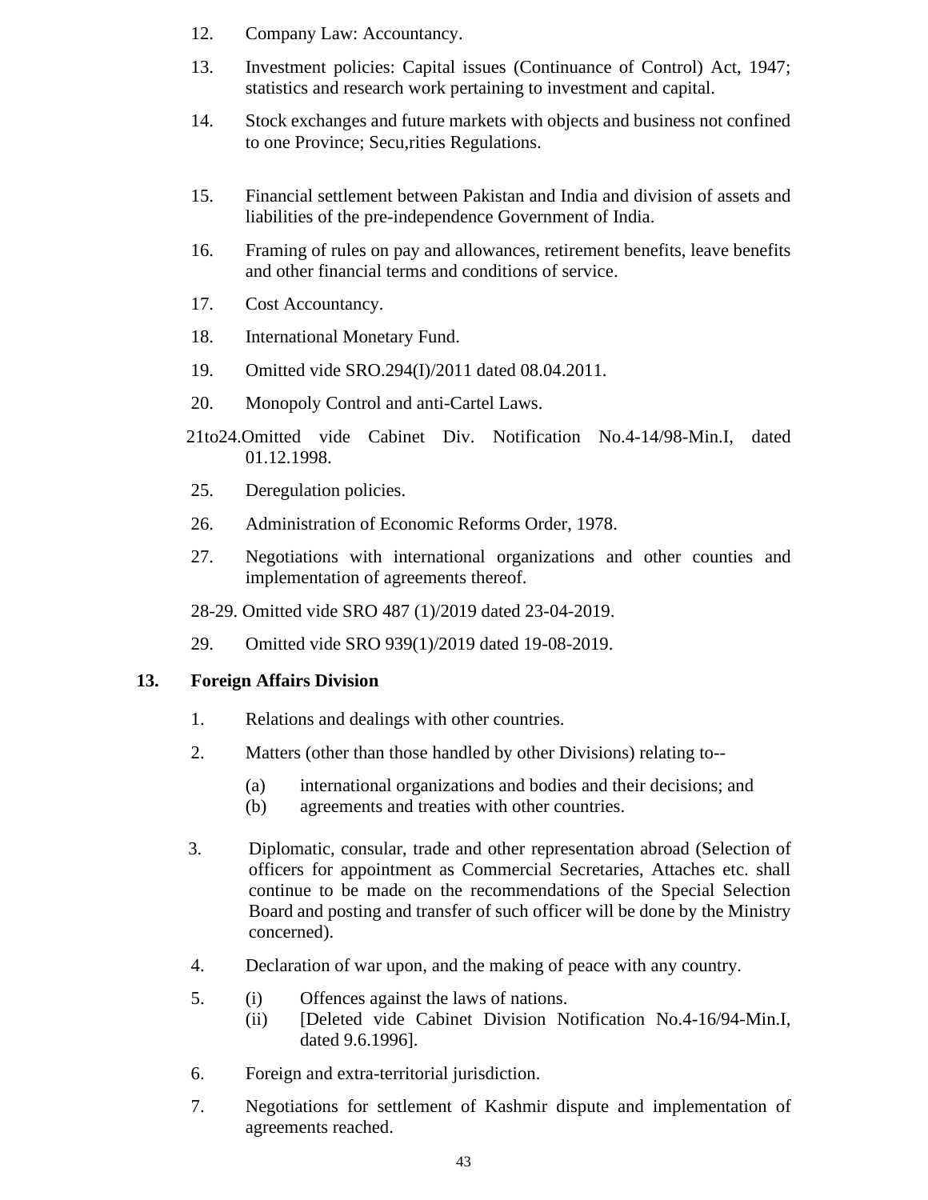12. Company Law: Accountancy.

13. Investment policies: Capital issues (Continuance of Control) Act, 1947; statistics and research work pertaining to investment and capital.

14. Stock exchanges and future markets with objects and business not confined to one Province; Secu,rities Regulations.

15. Financial settlement between Pakistan and India and division of assets and liabilities of the pre-independence Government of India.

16. Framing of rules on pay and allowances, retirement benefits, leave benefits and other financial terms and conditions of service.

17. Cost Accountancy.

18. International Monetary Fund.

19. Omitted vide SRO.294(I)/2011 dated 08.04.2011.

20. Monopoly Control and anti-Cartel Laws.

21to24. Omitted vide Cabinet Div. Notification No.4-14/98-Min.I, dated 01.12.1998.

25. Deregulation policies.

26. Administration of Economic Reforms Order, 1978.

27. Negotiations with international organizations and other counties and implementation of agreements thereof.

28-29. Omitted vide SRO 487 (1)/2019 dated 23-04-2019.

29. Omitted vide SRO 939(1)/2019 dated 19-08-2019.

**13. Foreign Affairs Division**

1. Relations and dealings with other countries.

2. Matters (other than those handled by other Divisions) relating to--
   (a) international organizations and bodies and their decisions; and
   (b) agreements and treaties with other countries.

3. Diplomatic, consular, trade and other representation abroad (Selection of officers for appointment as Commercial Secretaries, Attaches etc. shall continue to be made on the recommendations of the Special Selection Board and posting and transfer of such officer will be done by the Ministry concerned).

4. Declaration of war upon, and the making of peace with any country.

5. (i) Offences against the laws of nations.
   (ii) [Deleted vide Cabinet Division Notification No.4-16/94-Min.I, dated 9.6.1996].

6. Foreign and extra-territorial jurisdiction.

7. Negotiations for settlement of Kashmir dispute and implementation of agreements reached.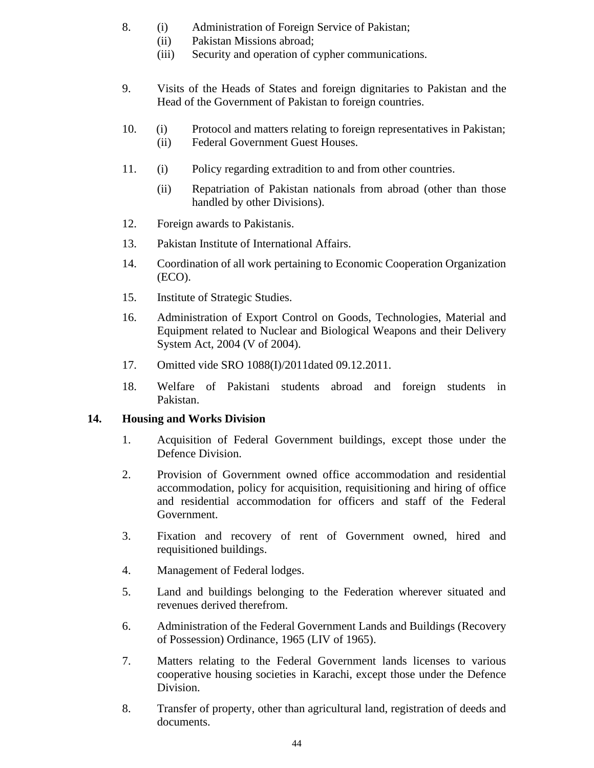8. (i) Administration of Foreign Service of Pakistan;
   (ii) Pakistan Missions abroad;
   (iii) Security and operation of cypher communications.

9. Visits of the Heads of States and foreign dignitaries to Pakistan and the Head of the Government of Pakistan to foreign countries.

10. (i) Protocol and matters relating to foreign representatives in Pakistan;
    (ii) Federal Government Guest Houses.

11. (i) Policy regarding extradition to and from other countries.
    (ii) Repatriation of Pakistan nationals from abroad (other than those handled by other Divisions).

12. Foreign awards to Pakistanis.

13. Pakistan Institute of International Affairs.

14. Coordination of all work pertaining to Economic Cooperation Organization (ECO).

15. Institute of Strategic Studies.

16. Administration of Export Control on Goods, Technologies, Material and Equipment related to Nuclear and Biological Weapons and their Delivery System Act, 2004 (V of 2004).

17. Omitted vide SRO 1088(I)/2011dated 09.12.2011.

18. Welfare of Pakistani students abroad and foreign students in Pakistan.

## 14. Housing and Works Division

1. Acquisition of Federal Government buildings, except those under the Defence Division.

2. Provision of Government owned office accommodation and residential accommodation, policy for acquisition, requisitioning and hiring of office and residential accommodation for officers and staff of the Federal Government.

3. Fixation and recovery of rent of Government owned, hired and requisitioned buildings.

4. Management of Federal lodges.

5. Land and buildings belonging to the Federation wherever situated and revenues derived therefrom.

6. Administration of the Federal Government Lands and Buildings (Recovery of Possession) Ordinance, 1965 (LIV of 1965).

7. Matters relating to the Federal Government lands licenses to various cooperative housing societies in Karachi, except those under the Defence Division.

8. Transfer of property, other than agricultural land, registration of deeds and documents.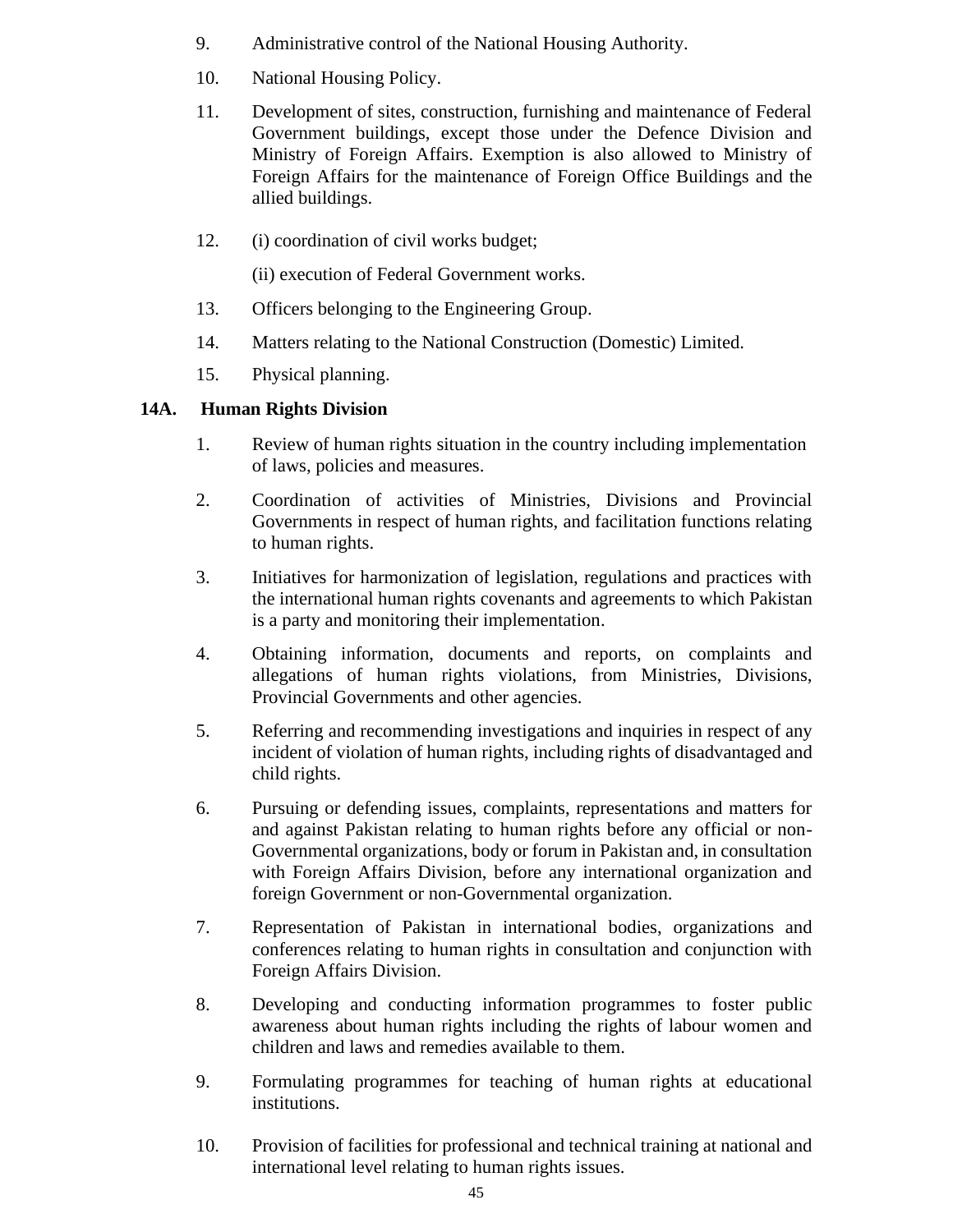9. Administrative control of the National Housing Authority.

10. National Housing Policy.

11. Development of sites, construction, furnishing and maintenance of Federal Government buildings, except those under the Defence Division and Ministry of Foreign Affairs. Exemption is also allowed to Ministry of Foreign Affairs for the maintenance of Foreign Office Buildings and the allied buildings.

12. (i) coordination of civil works budget;

    (ii) execution of Federal Government works.

13. Officers belonging to the Engineering Group.

14. Matters relating to the National Construction (Domestic) Limited.

15. Physical planning.

**14A. Human Rights Division**

1. Review of human rights situation in the country including implementation of laws, policies and measures.

2. Coordination of activities of Ministries, Divisions and Provincial Governments in respect of human rights, and facilitation functions relating to human rights.

3. Initiatives for harmonization of legislation, regulations and practices with the international human rights covenants and agreements to which Pakistan is a party and monitoring their implementation.

4. Obtaining information, documents and reports, on complaints and allegations of human rights violations, from Ministries, Divisions, Provincial Governments and other agencies.

5. Referring and recommending investigations and inquiries in respect of any incident of violation of human rights, including rights of disadvantaged and child rights.

6. Pursuing or defending issues, complaints, representations and matters for and against Pakistan relating to human rights before any official or non-Governmental organizations, body or forum in Pakistan and, in consultation with Foreign Affairs Division, before any international organization and foreign Government or non-Governmental organization.

7. Representation of Pakistan in international bodies, organizations and conferences relating to human rights in consultation and conjunction with Foreign Affairs Division.

8. Developing and conducting information programmes to foster public awareness about human rights including the rights of labour women and children and laws and remedies available to them.

9. Formulating programmes for teaching of human rights at educational institutions.

10. Provision of facilities for professional and technical training at national and international level relating to human rights issues.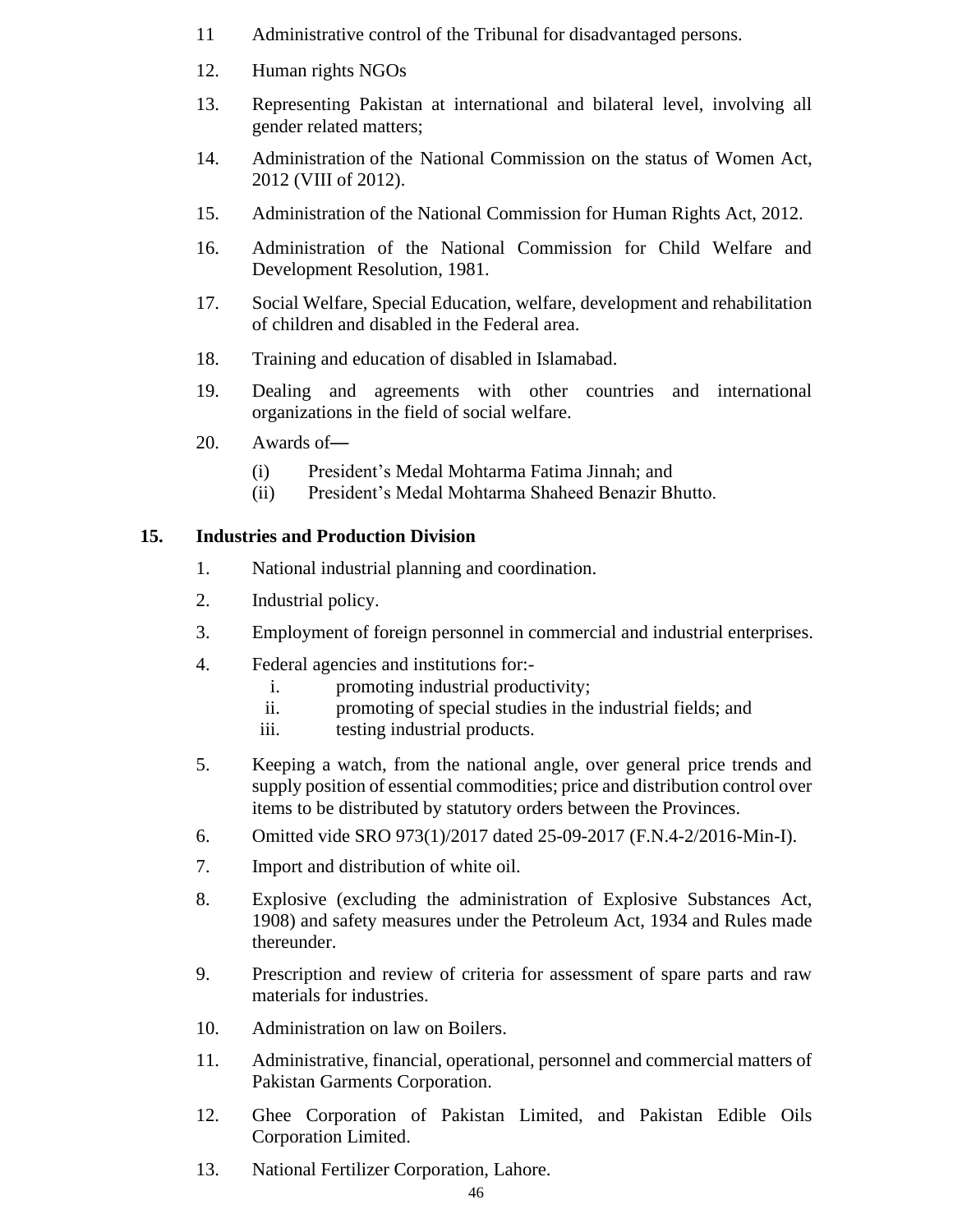11 Administrative control of the Tribunal for disadvantaged persons.

12. Human rights NGOs

13. Representing Pakistan at international and bilateral level, involving all gender related matters;

14. Administration of the National Commission on the status of Women Act, 2012 (VIII of 2012).

15. Administration of the National Commission for Human Rights Act, 2012.

16. Administration of the National Commission for Child Welfare and Development Resolution, 1981.

17. Social Welfare, Special Education, welfare, development and rehabilitation of children and disabled in the Federal area.

18. Training and education of disabled in Islamabad.

19. Dealing and agreements with other countries and international organizations in the field of social welfare.

20. Awards of—
    - (i) President's Medal Mohtarma Fatima Jinnah; and
    - (ii) President's Medal Mohtarma Shaheed Benazir Bhutto.

## 15. Industries and Production Division

1. National industrial planning and coordination.

2. Industrial policy.

3. Employment of foreign personnel in commercial and industrial enterprises.

4. Federal agencies and institutions for:-
    - i. promoting industrial productivity;
    - ii. promoting of special studies in the industrial fields; and
    - iii. testing industrial products.

5. Keeping a watch, from the national angle, over general price trends and supply position of essential commodities; price and distribution control over items to be distributed by statutory orders between the Provinces.

6. Omitted vide SRO 973(1)/2017 dated 25-09-2017 (F.N.4-2/2016-Min-I).

7. Import and distribution of white oil.

8. Explosive (excluding the administration of Explosive Substances Act, 1908) and safety measures under the Petroleum Act, 1934 and Rules made thereunder.

9. Prescription and review of criteria for assessment of spare parts and raw materials for industries.

10. Administration on law on Boilers.

11. Administrative, financial, operational, personnel and commercial matters of Pakistan Garments Corporation.

12. Ghee Corporation of Pakistan Limited, and Pakistan Edible Oils Corporation Limited.

13. National Fertilizer Corporation, Lahore.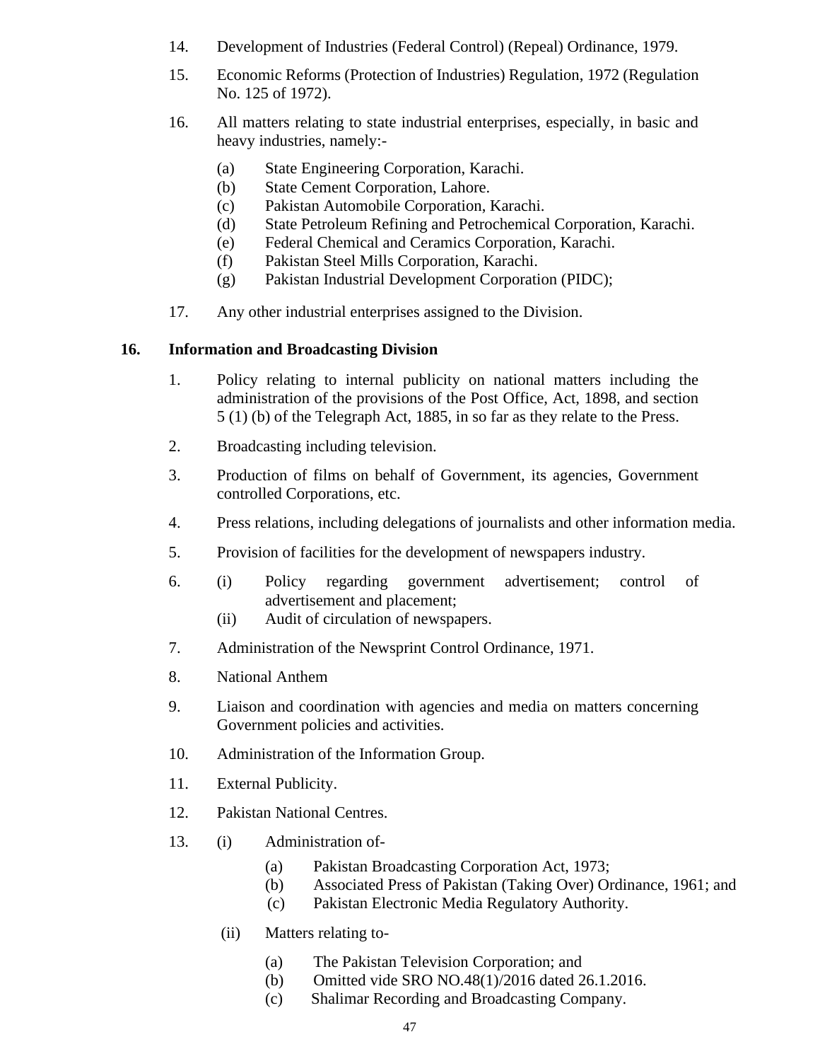14. Development of Industries (Federal Control) (Repeal) Ordinance, 1979.

15. Economic Reforms (Protection of Industries) Regulation, 1972 (Regulation No. 125 of 1972).

16. All matters relating to state industrial enterprises, especially, in basic and heavy industries, namely:-

    (a) State Engineering Corporation, Karachi.
    (b) State Cement Corporation, Lahore.
    (c) Pakistan Automobile Corporation, Karachi.
    (d) State Petroleum Refining and Petrochemical Corporation, Karachi.
    (e) Federal Chemical and Ceramics Corporation, Karachi.
    (f) Pakistan Steel Mills Corporation, Karachi.
    (g) Pakistan Industrial Development Corporation (PIDC);

17. Any other industrial enterprises assigned to the Division.

## 16. Information and Broadcasting Division

1. Policy relating to internal publicity on national matters including the administration of the provisions of the Post Office, Act, 1898, and section 5 (1) (b) of the Telegraph Act, 1885, in so far as they relate to the Press.

2. Broadcasting including television.

3. Production of films on behalf of Government, its agencies, Government controlled Corporations, etc.

4. Press relations, including delegations of journalists and other information media.

5. Provision of facilities for the development of newspapers industry.

6. (i) Policy regarding government advertisement; control of advertisement and placement;
   (ii) Audit of circulation of newspapers.

7. Administration of the Newsprint Control Ordinance, 1971.

8. National Anthem

9. Liaison and coordination with agencies and media on matters concerning Government policies and activities.

10. Administration of the Information Group.

11. External Publicity.

12. Pakistan National Centres.

13. (i) Administration of-

    (a) Pakistan Broadcasting Corporation Act, 1973;
    (b) Associated Press of Pakistan (Taking Over) Ordinance, 1961; and
    (c) Pakistan Electronic Media Regulatory Authority.

    (ii) Matters relating to-

    (a) The Pakistan Television Corporation; and
    (b) Omitted vide SRO NO.48(1)/2016 dated 26.1.2016.
    (c) Shalimar Recording and Broadcasting Company.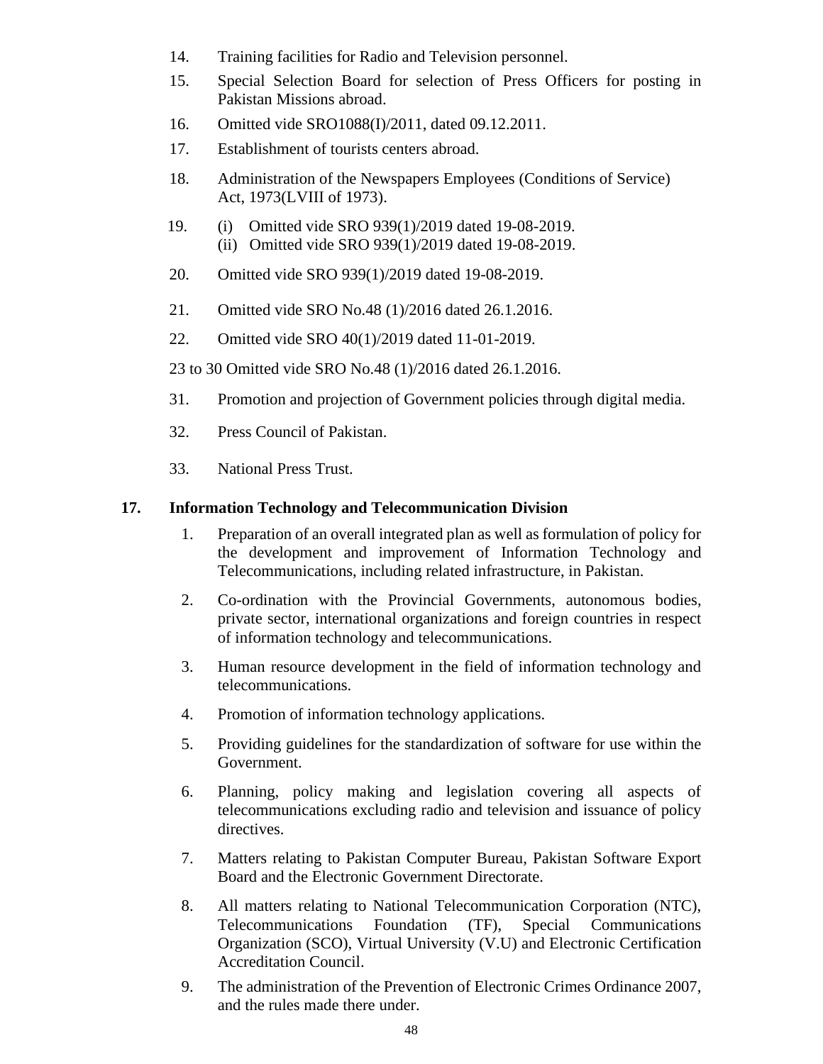14. Training facilities for Radio and Television personnel.

15. Special Selection Board for selection of Press Officers for posting in Pakistan Missions abroad.

16. Omitted vide SRO1088(I)/2011, dated 09.12.2011.

17. Establishment of tourists centers abroad.

18. Administration of the Newspapers Employees (Conditions of Service) Act, 1973(LVIII of 1973).

19. (i) Omitted vide SRO 939(1)/2019 dated 19-08-2019.
    (ii) Omitted vide SRO 939(1)/2019 dated 19-08-2019.

20. Omitted vide SRO 939(1)/2019 dated 19-08-2019.

21. Omitted vide SRO No.48 (1)/2016 dated 26.1.2016.

22. Omitted vide SRO 40(1)/2019 dated 11-01-2019.

23 to 30 Omitted vide SRO No.48 (1)/2016 dated 26.1.2016.

31. Promotion and projection of Government policies through digital media.

32. Press Council of Pakistan.

33. National Press Trust.

## 17. Information Technology and Telecommunication Division

1. Preparation of an overall integrated plan as well as formulation of policy for the development and improvement of Information Technology and Telecommunications, including related infrastructure, in Pakistan.

2. Co-ordination with the Provincial Governments, autonomous bodies, private sector, international organizations and foreign countries in respect of information technology and telecommunications.

3. Human resource development in the field of information technology and telecommunications.

4. Promotion of information technology applications.

5. Providing guidelines for the standardization of software for use within the Government.

6. Planning, policy making and legislation covering all aspects of telecommunications excluding radio and television and issuance of policy directives.

7. Matters relating to Pakistan Computer Bureau, Pakistan Software Export Board and the Electronic Government Directorate.

8. All matters relating to National Telecommunication Corporation (NTC), Telecommunications Foundation (TF), Special Communications Organization (SCO), Virtual University (V.U) and Electronic Certification Accreditation Council.

9. The administration of the Prevention of Electronic Crimes Ordinance 2007, and the rules made there under.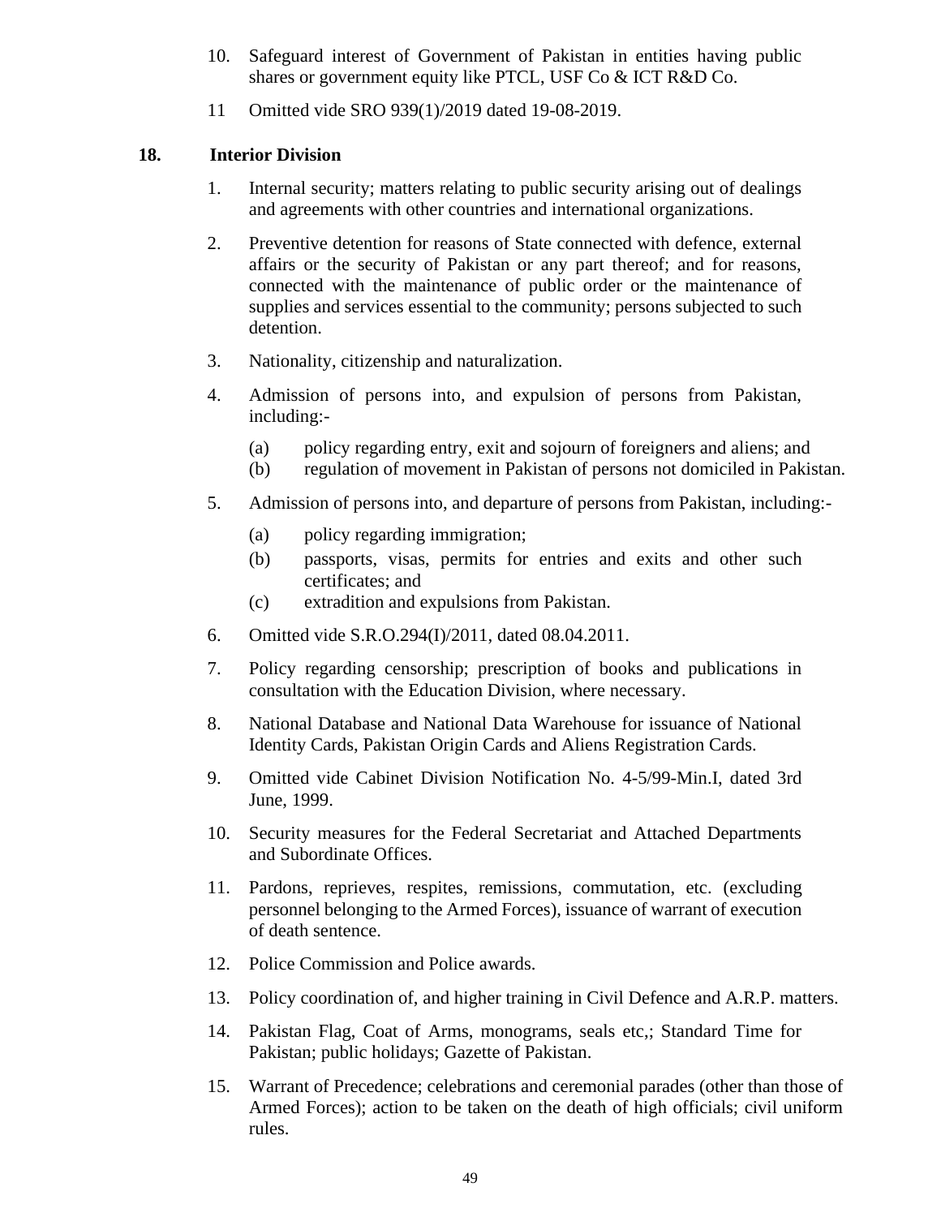10. Safeguard interest of Government of Pakistan in entities having public shares or government equity like PTCL, USF Co & ICT R&D Co.

11 Omitted vide SRO 939(1)/2019 dated 19-08-2019.

**18. Interior Division**

1. Internal security; matters relating to public security arising out of dealings and agreements with other countries and international organizations.

2. Preventive detention for reasons of State connected with defence, external affairs or the security of Pakistan or any part thereof; and for reasons, connected with the maintenance of public order or the maintenance of supplies and services essential to the community; persons subjected to such detention.

3. Nationality, citizenship and naturalization.

4. Admission of persons into, and expulsion of persons from Pakistan, including:-

   (a) policy regarding entry, exit and sojourn of foreigners and aliens; and
   (b) regulation of movement in Pakistan of persons not domiciled in Pakistan.

5. Admission of persons into, and departure of persons from Pakistan, including:-

   (a) policy regarding immigration;
   (b) passports, visas, permits for entries and exits and other such certificates; and
   (c) extradition and expulsions from Pakistan.

6. Omitted vide S.R.O.294(I)/2011, dated 08.04.2011.

7. Policy regarding censorship; prescription of books and publications in consultation with the Education Division, where necessary.

8. National Database and National Data Warehouse for issuance of National Identity Cards, Pakistan Origin Cards and Aliens Registration Cards.

9. Omitted vide Cabinet Division Notification No. 4-5/99-Min.I, dated 3rd June, 1999.

10. Security measures for the Federal Secretariat and Attached Departments and Subordinate Offices.

11. Pardons, reprieves, respites, remissions, commutation, etc. (excluding personnel belonging to the Armed Forces), issuance of warrant of execution of death sentence.

12. Police Commission and Police awards.

13. Policy coordination of, and higher training in Civil Defence and A.R.P. matters.

14. Pakistan Flag, Coat of Arms, monograms, seals etc,; Standard Time for Pakistan; public holidays; Gazette of Pakistan.

15. Warrant of Precedence; celebrations and ceremonial parades (other than those of Armed Forces); action to be taken on the death of high officials; civil uniform rules.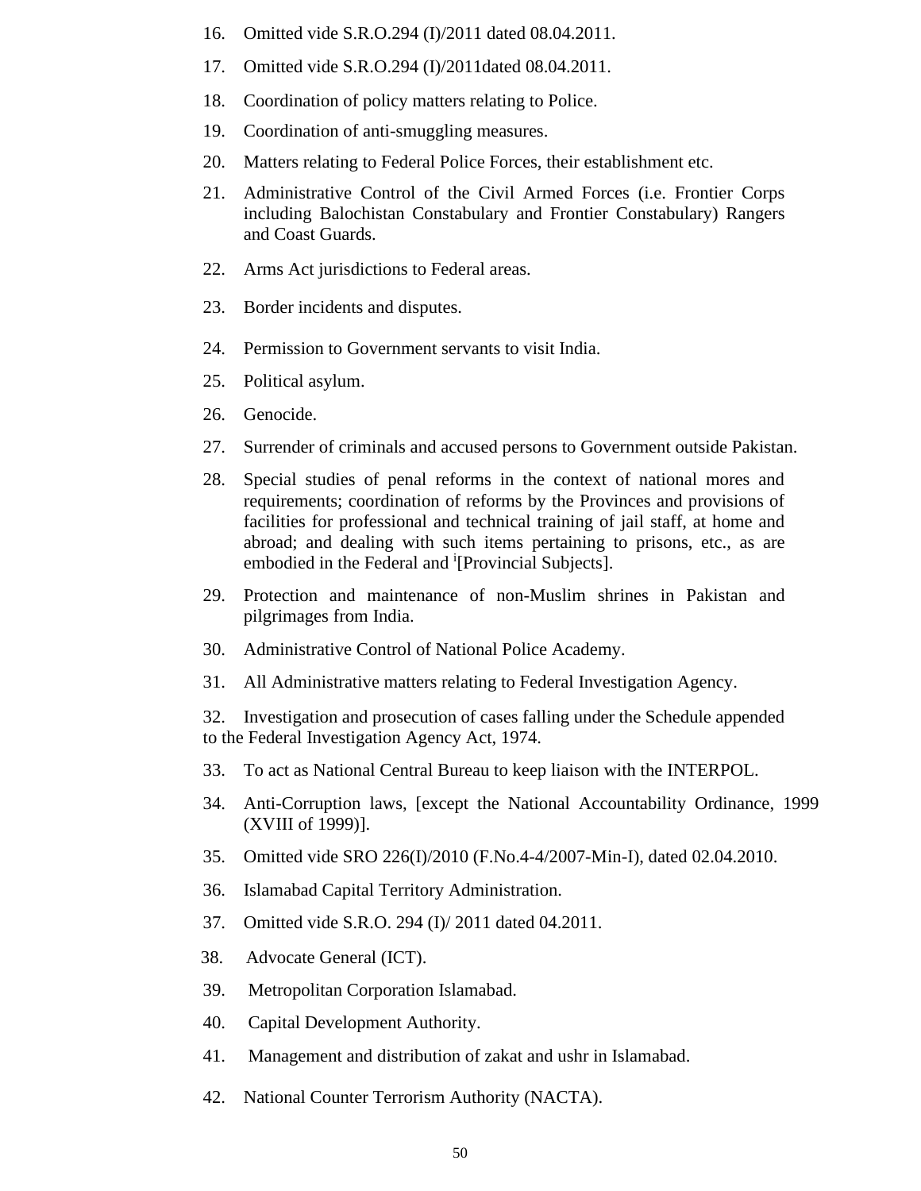16. Omitted vide S.R.O.294 (I)/2011 dated 08.04.2011.
17. Omitted vide S.R.O.294 (I)/2011dated 08.04.2011.
18. Coordination of policy matters relating to Police.
19. Coordination of anti-smuggling measures.
20. Matters relating to Federal Police Forces, their establishment etc.
21. Administrative Control of the Civil Armed Forces (i.e. Frontier Corps including Balochistan Constabulary and Frontier Constabulary) Rangers and Coast Guards.
22. Arms Act jurisdictions to Federal areas.
23. Border incidents and disputes.
24. Permission to Government servants to visit India.
25. Political asylum.
26. Genocide.
27. Surrender of criminals and accused persons to Government outside Pakistan.
28. Special studies of penal reforms in the context of national mores and requirements; coordination of reforms by the Provinces and provisions of facilities for professional and technical training of jail staff, at home and abroad; and dealing with such items pertaining to prisons, etc., as are embodied in the Federal and [i][Provincial Subjects].
29. Protection and maintenance of non-Muslim shrines in Pakistan and pilgrimages from India.
30. Administrative Control of National Police Academy.
31. All Administrative matters relating to Federal Investigation Agency.
32. Investigation and prosecution of cases falling under the Schedule appended to the Federal Investigation Agency Act, 1974.
33. To act as National Central Bureau to keep liaison with the INTERPOL.
34. Anti-Corruption laws, [except the National Accountability Ordinance, 1999 (XVIII of 1999)].
35. Omitted vide SRO 226(I)/2010 (F.No.4-4/2007-Min-I), dated 02.04.2010.
36. Islamabad Capital Territory Administration.
37. Omitted vide S.R.O. 294 (I)/ 2011 dated 04.2011.
38. Advocate General (ICT).
39. Metropolitan Corporation Islamabad.
40. Capital Development Authority.
41. Management and distribution of zakat and ushr in Islamabad.
42. National Counter Terrorism Authority (NACTA).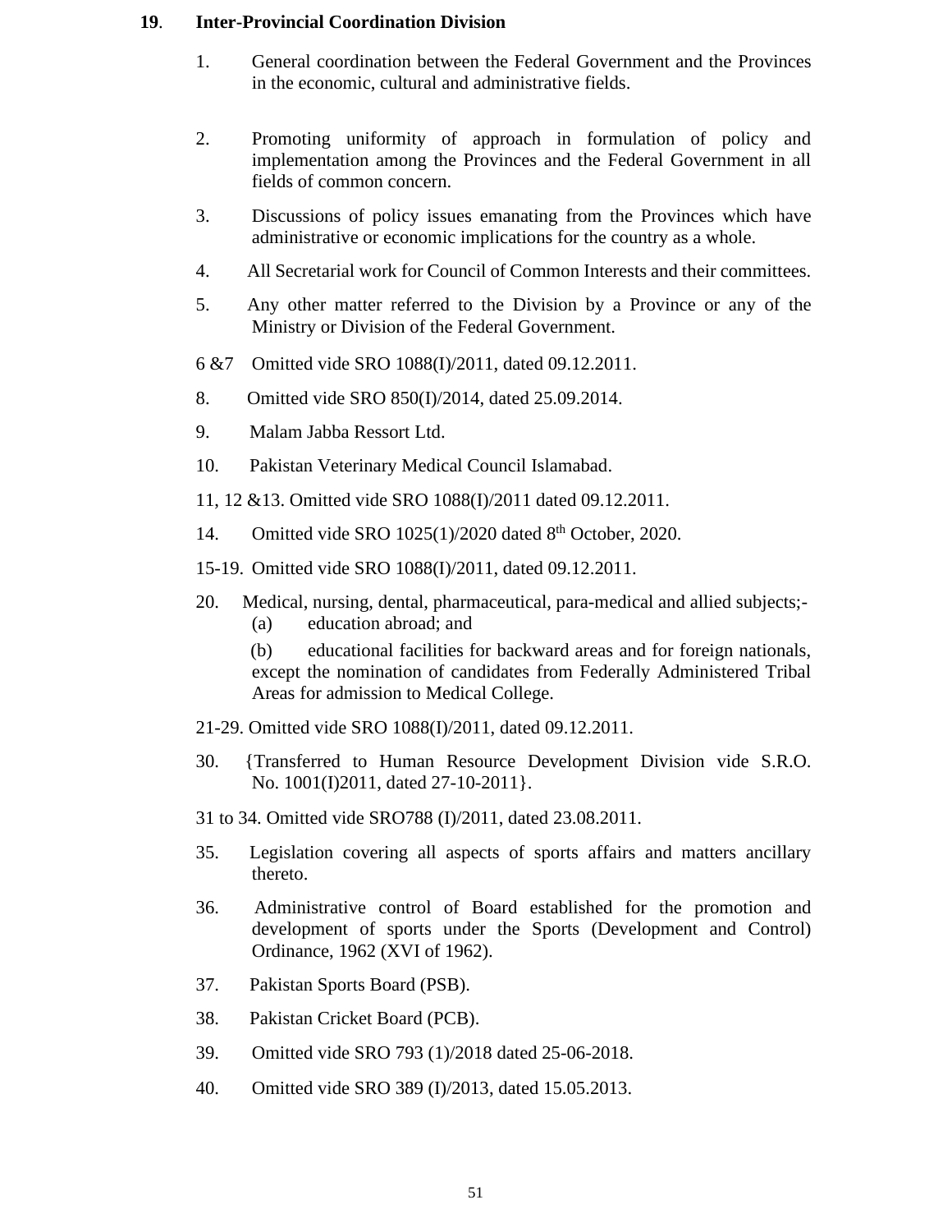**19. Inter-Provincial Coordination Division**

1. General coordination between the Federal Government and the Provinces in the economic, cultural and administrative fields.

2. Promoting uniformity of approach in formulation of policy and implementation among the Provinces and the Federal Government in all fields of common concern.

3. Discussions of policy issues emanating from the Provinces which have administrative or economic implications for the country as a whole.

4. All Secretarial work for Council of Common Interests and their committees.

5. Any other matter referred to the Division by a Province or any of the Ministry or Division of the Federal Government.

6 &7 Omitted vide SRO 1088(I)/2011, dated 09.12.2011.

8. Omitted vide SRO 850(I)/2014, dated 25.09.2014.

9. Malam Jabba Ressort Ltd.

10. Pakistan Veterinary Medical Council Islamabad.

11, 12 &13. Omitted vide SRO 1088(I)/2011 dated 09.12.2011.

14. Omitted vide SRO 1025(1)/2020 dated 8th October, 2020.

15-19. Omitted vide SRO 1088(I)/2011, dated 09.12.2011.

20. Medical, nursing, dental, pharmaceutical, para-medical and allied subjects;-
   (a) education abroad; and
   (b) educational facilities for backward areas and for foreign nationals, except the nomination of candidates from Federally Administered Tribal Areas for admission to Medical College.

21-29. Omitted vide SRO 1088(I)/2011, dated 09.12.2011.

30. {Transferred to Human Resource Development Division vide S.R.O. No. 1001(I)2011, dated 27-10-2011}.

31 to 34. Omitted vide SRO788 (I)/2011, dated 23.08.2011.

35. Legislation covering all aspects of sports affairs and matters ancillary thereto.

36. Administrative control of Board established for the promotion and development of sports under the Sports (Development and Control) Ordinance, 1962 (XVI of 1962).

37. Pakistan Sports Board (PSB).

38. Pakistan Cricket Board (PCB).

39. Omitted vide SRO 793 (1)/2018 dated 25-06-2018.

40. Omitted vide SRO 389 (I)/2013, dated 15.05.2013.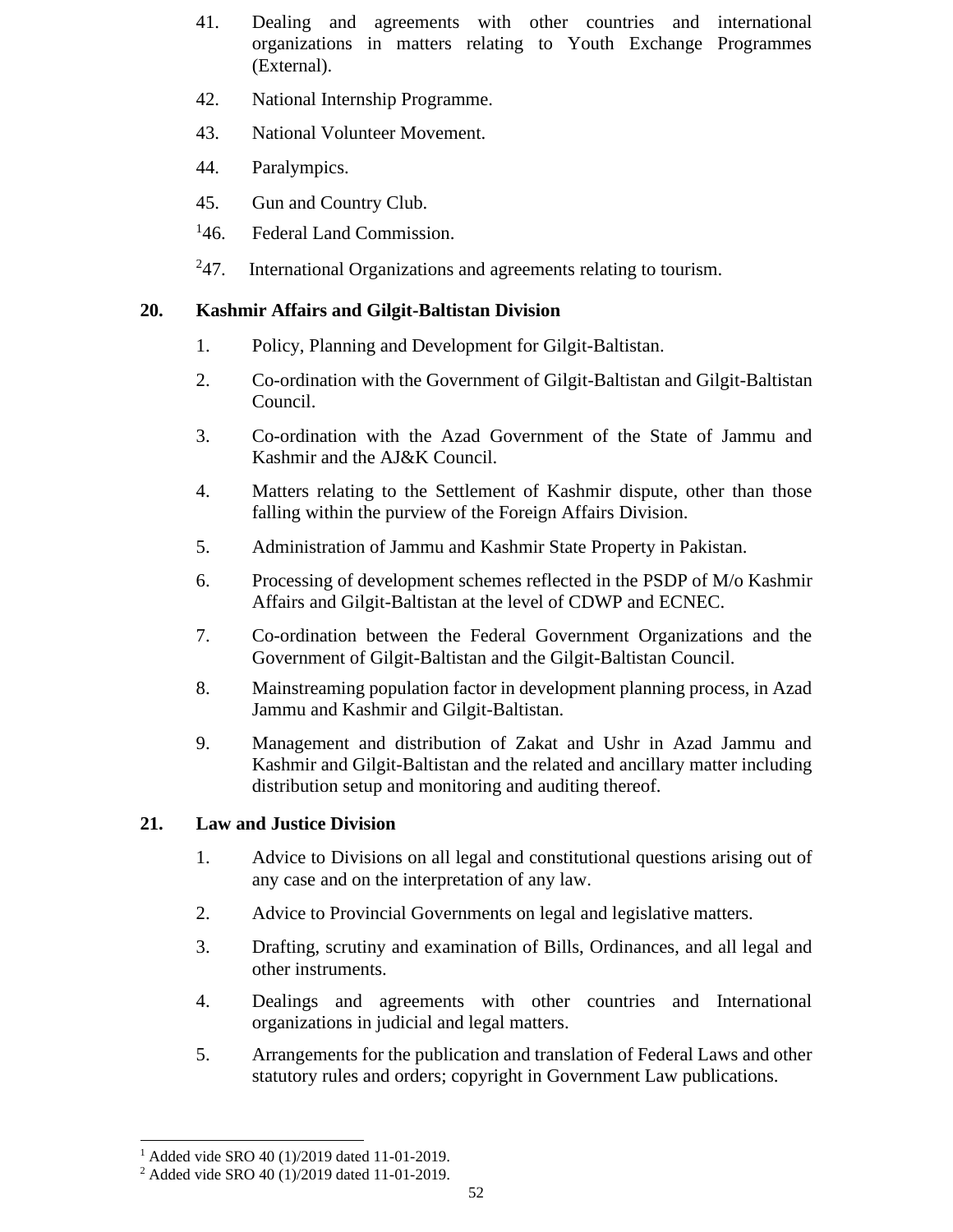41. Dealing and agreements with other countries and international organizations in matters relating to Youth Exchange Programmes (External).

42. National Internship Programme.

43. National Volunteer Movement.

44. Paralympics.

45. Gun and Country Club.

[1]46. Federal Land Commission.

[2]47. International Organizations and agreements relating to tourism.

**20. Kashmir Affairs and Gilgit-Baltistan Division**

1. Policy, Planning and Development for Gilgit-Baltistan.

2. Co-ordination with the Government of Gilgit-Baltistan and Gilgit-Baltistan Council.

3. Co-ordination with the Azad Government of the State of Jammu and Kashmir and the AJ&K Council.

4. Matters relating to the Settlement of Kashmir dispute, other than those falling within the purview of the Foreign Affairs Division.

5. Administration of Jammu and Kashmir State Property in Pakistan.

6. Processing of development schemes reflected in the PSDP of M/o Kashmir Affairs and Gilgit-Baltistan at the level of CDWP and ECNEC.

7. Co-ordination between the Federal Government Organizations and the Government of Gilgit-Baltistan and the Gilgit-Baltistan Council.

8. Mainstreaming population factor in development planning process, in Azad Jammu and Kashmir and Gilgit-Baltistan.

9. Management and distribution of Zakat and Ushr in Azad Jammu and Kashmir and Gilgit-Baltistan and the related and ancillary matter including distribution setup and monitoring and auditing thereof.

**21. Law and Justice Division**

1. Advice to Divisions on all legal and constitutional questions arising out of any case and on the interpretation of any law.

2. Advice to Provincial Governments on legal and legislative matters.

3. Drafting, scrutiny and examination of Bills, Ordinances, and all legal and other instruments.

4. Dealings and agreements with other countries and International organizations in judicial and legal matters.

5. Arrangements for the publication and translation of Federal Laws and other statutory rules and orders; copyright in Government Law publications.

---

[1] Added vide SRO 40 (1)/2019 dated 11-01-2019.

[2] Added vide SRO 40 (1)/2019 dated 11-01-2019.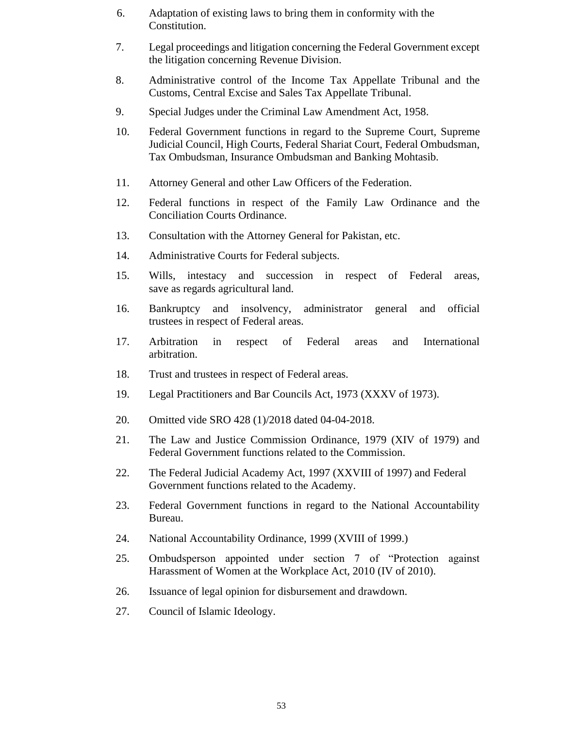6. Adaptation of existing laws to bring them in conformity with the Constitution.

7. Legal proceedings and litigation concerning the Federal Government except the litigation concerning Revenue Division.

8. Administrative control of the Income Tax Appellate Tribunal and the Customs, Central Excise and Sales Tax Appellate Tribunal.

9. Special Judges under the Criminal Law Amendment Act, 1958.

10. Federal Government functions in regard to the Supreme Court, Supreme Judicial Council, High Courts, Federal Shariat Court, Federal Ombudsman, Tax Ombudsman, Insurance Ombudsman and Banking Mohtasib.

11. Attorney General and other Law Officers of the Federation.

12. Federal functions in respect of the Family Law Ordinance and the Conciliation Courts Ordinance.

13. Consultation with the Attorney General for Pakistan, etc.

14. Administrative Courts for Federal subjects.

15. Wills, intestacy and succession in respect of Federal areas, save as regards agricultural land.

16. Bankruptcy and insolvency, administrator general and official trustees in respect of Federal areas.

17. Arbitration in respect of Federal areas and International arbitration.

18. Trust and trustees in respect of Federal areas.

19. Legal Practitioners and Bar Councils Act, 1973 (XXXV of 1973).

20. Omitted vide SRO 428 (1)/2018 dated 04-04-2018.

21. The Law and Justice Commission Ordinance, 1979 (XIV of 1979) and Federal Government functions related to the Commission.

22. The Federal Judicial Academy Act, 1997 (XXVIII of 1997) and Federal Government functions related to the Academy.

23. Federal Government functions in regard to the National Accountability Bureau.

24. National Accountability Ordinance, 1999 (XVIII of 1999.)

25. Ombudsperson appointed under section 7 of "Protection against Harassment of Women at the Workplace Act, 2010 (IV of 2010).

26. Issuance of legal opinion for disbursement and drawdown.

27. Council of Islamic Ideology.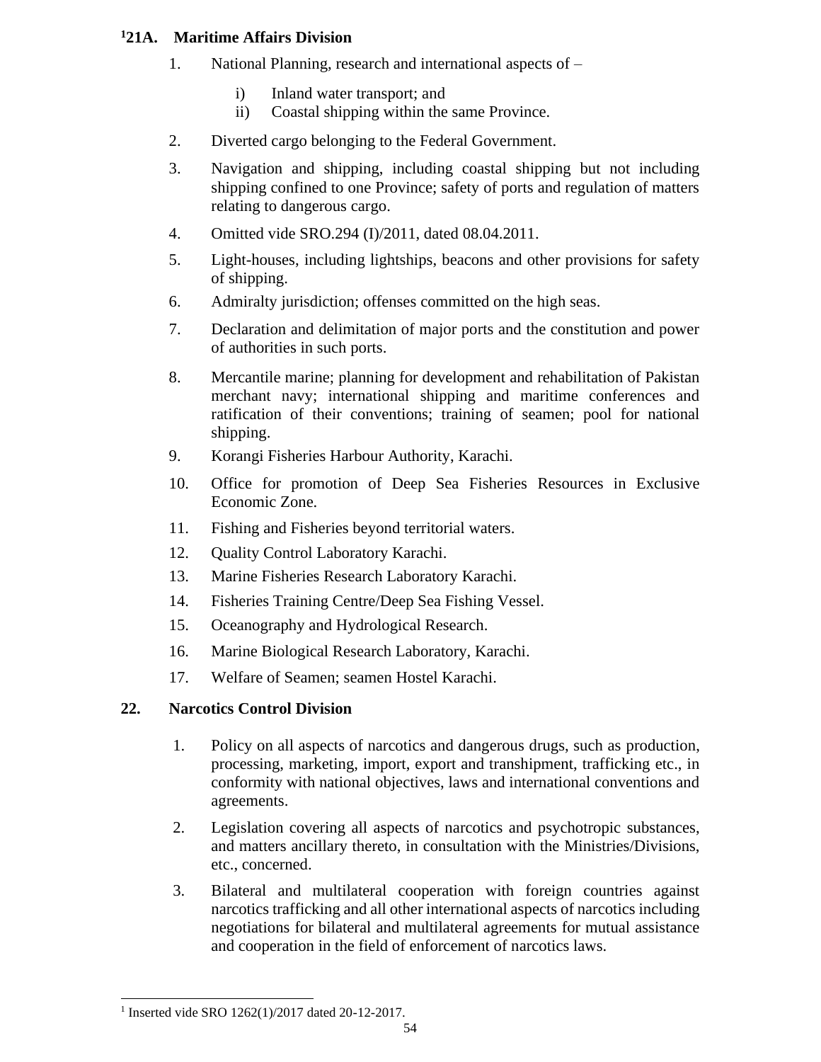### [1]21A. Maritime Affairs Division

1. National Planning, research and international aspects of –

   i) Inland water transport; and

   ii) Coastal shipping within the same Province.

2. Diverted cargo belonging to the Federal Government.

3. Navigation and shipping, including coastal shipping but not including shipping confined to one Province; safety of ports and regulation of matters relating to dangerous cargo.

4. Omitted vide SRO.294 (I)/2011, dated 08.04.2011.

5. Light-houses, including lightships, beacons and other provisions for safety of shipping.

6. Admiralty jurisdiction; offenses committed on the high seas.

7. Declaration and delimitation of major ports and the constitution and power of authorities in such ports.

8. Mercantile marine; planning for development and rehabilitation of Pakistan merchant navy; international shipping and maritime conferences and ratification of their conventions; training of seamen; pool for national shipping.

9. Korangi Fisheries Harbour Authority, Karachi.

10. Office for promotion of Deep Sea Fisheries Resources in Exclusive Economic Zone.

11. Fishing and Fisheries beyond territorial waters.

12. Quality Control Laboratory Karachi.

13. Marine Fisheries Research Laboratory Karachi.

14. Fisheries Training Centre/Deep Sea Fishing Vessel.

15. Oceanography and Hydrological Research.

16. Marine Biological Research Laboratory, Karachi.

17. Welfare of Seamen; seamen Hostel Karachi.

### 22. Narcotics Control Division

1. Policy on all aspects of narcotics and dangerous drugs, such as production, processing, marketing, import, export and transhipment, trafficking etc., in conformity with national objectives, laws and international conventions and agreements.

2. Legislation covering all aspects of narcotics and psychotropic substances, and matters ancillary thereto, in consultation with the Ministries/Divisions, etc., concerned.

3. Bilateral and multilateral cooperation with foreign countries against narcotics trafficking and all other international aspects of narcotics including negotiations for bilateral and multilateral agreements for mutual assistance and cooperation in the field of enforcement of narcotics laws.

---

[1] Inserted vide SRO 1262(1)/2017 dated 20-12-2017.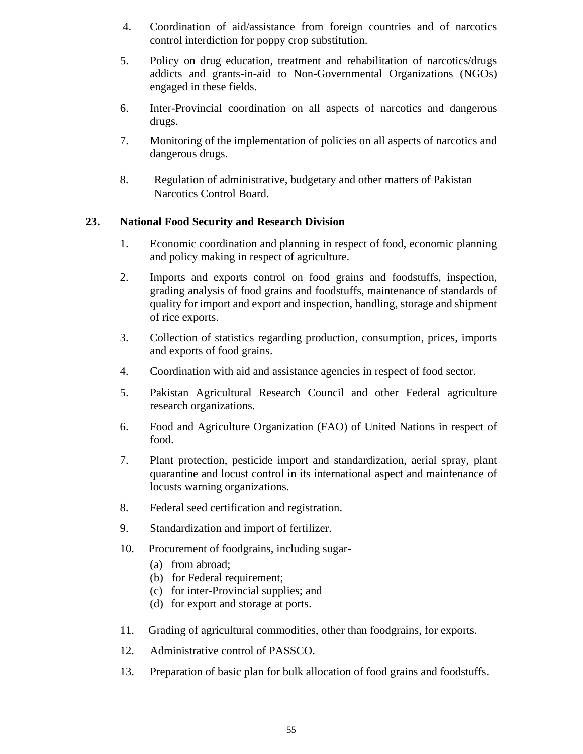4. Coordination of aid/assistance from foreign countries and of narcotics control interdiction for poppy crop substitution.

5. Policy on drug education, treatment and rehabilitation of narcotics/drugs addicts and grants-in-aid to Non-Governmental Organizations (NGOs) engaged in these fields.

6. Inter-Provincial coordination on all aspects of narcotics and dangerous drugs.

7. Monitoring of the implementation of policies on all aspects of narcotics and dangerous drugs.

8. Regulation of administrative, budgetary and other matters of Pakistan Narcotics Control Board.

**23. National Food Security and Research Division**

1. Economic coordination and planning in respect of food, economic planning and policy making in respect of agriculture.

2. Imports and exports control on food grains and foodstuffs, inspection, grading analysis of food grains and foodstuffs, maintenance of standards of quality for import and export and inspection, handling, storage and shipment of rice exports.

3. Collection of statistics regarding production, consumption, prices, imports and exports of food grains.

4. Coordination with aid and assistance agencies in respect of food sector.

5. Pakistan Agricultural Research Council and other Federal agriculture research organizations.

6. Food and Agriculture Organization (FAO) of United Nations in respect of food.

7. Plant protection, pesticide import and standardization, aerial spray, plant quarantine and locust control in its international aspect and maintenance of locusts warning organizations.

8. Federal seed certification and registration.

9. Standardization and import of fertilizer.

10. Procurement of foodgrains, including sugar-
    (a) from abroad;
    (b) for Federal requirement;
    (c) for inter-Provincial supplies; and
    (d) for export and storage at ports.

11. Grading of agricultural commodities, other than foodgrains, for exports.

12. Administrative control of PASSCO.

13. Preparation of basic plan for bulk allocation of food grains and foodstuffs.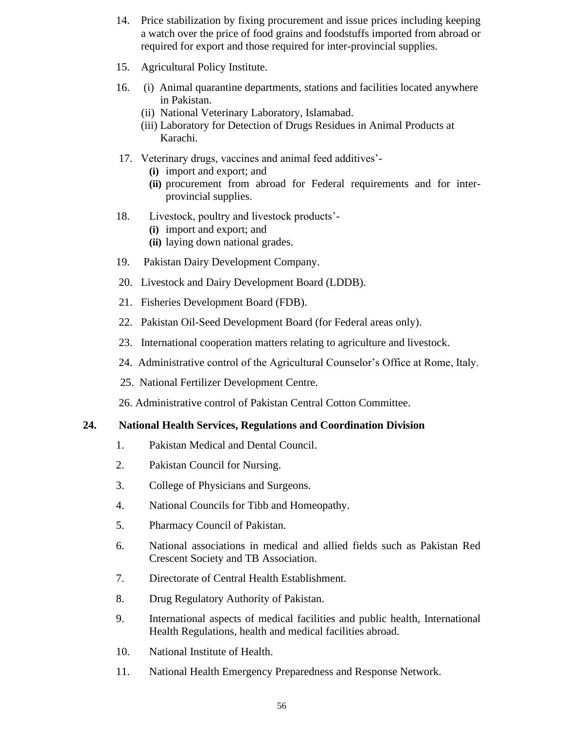14. Price stabilization by fixing procurement and issue prices including keeping a watch over the price of food grains and foodstuffs imported from abroad or required for export and those required for inter-provincial supplies.

15. Agricultural Policy Institute.

16. (i) Animal quarantine departments, stations and facilities located anywhere in Pakistan.
    (ii) National Veterinary Laboratory, Islamabad.
    (iii) Laboratory for Detection of Drugs Residues in Animal Products at Karachi.

17. Veterinary drugs, vaccines and animal feed additives'-
    **(i)** import and export; and
    **(ii)** procurement from abroad for Federal requirements and for inter-provincial supplies.

18. Livestock, poultry and livestock products'-
    **(i)** import and export; and
    **(ii)** laying down national grades.

19. Pakistan Dairy Development Company.

20. Livestock and Dairy Development Board (LDDB).

21. Fisheries Development Board (FDB).

22. Pakistan Oil-Seed Development Board (for Federal areas only).

23. International cooperation matters relating to agriculture and livestock.

24. Administrative control of the Agricultural Counselor's Office at Rome, Italy.

25. National Fertilizer Development Centre.

26. Administrative control of Pakistan Central Cotton Committee.

**24. National Health Services, Regulations and Coordination Division**

1. Pakistan Medical and Dental Council.

2. Pakistan Council for Nursing.

3. College of Physicians and Surgeons.

4. National Councils for Tibb and Homeopathy.

5. Pharmacy Council of Pakistan.

6. National associations in medical and allied fields such as Pakistan Red Crescent Society and TB Association.

7. Directorate of Central Health Establishment.

8. Drug Regulatory Authority of Pakistan.

9. International aspects of medical facilities and public health, International Health Regulations, health and medical facilities abroad.

10. National Institute of Health.

11. National Health Emergency Preparedness and Response Network.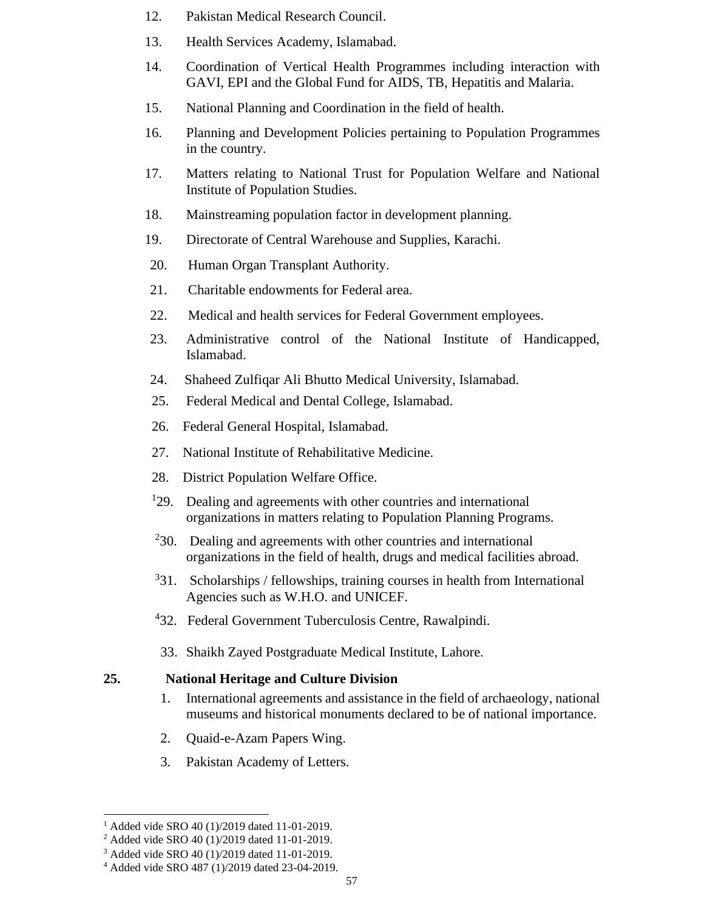12. Pakistan Medical Research Council.

13. Health Services Academy, Islamabad.

14. Coordination of Vertical Health Programmes including interaction with GAVI, EPI and the Global Fund for AIDS, TB, Hepatitis and Malaria.

15. National Planning and Coordination in the field of health.

16. Planning and Development Policies pertaining to Population Programmes in the country.

17. Matters relating to National Trust for Population Welfare and National Institute of Population Studies.

18. Mainstreaming population factor in development planning.

19. Directorate of Central Warehouse and Supplies, Karachi.

20. Human Organ Transplant Authority.

21. Charitable endowments for Federal area.

22. Medical and health services for Federal Government employees.

23. Administrative control of the National Institute of Handicapped, Islamabad.

24. Shaheed Zulfiqar Ali Bhutto Medical University, Islamabad.

25. Federal Medical and Dental College, Islamabad.

26. Federal General Hospital, Islamabad.

27. National Institute of Rehabilitative Medicine.

28. District Population Welfare Office.

[1]29. Dealing and agreements with other countries and international organizations in matters relating to Population Planning Programs.

[2]30. Dealing and agreements with other countries and international organizations in the field of health, drugs and medical facilities abroad.

[3]31. Scholarships / fellowships, training courses in health from International Agencies such as W.H.O. and UNICEF.

[4]32. Federal Government Tuberculosis Centre, Rawalpindi.

33. Shaikh Zayed Postgraduate Medical Institute, Lahore.

**25. National Heritage and Culture Division**

1. International agreements and assistance in the field of archaeology, national museums and historical monuments declared to be of national importance.

2. Quaid-e-Azam Papers Wing.

3. Pakistan Academy of Letters.

---

[1] Added vide SRO 40 (1)/2019 dated 11-01-2019.

[2] Added vide SRO 40 (1)/2019 dated 11-01-2019.

[3] Added vide SRO 40 (1)/2019 dated 11-01-2019.

[4] Added vide SRO 487 (1)/2019 dated 23-04-2019.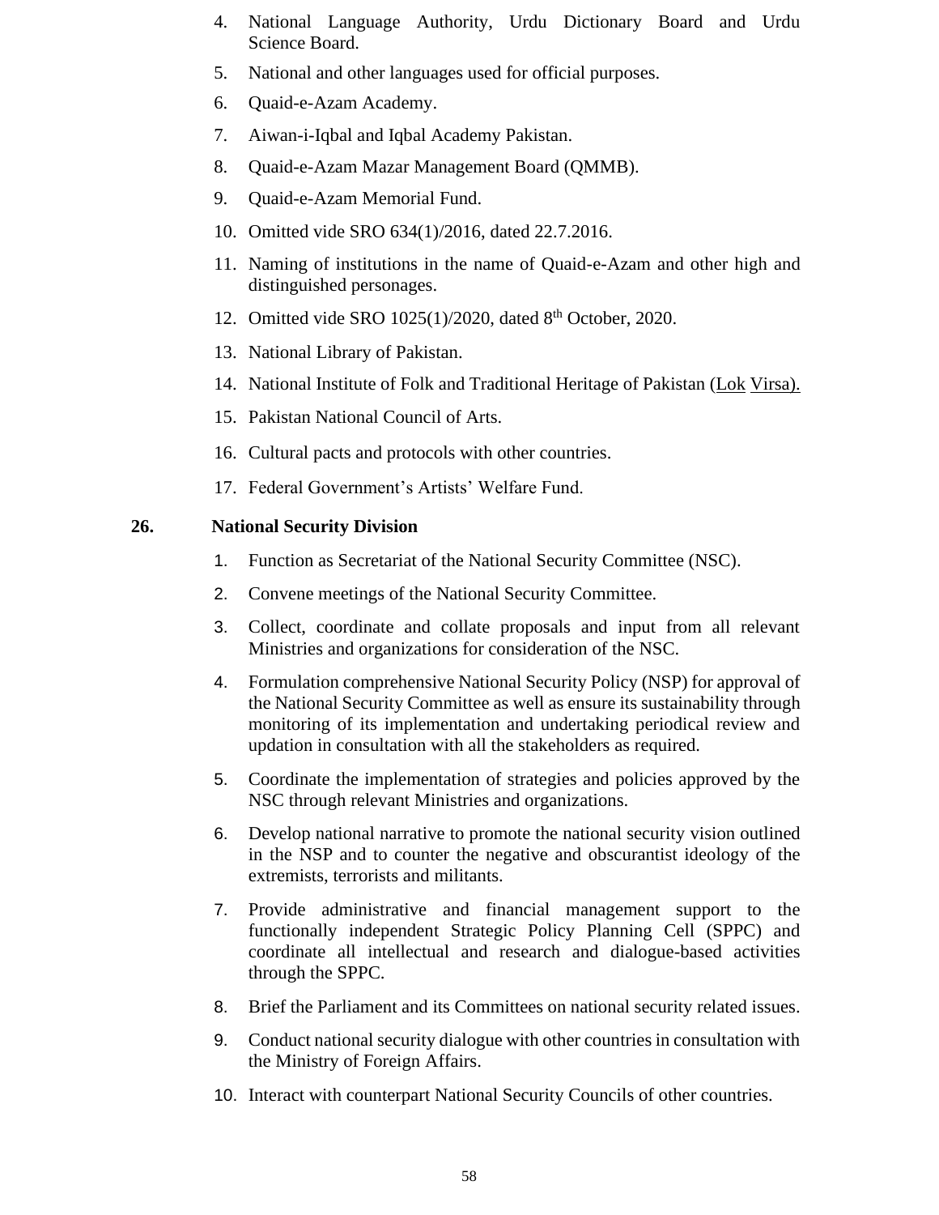4. National Language Authority, Urdu Dictionary Board and Urdu Science Board.
5. National and other languages used for official purposes.
6. Quaid-e-Azam Academy.
7. Aiwan-i-Iqbal and Iqbal Academy Pakistan.
8. Quaid-e-Azam Mazar Management Board (QMMB).
9. Quaid-e-Azam Memorial Fund.
10. Omitted vide SRO 634(1)/2016, dated 22.7.2016.
11. Naming of institutions in the name of Quaid-e-Azam and other high and distinguished personages.
12. Omitted vide SRO 1025(1)/2020, dated 8th October, 2020.
13. National Library of Pakistan.
14. National Institute of Folk and Traditional Heritage of Pakistan (Lok Virsa).
15. Pakistan National Council of Arts.
16. Cultural pacts and protocols with other countries.
17. Federal Government's Artists' Welfare Fund.

**26. National Security Division**

1. Function as Secretariat of the National Security Committee (NSC).
2. Convene meetings of the National Security Committee.
3. Collect, coordinate and collate proposals and input from all relevant Ministries and organizations for consideration of the NSC.
4. Formulation comprehensive National Security Policy (NSP) for approval of the National Security Committee as well as ensure its sustainability through monitoring of its implementation and undertaking periodical review and updation in consultation with all the stakeholders as required.
5. Coordinate the implementation of strategies and policies approved by the NSC through relevant Ministries and organizations.
6. Develop national narrative to promote the national security vision outlined in the NSP and to counter the negative and obscurantist ideology of the extremists, terrorists and militants.
7. Provide administrative and financial management support to the functionally independent Strategic Policy Planning Cell (SPPC) and coordinate all intellectual and research and dialogue-based activities through the SPPC.
8. Brief the Parliament and its Committees on national security related issues.
9. Conduct national security dialogue with other countries in consultation with the Ministry of Foreign Affairs.
10. Interact with counterpart National Security Councils of other countries.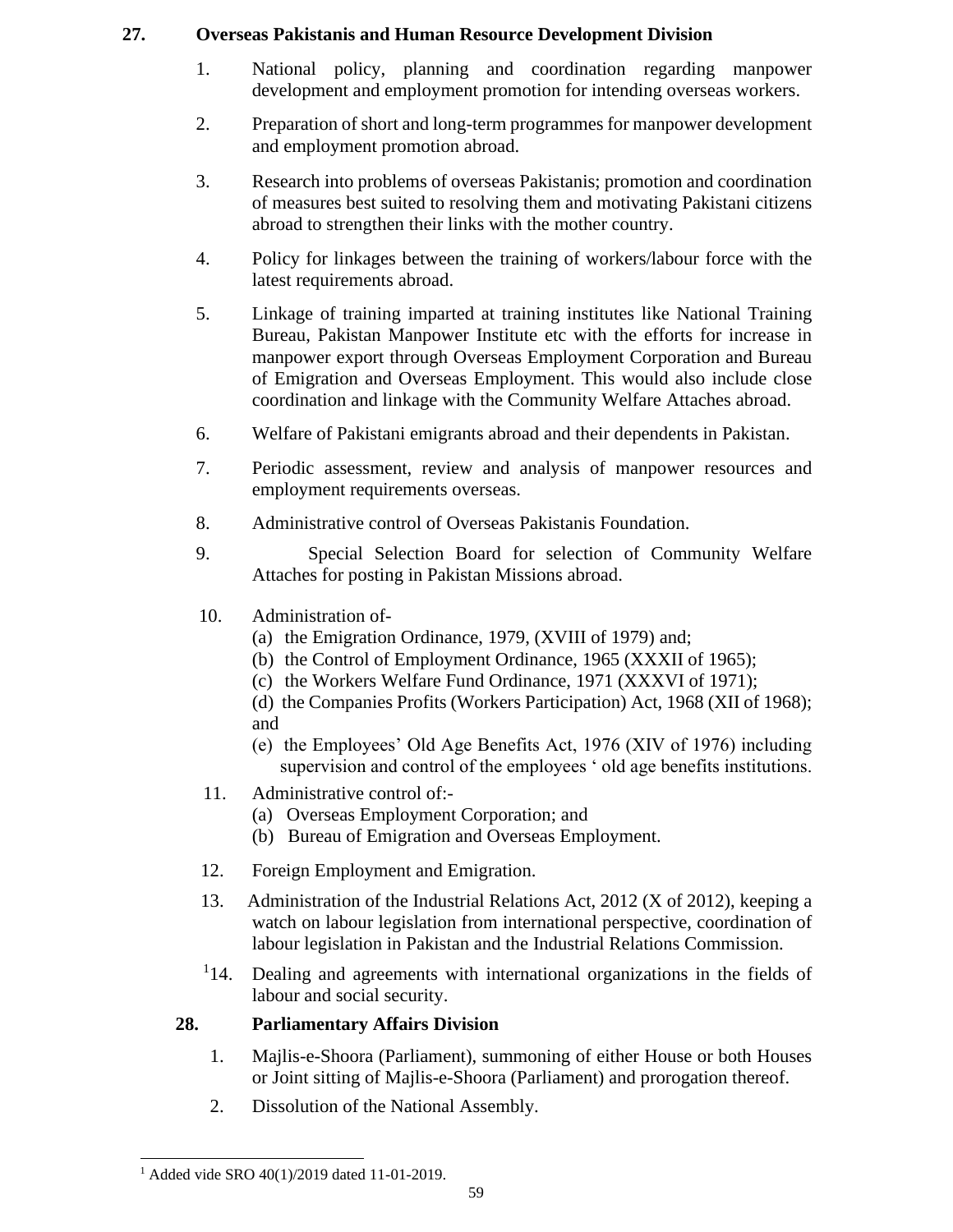**27. Overseas Pakistanis and Human Resource Development Division**

1. National policy, planning and coordination regarding manpower development and employment promotion for intending overseas workers.

2. Preparation of short and long-term programmes for manpower development and employment promotion abroad.

3. Research into problems of overseas Pakistanis; promotion and coordination of measures best suited to resolving them and motivating Pakistani citizens abroad to strengthen their links with the mother country.

4. Policy for linkages between the training of workers/labour force with the latest requirements abroad.

5. Linkage of training imparted at training institutes like National Training Bureau, Pakistan Manpower Institute etc with the efforts for increase in manpower export through Overseas Employment Corporation and Bureau of Emigration and Overseas Employment. This would also include close coordination and linkage with the Community Welfare Attaches abroad.

6. Welfare of Pakistani emigrants abroad and their dependents in Pakistan.

7. Periodic assessment, review and analysis of manpower resources and employment requirements overseas.

8. Administrative control of Overseas Pakistanis Foundation.

9. Special Selection Board for selection of Community Welfare Attaches for posting in Pakistan Missions abroad.

10. Administration of-
    (a) the Emigration Ordinance, 1979, (XVIII of 1979) and;
    (b) the Control of Employment Ordinance, 1965 (XXXII of 1965);
    (c) the Workers Welfare Fund Ordinance, 1971 (XXXVI of 1971);
    (d) the Companies Profits (Workers Participation) Act, 1968 (XII of 1968); and
    (e) the Employees' Old Age Benefits Act, 1976 (XIV of 1976) including supervision and control of the employees ' old age benefits institutions.

11. Administrative control of:-
    (a) Overseas Employment Corporation; and
    (b) Bureau of Emigration and Overseas Employment.

12. Foreign Employment and Emigration.

13. Administration of the Industrial Relations Act, 2012 (X of 2012), keeping a watch on labour legislation from international perspective, coordination of labour legislation in Pakistan and the Industrial Relations Commission.

[1]14. Dealing and agreements with international organizations in the fields of labour and social security.

**28. Parliamentary Affairs Division**

1. Majlis-e-Shoora (Parliament), summoning of either House or both Houses or Joint sitting of Majlis-e-Shoora (Parliament) and prorogation thereof.

2. Dissolution of the National Assembly.

---

[1] Added vide SRO 40(1)/2019 dated 11-01-2019.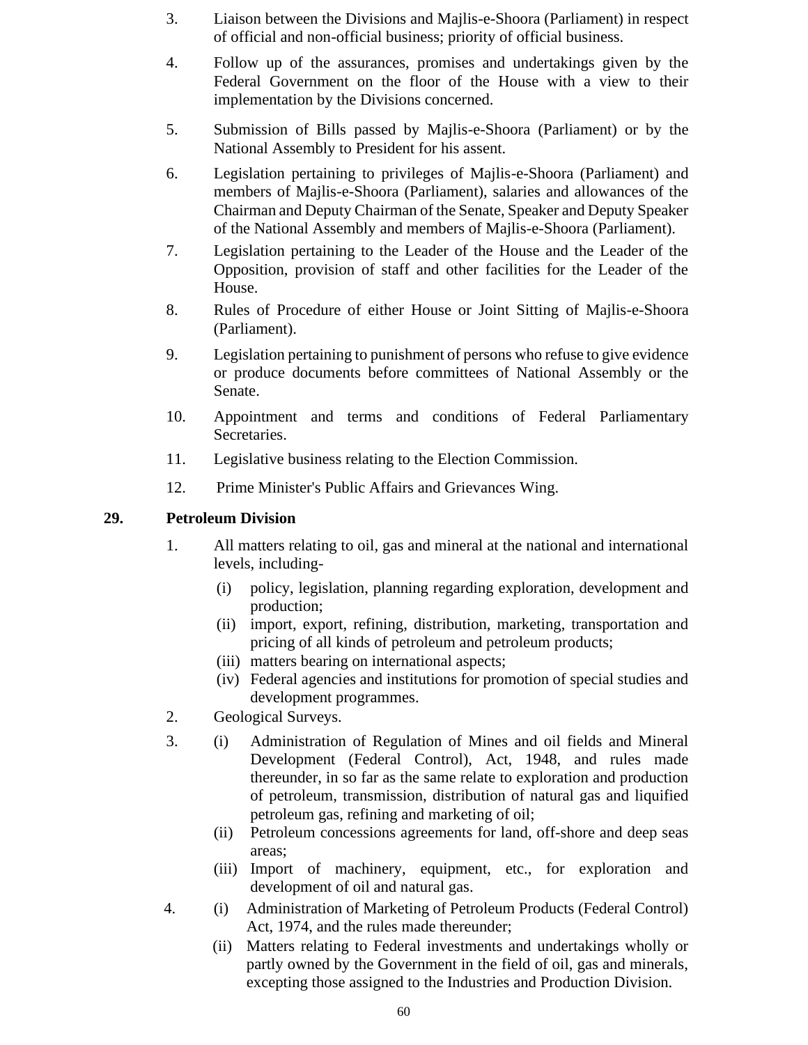3. Liaison between the Divisions and Majlis-e-Shoora (Parliament) in respect of official and non-official business; priority of official business.

4. Follow up of the assurances, promises and undertakings given by the Federal Government on the floor of the House with a view to their implementation by the Divisions concerned.

5. Submission of Bills passed by Majlis-e-Shoora (Parliament) or by the National Assembly to President for his assent.

6. Legislation pertaining to privileges of Majlis-e-Shoora (Parliament) and members of Majlis-e-Shoora (Parliament), salaries and allowances of the Chairman and Deputy Chairman of the Senate, Speaker and Deputy Speaker of the National Assembly and members of Majlis-e-Shoora (Parliament).

7. Legislation pertaining to the Leader of the House and the Leader of the Opposition, provision of staff and other facilities for the Leader of the House.

8. Rules of Procedure of either House or Joint Sitting of Majlis-e-Shoora (Parliament).

9. Legislation pertaining to punishment of persons who refuse to give evidence or produce documents before committees of National Assembly or the Senate.

10. Appointment and terms and conditions of Federal Parliamentary Secretaries.

11. Legislative business relating to the Election Commission.

12. Prime Minister's Public Affairs and Grievances Wing.

**29. Petroleum Division**

1. All matters relating to oil, gas and mineral at the national and international levels, including-
   - (i) policy, legislation, planning regarding exploration, development and production;
   - (ii) import, export, refining, distribution, marketing, transportation and pricing of all kinds of petroleum and petroleum products;
   - (iii) matters bearing on international aspects;
   - (iv) Federal agencies and institutions for promotion of special studies and development programmes.

2. Geological Surveys.

3. (i) Administration of Regulation of Mines and oil fields and Mineral Development (Federal Control), Act, 1948, and rules made thereunder, in so far as the same relate to exploration and production of petroleum, transmission, distribution of natural gas and liquified petroleum gas, refining and marketing of oil;
   - (ii) Petroleum concessions agreements for land, off-shore and deep seas areas;
   - (iii) Import of machinery, equipment, etc., for exploration and development of oil and natural gas.

4. (i) Administration of Marketing of Petroleum Products (Federal Control) Act, 1974, and the rules made thereunder;
   - (ii) Matters relating to Federal investments and undertakings wholly or partly owned by the Government in the field of oil, gas and minerals, excepting those assigned to the Industries and Production Division.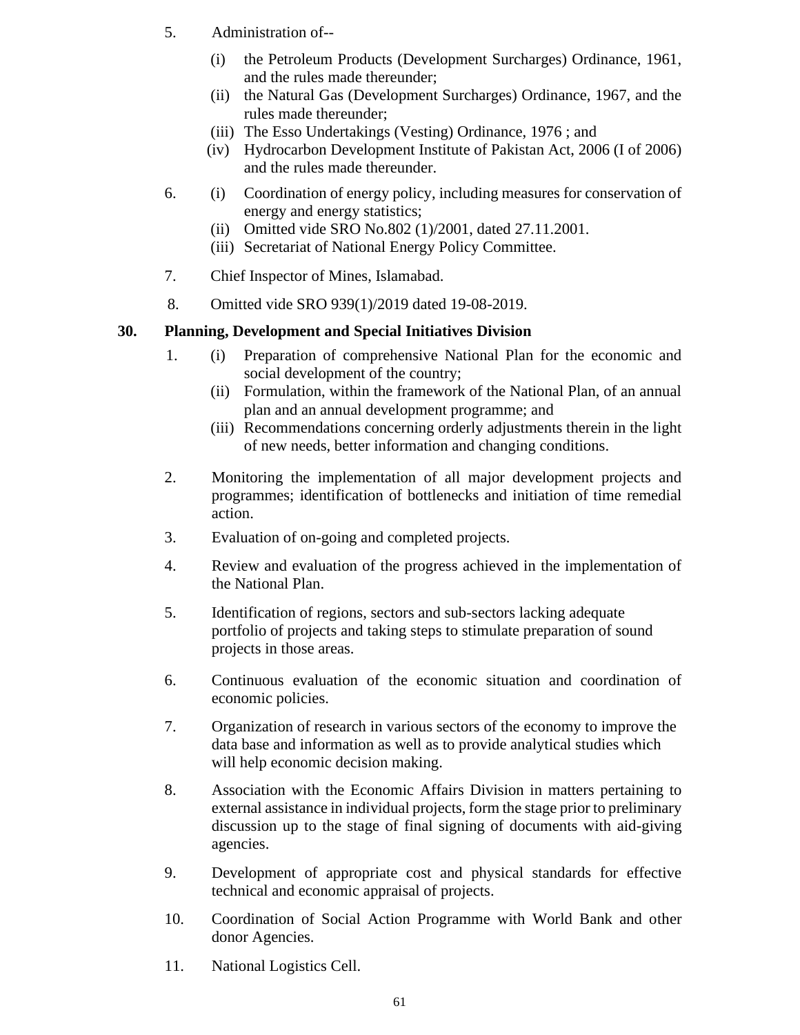5. Administration of--

   (i) the Petroleum Products (Development Surcharges) Ordinance, 1961, and the rules made thereunder;
   (ii) the Natural Gas (Development Surcharges) Ordinance, 1967, and the rules made thereunder;
   (iii) The Esso Undertakings (Vesting) Ordinance, 1976 ; and
   (iv) Hydrocarbon Development Institute of Pakistan Act, 2006 (I of 2006) and the rules made thereunder.

6. (i) Coordination of energy policy, including measures for conservation of energy and energy statistics;
   (ii) Omitted vide SRO No.802 (1)/2001, dated 27.11.2001.
   (iii) Secretariat of National Energy Policy Committee.

7. Chief Inspector of Mines, Islamabad.

8. Omitted vide SRO 939(1)/2019 dated 19-08-2019.

**30. Planning, Development and Special Initiatives Division**

1. (i) Preparation of comprehensive National Plan for the economic and social development of the country;
   (ii) Formulation, within the framework of the National Plan, of an annual plan and an annual development programme; and
   (iii) Recommendations concerning orderly adjustments therein in the light of new needs, better information and changing conditions.

2. Monitoring the implementation of all major development projects and programmes; identification of bottlenecks and initiation of time remedial action.

3. Evaluation of on-going and completed projects.

4. Review and evaluation of the progress achieved in the implementation of the National Plan.

5. Identification of regions, sectors and sub-sectors lacking adequate portfolio of projects and taking steps to stimulate preparation of sound projects in those areas.

6. Continuous evaluation of the economic situation and coordination of economic policies.

7. Organization of research in various sectors of the economy to improve the data base and information as well as to provide analytical studies which will help economic decision making.

8. Association with the Economic Affairs Division in matters pertaining to external assistance in individual projects, form the stage prior to preliminary discussion up to the stage of final signing of documents with aid-giving agencies.

9. Development of appropriate cost and physical standards for effective technical and economic appraisal of projects.

10. Coordination of Social Action Programme with World Bank and other donor Agencies.

11. National Logistics Cell.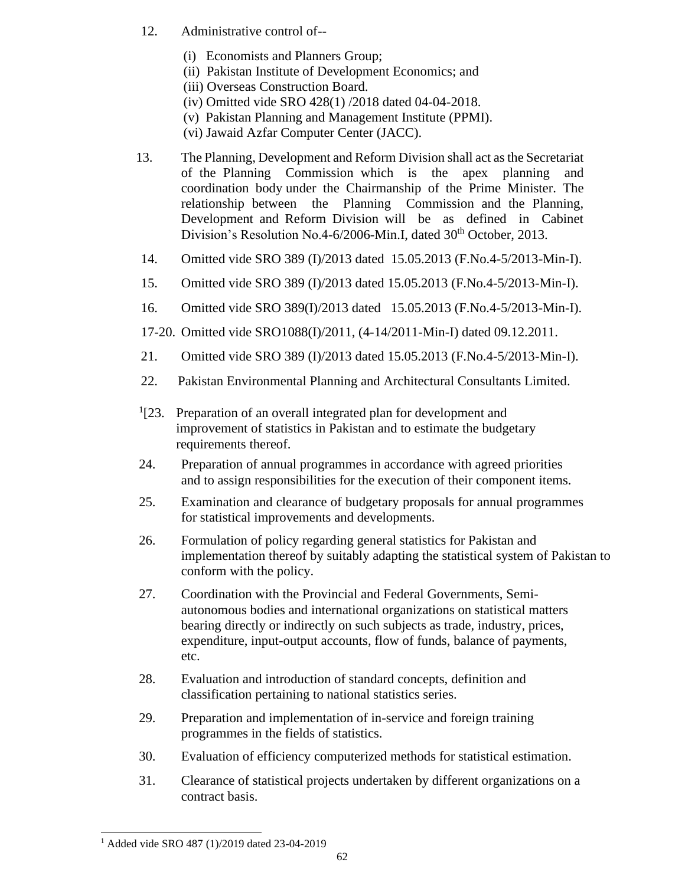12. Administrative control of--

    (i) Economists and Planners Group;
    (ii) Pakistan Institute of Development Economics; and
    (iii) Overseas Construction Board.
    (iv) Omitted vide SRO 428(1) /2018 dated 04-04-2018.
    (v) Pakistan Planning and Management Institute (PPMI).
    (vi) Jawaid Azfar Computer Center (JACC).

13. The Planning, Development and Reform Division shall act as the Secretariat of the Planning Commission which is the apex planning and coordination body under the Chairmanship of the Prime Minister. The relationship between the Planning Commission and the Planning, Development and Reform Division will be as defined in Cabinet Division's Resolution No.4-6/2006-Min.I, dated 30th October, 2013.

14. Omitted vide SRO 389 (I)/2013 dated 15.05.2013 (F.No.4-5/2013-Min-I).

15. Omitted vide SRO 389 (I)/2013 dated 15.05.2013 (F.No.4-5/2013-Min-I).

16. Omitted vide SRO 389(I)/2013 dated 15.05.2013 (F.No.4-5/2013-Min-I).

17-20. Omitted vide SRO1088(I)/2011, (4-14/2011-Min-I) dated 09.12.2011.

21. Omitted vide SRO 389 (I)/2013 dated 15.05.2013 (F.No.4-5/2013-Min-I).

22. Pakistan Environmental Planning and Architectural Consultants Limited.

[1][23. Preparation of an overall integrated plan for development and improvement of statistics in Pakistan and to estimate the budgetary requirements thereof.

24. Preparation of annual programmes in accordance with agreed priorities and to assign responsibilities for the execution of their component items.

25. Examination and clearance of budgetary proposals for annual programmes for statistical improvements and developments.

26. Formulation of policy regarding general statistics for Pakistan and implementation thereof by suitably adapting the statistical system of Pakistan to conform with the policy.

27. Coordination with the Provincial and Federal Governments, Semi-autonomous bodies and international organizations on statistical matters bearing directly or indirectly on such subjects as trade, industry, prices, expenditure, input-output accounts, flow of funds, balance of payments, etc.

28. Evaluation and introduction of standard concepts, definition and classification pertaining to national statistics series.

29. Preparation and implementation of in-service and foreign training programmes in the fields of statistics.

30. Evaluation of efficiency computerized methods for statistical estimation.

31. Clearance of statistical projects undertaken by different organizations on a contract basis.

---

[1] Added vide SRO 487 (1)/2019 dated 23-04-2019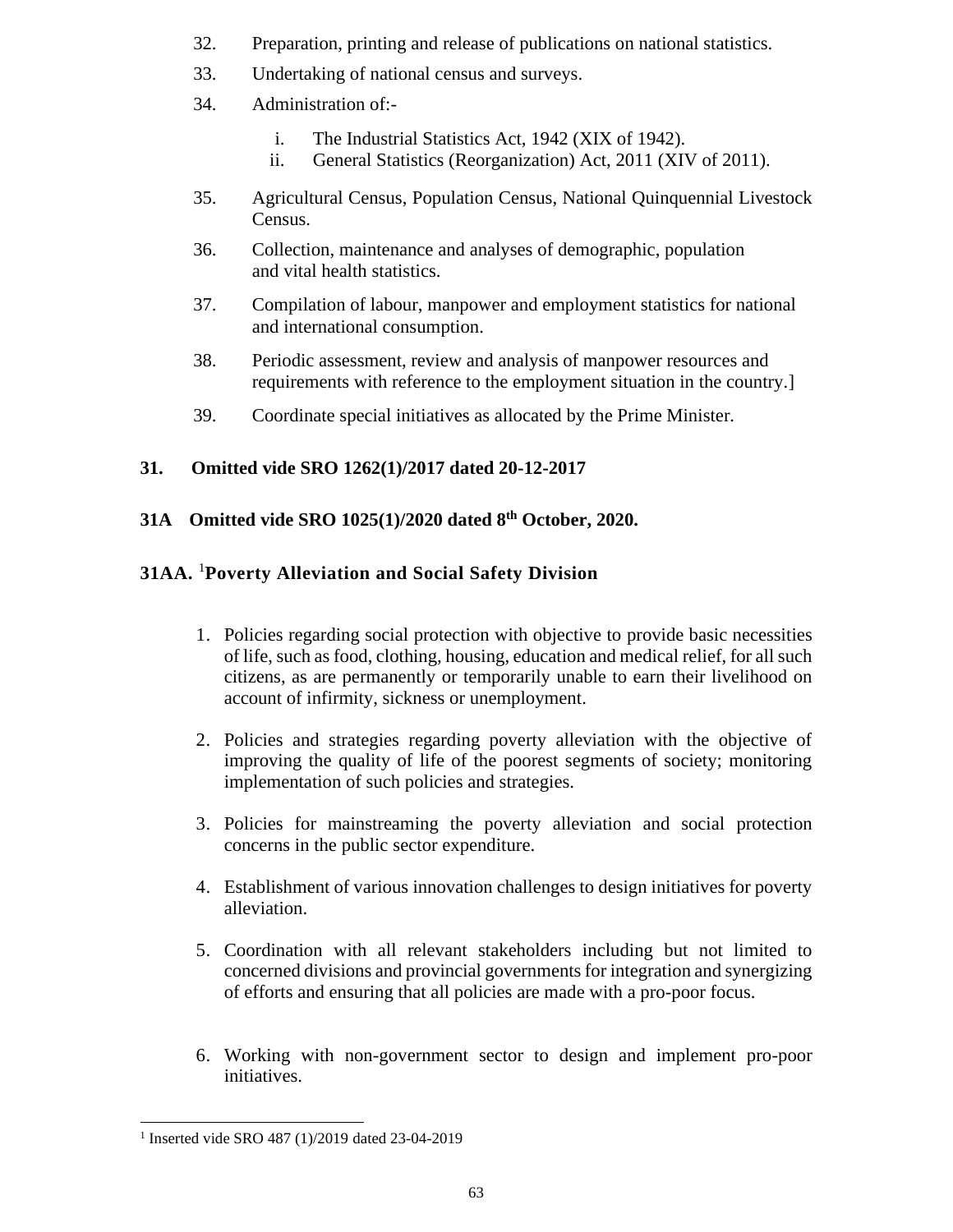32. Preparation, printing and release of publications on national statistics.

33. Undertaking of national census and surveys.

34. Administration of:-

    i. The Industrial Statistics Act, 1942 (XIX of 1942).
    ii. General Statistics (Reorganization) Act, 2011 (XIV of 2011).

35. Agricultural Census, Population Census, National Quinquennial Livestock Census.

36. Collection, maintenance and analyses of demographic, population and vital health statistics.

37. Compilation of labour, manpower and employment statistics for national and international consumption.

38. Periodic assessment, review and analysis of manpower resources and requirements with reference to the employment situation in the country.]

39. Coordinate special initiatives as allocated by the Prime Minister.

**31. Omitted vide SRO 1262(1)/2017 dated 20-12-2017**

**31A Omitted vide SRO 1025(1)/2020 dated 8th October, 2020.**

**31AA. [1]Poverty Alleviation and Social Safety Division**

1. Policies regarding social protection with objective to provide basic necessities of life, such as food, clothing, housing, education and medical relief, for all such citizens, as are permanently or temporarily unable to earn their livelihood on account of infirmity, sickness or unemployment.

2. Policies and strategies regarding poverty alleviation with the objective of improving the quality of life of the poorest segments of society; monitoring implementation of such policies and strategies.

3. Policies for mainstreaming the poverty alleviation and social protection concerns in the public sector expenditure.

4. Establishment of various innovation challenges to design initiatives for poverty alleviation.

5. Coordination with all relevant stakeholders including but not limited to concerned divisions and provincial governments for integration and synergizing of efforts and ensuring that all policies are made with a pro-poor focus.

6. Working with non-government sector to design and implement pro-poor initiatives.

[1] Inserted vide SRO 487 (1)/2019 dated 23-04-2019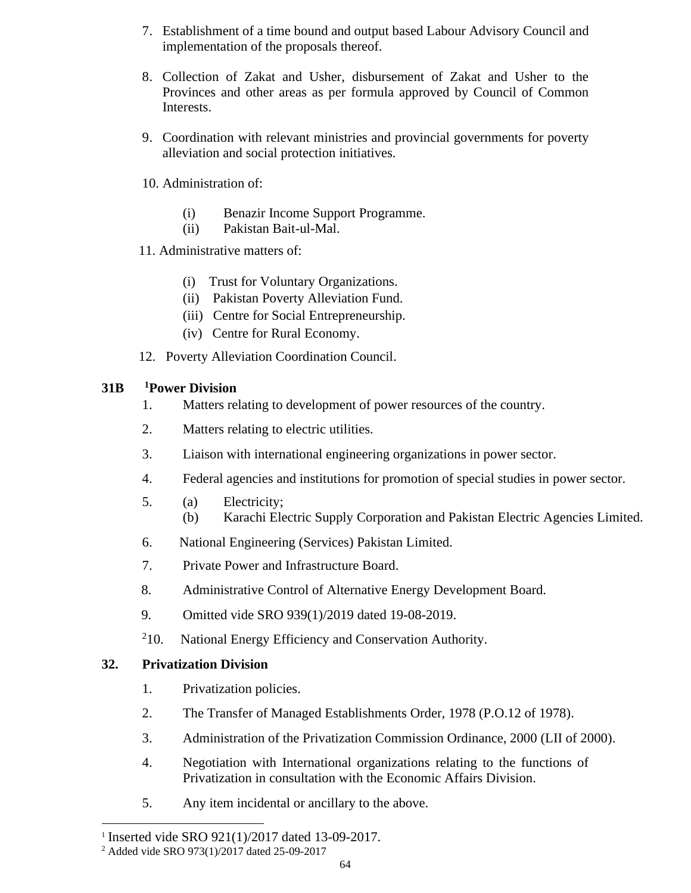7. Establishment of a time bound and output based Labour Advisory Council and implementation of the proposals thereof.

8. Collection of Zakat and Usher, disbursement of Zakat and Usher to the Provinces and other areas as per formula approved by Council of Common Interests.

9. Coordination with relevant ministries and provincial governments for poverty alleviation and social protection initiatives.

10. Administration of:

    (i) Benazir Income Support Programme.
    (ii) Pakistan Bait-ul-Mal.

11. Administrative matters of:

    (i) Trust for Voluntary Organizations.
    (ii) Pakistan Poverty Alleviation Fund.
    (iii) Centre for Social Entrepreneurship.
    (iv) Centre for Rural Economy.

12. Poverty Alleviation Coordination Council.

**31B [1]Power Division**

1. Matters relating to development of power resources of the country.

2. Matters relating to electric utilities.

3. Liaison with international engineering organizations in power sector.

4. Federal agencies and institutions for promotion of special studies in power sector.

5. (a) Electricity;
   (b) Karachi Electric Supply Corporation and Pakistan Electric Agencies Limited.

6. National Engineering (Services) Pakistan Limited.

7. Private Power and Infrastructure Board.

8. Administrative Control of Alternative Energy Development Board.

9. Omitted vide SRO 939(1)/2019 dated 19-08-2019.

[2]10. National Energy Efficiency and Conservation Authority.

**32. Privatization Division**

1. Privatization policies.

2. The Transfer of Managed Establishments Order, 1978 (P.O.12 of 1978).

3. Administration of the Privatization Commission Ordinance, 2000 (LII of 2000).

4. Negotiation with International organizations relating to the functions of Privatization in consultation with the Economic Affairs Division.

5. Any item incidental or ancillary to the above.

---

[1] Inserted vide SRO 921(1)/2017 dated 13-09-2017.

[2] Added vide SRO 973(1)/2017 dated 25-09-2017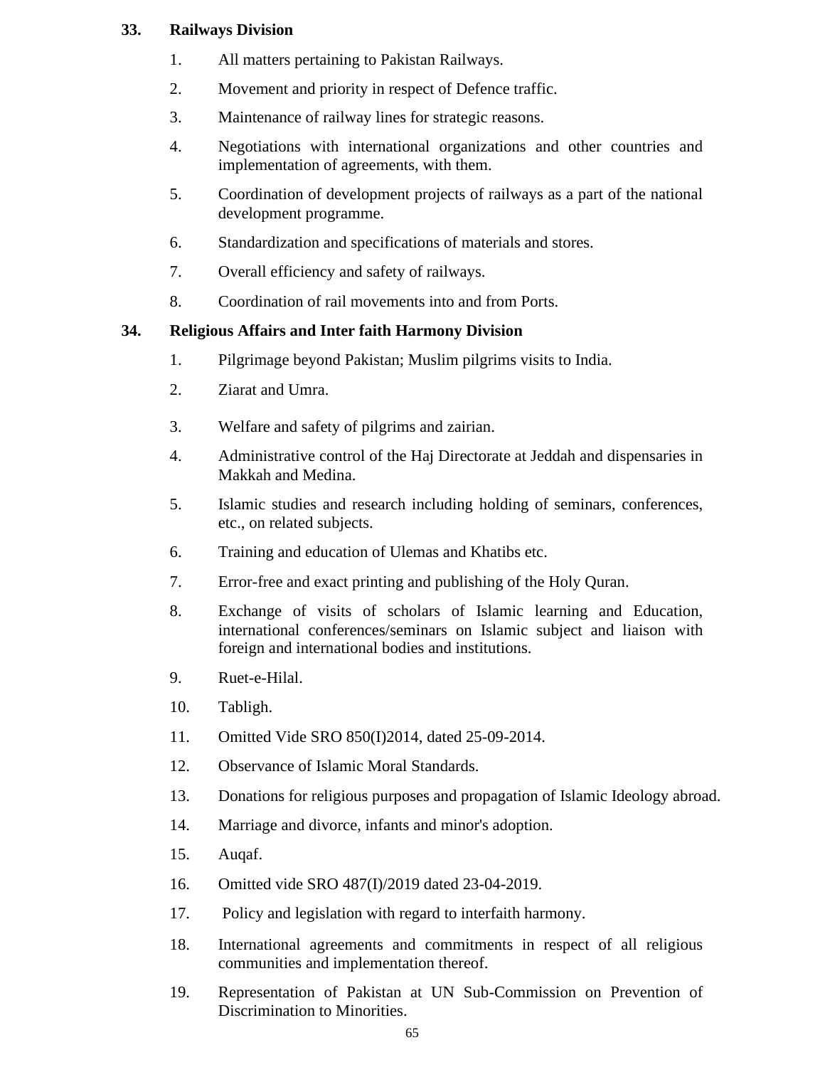**33. Railways Division**

1. All matters pertaining to Pakistan Railways.
2. Movement and priority in respect of Defence traffic.
3. Maintenance of railway lines for strategic reasons.
4. Negotiations with international organizations and other countries and implementation of agreements, with them.
5. Coordination of development projects of railways as a part of the national development programme.
6. Standardization and specifications of materials and stores.
7. Overall efficiency and safety of railways.
8. Coordination of rail movements into and from Ports.

**34. Religious Affairs and Inter faith Harmony Division**

1. Pilgrimage beyond Pakistan; Muslim pilgrims visits to India.
2. Ziarat and Umra.
3. Welfare and safety of pilgrims and zairian.
4. Administrative control of the Haj Directorate at Jeddah and dispensaries in Makkah and Medina.
5. Islamic studies and research including holding of seminars, conferences, etc., on related subjects.
6. Training and education of Ulemas and Khatibs etc.
7. Error-free and exact printing and publishing of the Holy Quran.
8. Exchange of visits of scholars of Islamic learning and Education, international conferences/seminars on Islamic subject and liaison with foreign and international bodies and institutions.
9. Ruet-e-Hilal.
10. Tabligh.
11. Omitted Vide SRO 850(I)2014, dated 25-09-2014.
12. Observance of Islamic Moral Standards.
13. Donations for religious purposes and propagation of Islamic Ideology abroad.
14. Marriage and divorce, infants and minor's adoption.
15. Auqaf.
16. Omitted vide SRO 487(I)/2019 dated 23-04-2019.
17. Policy and legislation with regard to interfaith harmony.
18. International agreements and commitments in respect of all religious communities and implementation thereof.
19. Representation of Pakistan at UN Sub-Commission on Prevention of Discrimination to Minorities.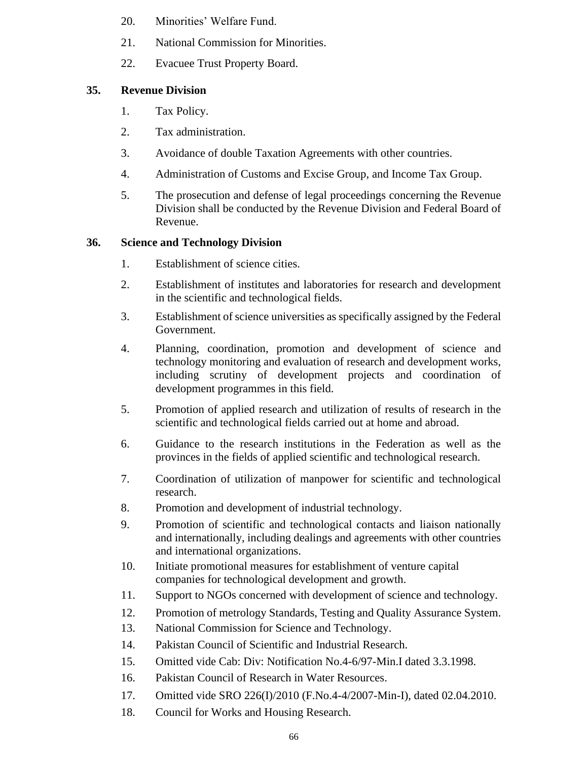20. Minorities' Welfare Fund.

21. National Commission for Minorities.

22. Evacuee Trust Property Board.

**35. Revenue Division**

1. Tax Policy.

2. Tax administration.

3. Avoidance of double Taxation Agreements with other countries.

4. Administration of Customs and Excise Group, and Income Tax Group.

5. The prosecution and defense of legal proceedings concerning the Revenue Division shall be conducted by the Revenue Division and Federal Board of Revenue.

**36. Science and Technology Division**

1. Establishment of science cities.

2. Establishment of institutes and laboratories for research and development in the scientific and technological fields.

3. Establishment of science universities as specifically assigned by the Federal Government.

4. Planning, coordination, promotion and development of science and technology monitoring and evaluation of research and development works, including scrutiny of development projects and coordination of development programmes in this field.

5. Promotion of applied research and utilization of results of research in the scientific and technological fields carried out at home and abroad.

6. Guidance to the research institutions in the Federation as well as the provinces in the fields of applied scientific and technological research.

7. Coordination of utilization of manpower for scientific and technological research.

8. Promotion and development of industrial technology.

9. Promotion of scientific and technological contacts and liaison nationally and internationally, including dealings and agreements with other countries and international organizations.

10. Initiate promotional measures for establishment of venture capital companies for technological development and growth.

11. Support to NGOs concerned with development of science and technology.

12. Promotion of metrology Standards, Testing and Quality Assurance System.

13. National Commission for Science and Technology.

14. Pakistan Council of Scientific and Industrial Research.

15. Omitted vide Cab: Div: Notification No.4-6/97-Min.I dated 3.3.1998.

16. Pakistan Council of Research in Water Resources.

17. Omitted vide SRO 226(I)/2010 (F.No.4-4/2007-Min-I), dated 02.04.2010.

18. Council for Works and Housing Research.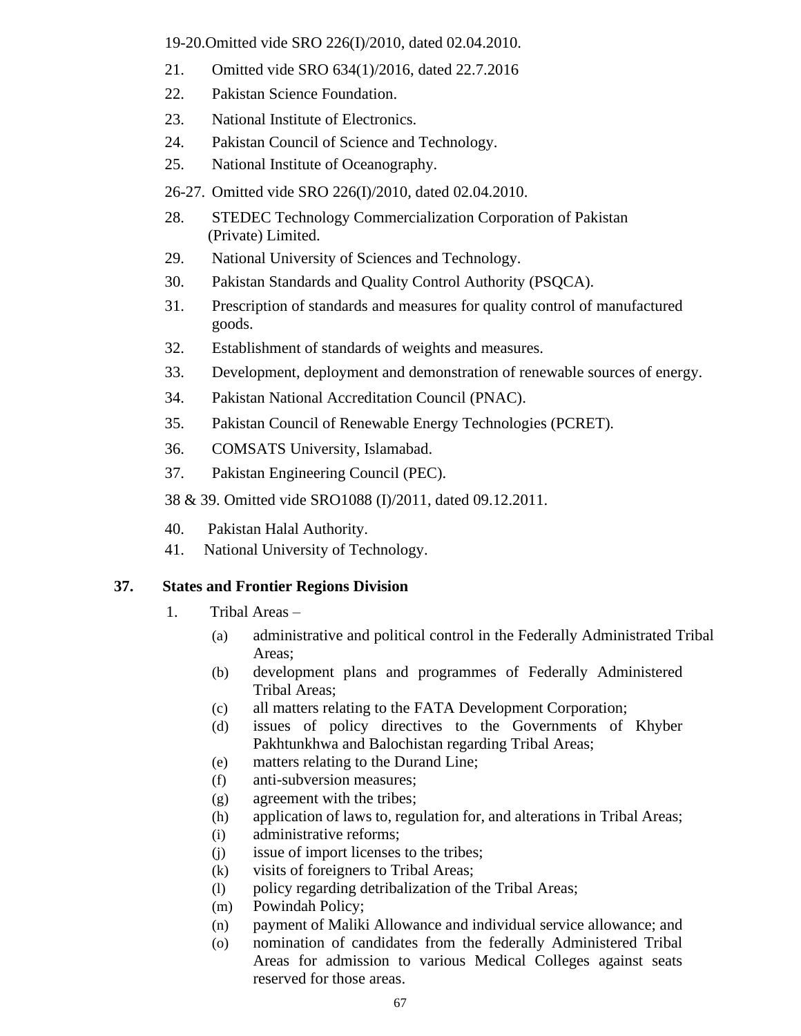19-20.Omitted vide SRO 226(I)/2010, dated 02.04.2010.

21. Omitted vide SRO 634(1)/2016, dated 22.7.2016

22. Pakistan Science Foundation.

23. National Institute of Electronics.

24. Pakistan Council of Science and Technology.

25. National Institute of Oceanography.

26-27. Omitted vide SRO 226(I)/2010, dated 02.04.2010.

28. STEDEC Technology Commercialization Corporation of Pakistan (Private) Limited.

29. National University of Sciences and Technology.

30. Pakistan Standards and Quality Control Authority (PSQCA).

31. Prescription of standards and measures for quality control of manufactured goods.

32. Establishment of standards of weights and measures.

33. Development, deployment and demonstration of renewable sources of energy.

34. Pakistan National Accreditation Council (PNAC).

35. Pakistan Council of Renewable Energy Technologies (PCRET).

36. COMSATS University, Islamabad.

37. Pakistan Engineering Council (PEC).

38 & 39. Omitted vide SRO1088 (I)/2011, dated 09.12.2011.

40. Pakistan Halal Authority.

41. National University of Technology.

## 37. States and Frontier Regions Division

1. Tribal Areas –
   - (a) administrative and political control in the Federally Administrated Tribal Areas;
   - (b) development plans and programmes of Federally Administered Tribal Areas;
   - (c) all matters relating to the FATA Development Corporation;
   - (d) issues of policy directives to the Governments of Khyber Pakhtunkhwa and Balochistan regarding Tribal Areas;
   - (e) matters relating to the Durand Line;
   - (f) anti-subversion measures;
   - (g) agreement with the tribes;
   - (h) application of laws to, regulation for, and alterations in Tribal Areas;
   - (i) administrative reforms;
   - (j) issue of import licenses to the tribes;
   - (k) visits of foreigners to Tribal Areas;
   - (l) policy regarding detribalization of the Tribal Areas;
   - (m) Powindah Policy;
   - (n) payment of Maliki Allowance and individual service allowance; and
   - (o) nomination of candidates from the federally Administered Tribal Areas for admission to various Medical Colleges against seats reserved for those areas.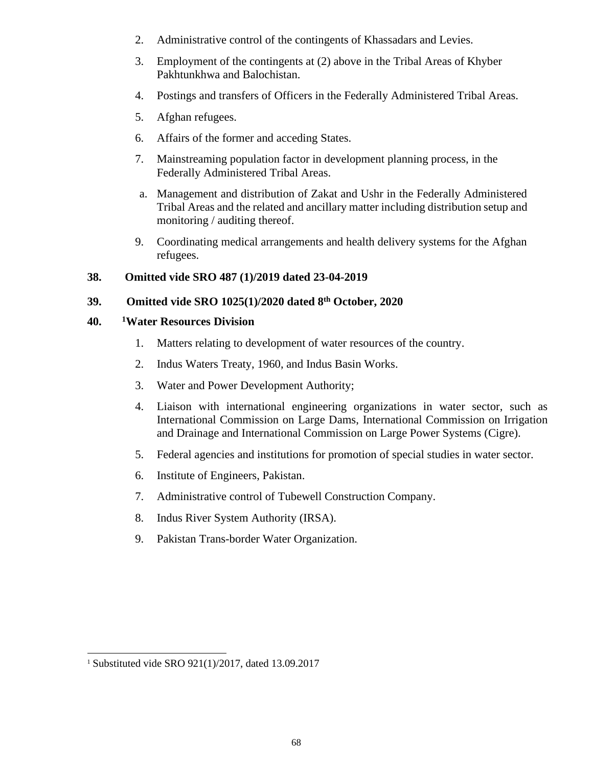2. Administrative control of the contingents of Khassadars and Levies.

3. Employment of the contingents at (2) above in the Tribal Areas of Khyber Pakhtunkhwa and Balochistan.

4. Postings and transfers of Officers in the Federally Administered Tribal Areas.

5. Afghan refugees.

6. Affairs of the former and acceding States.

7. Mainstreaming population factor in development planning process, in the Federally Administered Tribal Areas.

a. Management and distribution of Zakat and Ushr in the Federally Administered Tribal Areas and the related and ancillary matter including distribution setup and monitoring / auditing thereof.

9. Coordinating medical arrangements and health delivery systems for the Afghan refugees.

**38. Omitted vide SRO 487 (1)/2019 dated 23-04-2019**

**39. Omitted vide SRO 1025(1)/2020 dated 8th October, 2020**

**40. [1]Water Resources Division**

1. Matters relating to development of water resources of the country.

2. Indus Waters Treaty, 1960, and Indus Basin Works.

3. Water and Power Development Authority;

4. Liaison with international engineering organizations in water sector, such as International Commission on Large Dams, International Commission on Irrigation and Drainage and International Commission on Large Power Systems (Cigre).

5. Federal agencies and institutions for promotion of special studies in water sector.

6. Institute of Engineers, Pakistan.

7. Administrative control of Tubewell Construction Company.

8. Indus River System Authority (IRSA).

9. Pakistan Trans-border Water Organization.

---

[1] Substituted vide SRO 921(1)/2017, dated 13.09.2017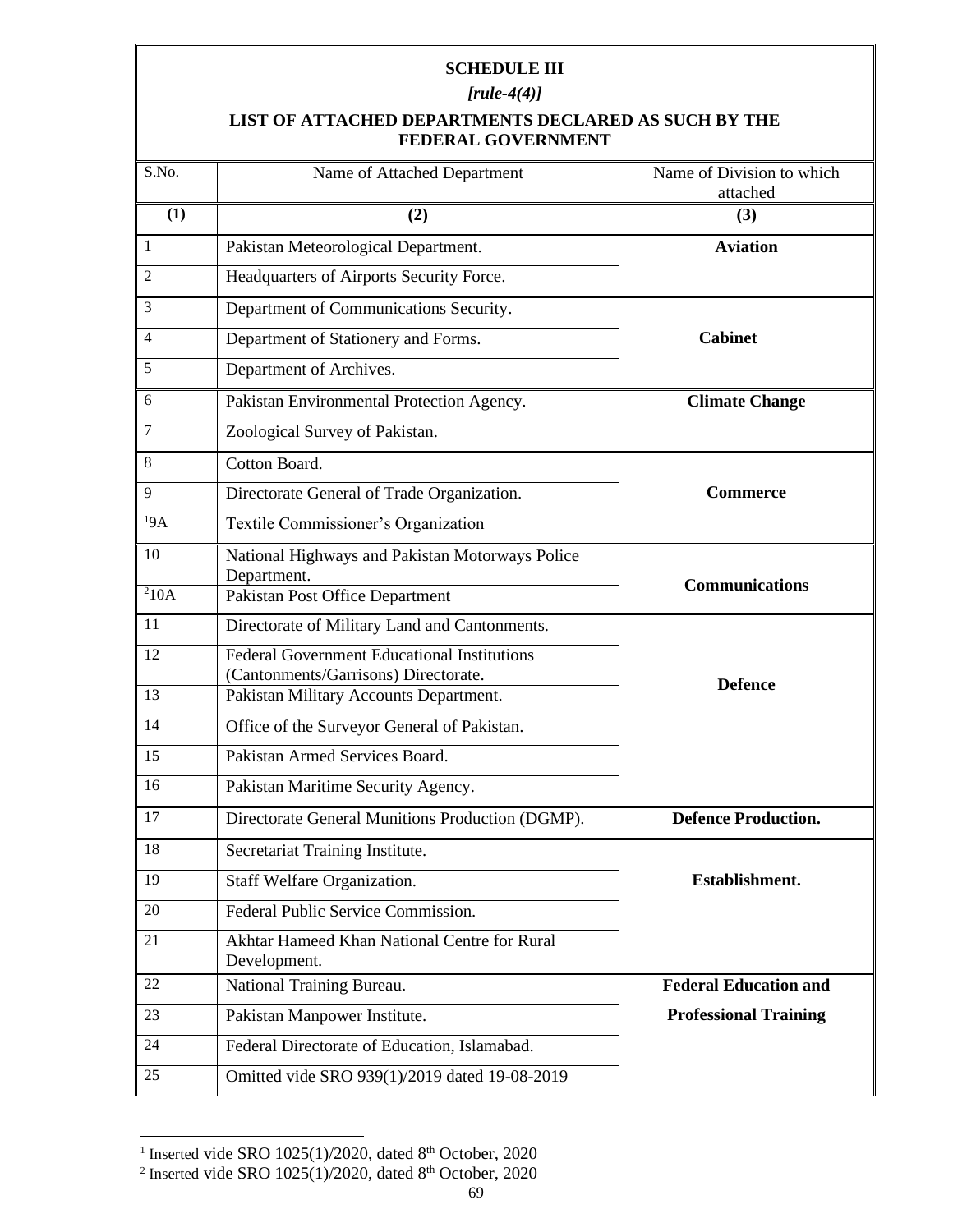## SCHEDULE III

*[rule-4(4)]*

### LIST OF ATTACHED DEPARTMENTS DECLARED AS SUCH BY THE FEDERAL GOVERNMENT

| S.No. | Name of Attached Department | Name of Division to which attached |
|---|---|---|
| **(1)** | **(2)** | **(3)** |
| 1 | Pakistan Meteorological Department. | **Aviation** |
| 2 | Headquarters of Airports Security Force. | |
| 3 | Department of Communications Security. | **Cabinet** |
| 4 | Department of Stationery and Forms. | |
| 5 | Department of Archives. | |
| 6 | Pakistan Environmental Protection Agency. | **Climate Change** |
| 7 | Zoological Survey of Pakistan. | |
| 8 | Cotton Board. | **Commerce** |
| 9 | Directorate General of Trade Organization. | |
| [1]9A | Textile Commissioner's Organization | |
| 10 | National Highways and Pakistan Motorways Police Department. | **Communications** |
| [2]10A | Pakistan Post Office Department | |
| 11 | Directorate of Military Land and Cantonments. | **Defence** |
| 12 | Federal Government Educational Institutions (Cantonments/Garrisons) Directorate. | |
| 13 | Pakistan Military Accounts Department. | |
| 14 | Office of the Surveyor General of Pakistan. | |
| 15 | Pakistan Armed Services Board. | |
| 16 | Pakistan Maritime Security Agency. | |
| 17 | Directorate General Munitions Production (DGMP). | **Defence Production.** |
| 18 | Secretariat Training Institute. | **Establishment.** |
| 19 | Staff Welfare Organization. | |
| 20 | Federal Public Service Commission. | |
| 21 | Akhtar Hameed Khan National Centre for Rural Development. | |
| 22 | National Training Bureau. | **Federal Education and Professional Training** |
| 23 | Pakistan Manpower Institute. | |
| 24 | Federal Directorate of Education, Islamabad. | |
| 25 | Omitted vide SRO 939(1)/2019 dated 19-08-2019 | |

[1] Inserted vide SRO 1025(1)/2020, dated 8th October, 2020

[2] Inserted vide SRO 1025(1)/2020, dated 8th October, 2020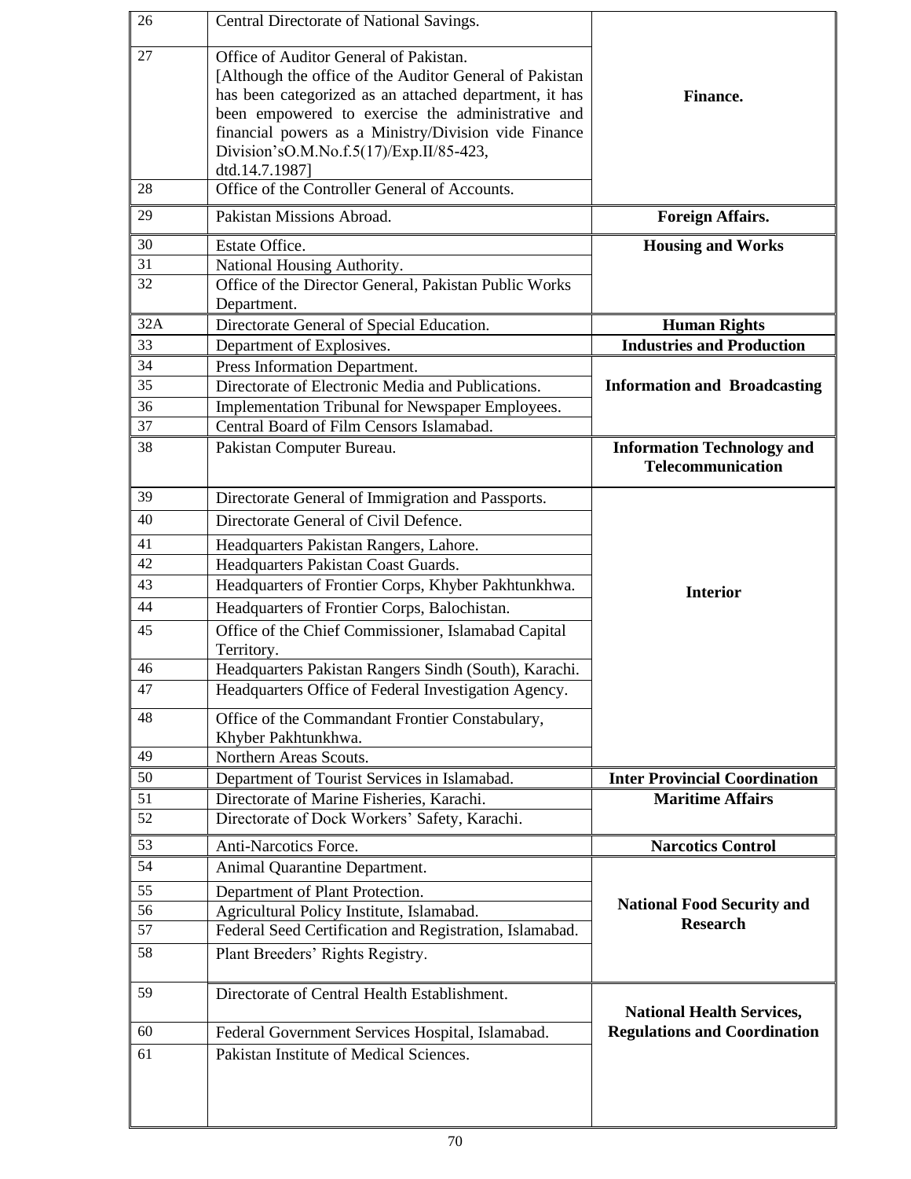| | | |
|---|---|---|
| 26 | Central Directorate of National Savings. | **Finance.** |
| 27 | Office of Auditor General of Pakistan. [Although the office of the Auditor General of Pakistan has been categorized as an attached department, it has been empowered to exercise the administrative and financial powers as a Ministry/Division vide Finance Division'sO.M.No.f.5(17)/Exp.II/85-423, dtd.14.7.1987] | |
| 28 | Office of the Controller General of Accounts. | |
| 29 | Pakistan Missions Abroad. | **Foreign Affairs.** |
| 30 | Estate Office. | **Housing and Works** |
| 31 | National Housing Authority. | |
| 32 | Office of the Director General, Pakistan Public Works Department. | |
| 32A | Directorate General of Special Education. | **Human Rights** |
| 33 | Department of Explosives. | **Industries and Production** |
| 34 | Press Information Department. | **Information and Broadcasting** |
| 35 | Directorate of Electronic Media and Publications. | |
| 36 | Implementation Tribunal for Newspaper Employees. | |
| 37 | Central Board of Film Censors Islamabad. | |
| 38 | Pakistan Computer Bureau. | **Information Technology and Telecommunication** |
| 39 | Directorate General of Immigration and Passports. | **Interior** |
| 40 | Directorate General of Civil Defence. | |
| 41 | Headquarters Pakistan Rangers, Lahore. | |
| 42 | Headquarters Pakistan Coast Guards. | |
| 43 | Headquarters of Frontier Corps, Khyber Pakhtunkhwa. | |
| 44 | Headquarters of Frontier Corps, Balochistan. | |
| 45 | Office of the Chief Commissioner, Islamabad Capital Territory. | |
| 46 | Headquarters Pakistan Rangers Sindh (South), Karachi. | |
| 47 | Headquarters Office of Federal Investigation Agency. | |
| 48 | Office of the Commandant Frontier Constabulary, Khyber Pakhtunkhwa. | |
| 49 | Northern Areas Scouts. | |
| 50 | Department of Tourist Services in Islamabad. | **Inter Provincial Coordination** |
| 51 | Directorate of Marine Fisheries, Karachi. | **Maritime Affairs** |
| 52 | Directorate of Dock Workers' Safety, Karachi. | |
| 53 | Anti-Narcotics Force. | **Narcotics Control** |
| 54 | Animal Quarantine Department. | **National Food Security and Research** |
| 55 | Department of Plant Protection. | |
| 56 | Agricultural Policy Institute, Islamabad. | |
| 57 | Federal Seed Certification and Registration, Islamabad. | |
| 58 | Plant Breeders' Rights Registry. | |
| 59 | Directorate of Central Health Establishment. | **National Health Services, Regulations and Coordination** |
| 60 | Federal Government Services Hospital, Islamabad. | |
| 61 | Pakistan Institute of Medical Sciences. | |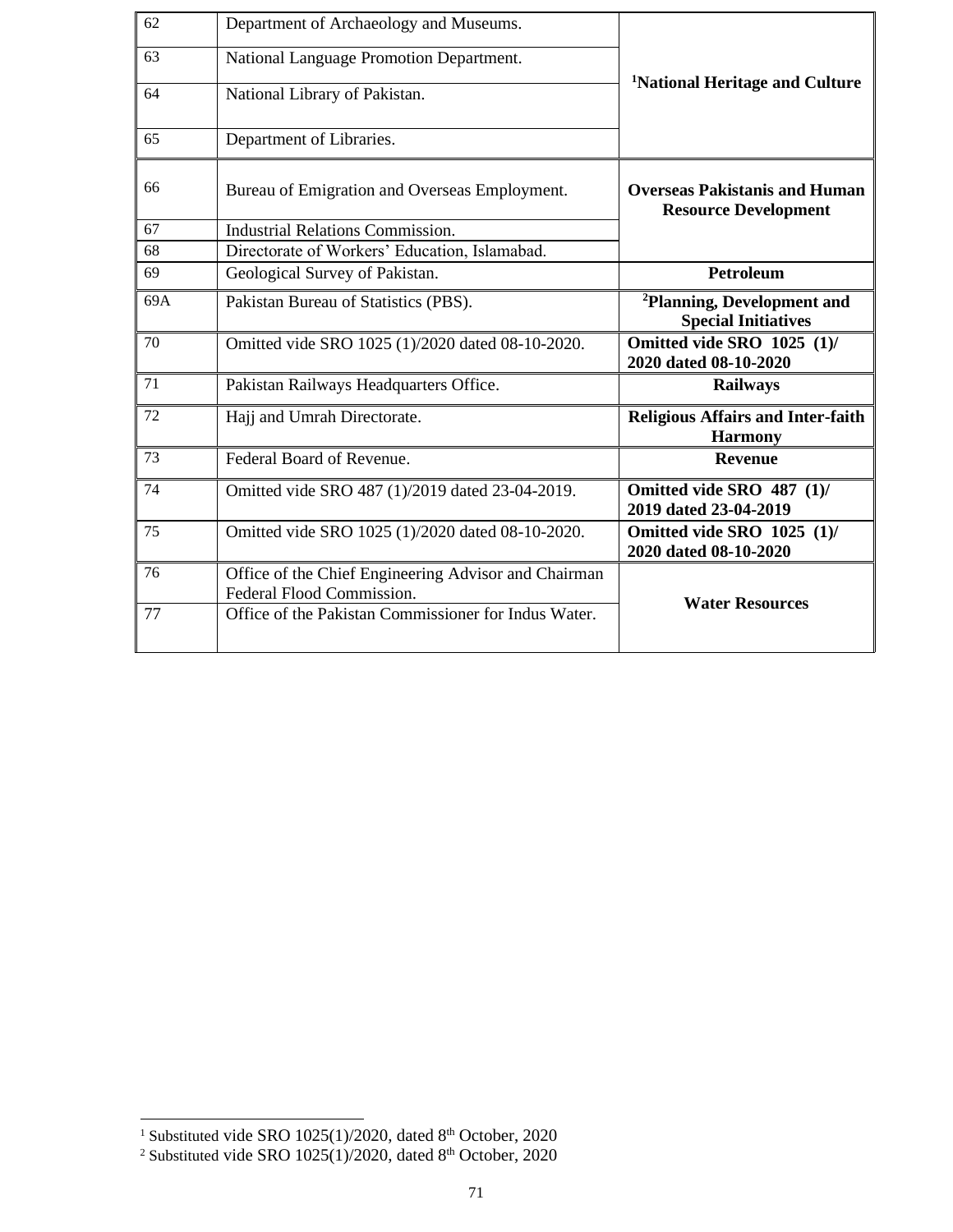| | | |
|---|---|---|
| 62 | Department of Archaeology and Museums. | [1]**National Heritage and Culture** |
| 63 | National Language Promotion Department. | |
| 64 | National Library of Pakistan. | |
| 65 | Department of Libraries. | |
| 66 | Bureau of Emigration and Overseas Employment. | **Overseas Pakistanis and Human Resource Development** |
| 67 | Industrial Relations Commission. | |
| 68 | Directorate of Workers' Education, Islamabad. | |
| 69 | Geological Survey of Pakistan. | **Petroleum** |
| 69A | Pakistan Bureau of Statistics (PBS). | [2]**Planning, Development and Special Initiatives** |
| 70 | Omitted vide SRO 1025 (1)/2020 dated 08-10-2020. | **Omitted vide SRO 1025 (1)/ 2020 dated 08-10-2020** |
| 71 | Pakistan Railways Headquarters Office. | **Railways** |
| 72 | Hajj and Umrah Directorate. | **Religious Affairs and Inter-faith Harmony** |
| 73 | Federal Board of Revenue. | **Revenue** |
| 74 | Omitted vide SRO 487 (1)/2019 dated 23-04-2019. | **Omitted vide SRO 487 (1)/ 2019 dated 23-04-2019** |
| 75 | Omitted vide SRO 1025 (1)/2020 dated 08-10-2020. | **Omitted vide SRO 1025 (1)/ 2020 dated 08-10-2020** |
| 76 | Office of the Chief Engineering Advisor and Chairman Federal Flood Commission. | **Water Resources** |
| 77 | Office of the Pakistan Commissioner for Indus Water. | |

[1] Substituted vide SRO 1025(1)/2020, dated 8th October, 2020

[2] Substituted vide SRO 1025(1)/2020, dated 8th October, 2020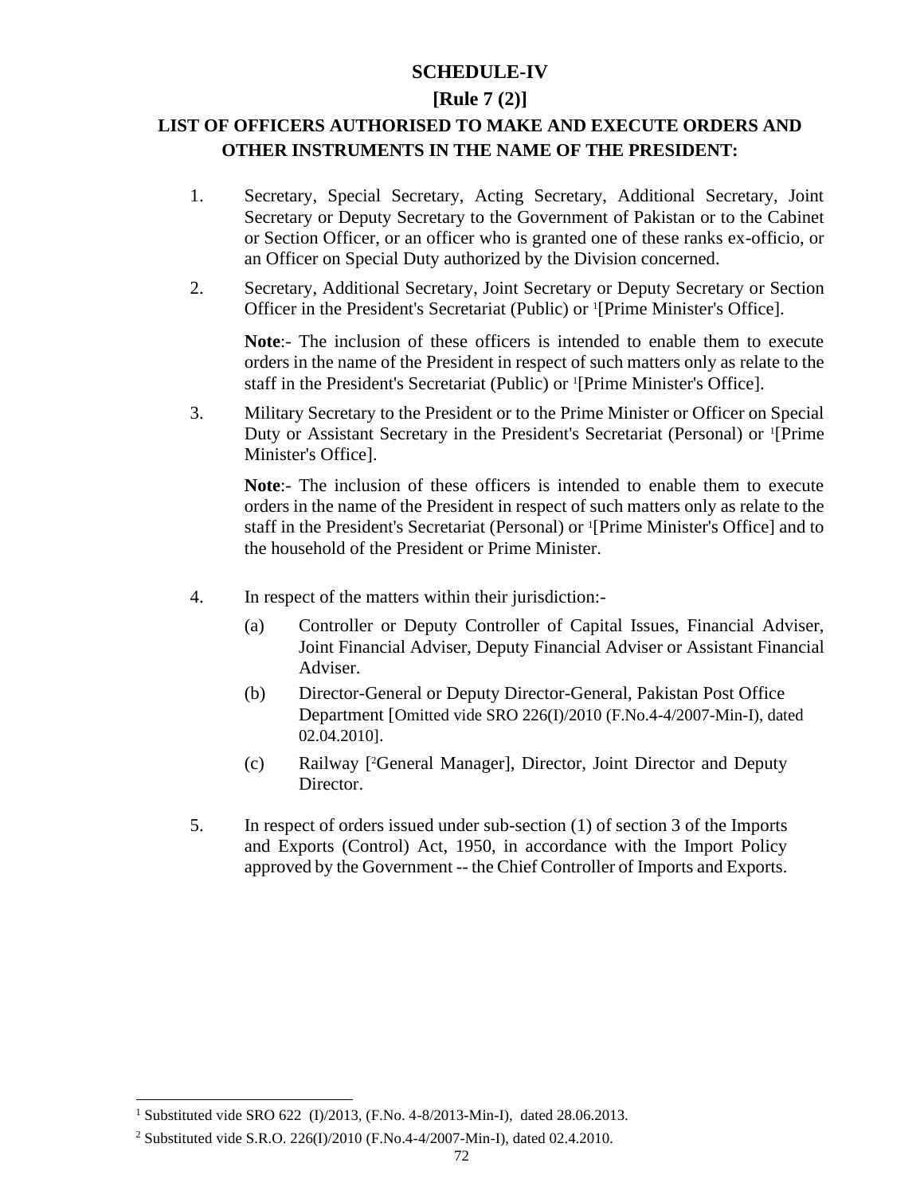# SCHEDULE-IV

## [Rule 7 (2)]

## LIST OF OFFICERS AUTHORISED TO MAKE AND EXECUTE ORDERS AND OTHER INSTRUMENTS IN THE NAME OF THE PRESIDENT:

1. Secretary, Special Secretary, Acting Secretary, Additional Secretary, Joint Secretary or Deputy Secretary to the Government of Pakistan or to the Cabinet or Section Officer, or an officer who is granted one of these ranks ex-officio, or an Officer on Special Duty authorized by the Division concerned.

2. Secretary, Additional Secretary, Joint Secretary or Deputy Secretary or Section Officer in the President's Secretariat (Public) or [1][Prime Minister's Office].

   **Note**:- The inclusion of these officers is intended to enable them to execute orders in the name of the President in respect of such matters only as relate to the staff in the President's Secretariat (Public) or [1][Prime Minister's Office].

3. Military Secretary to the President or to the Prime Minister or Officer on Special Duty or Assistant Secretary in the President's Secretariat (Personal) or [1][Prime Minister's Office].

   **Note**:- The inclusion of these officers is intended to enable them to execute orders in the name of the President in respect of such matters only as relate to the staff in the President's Secretariat (Personal) or [1][Prime Minister's Office] and to the household of the President or Prime Minister.

4. In respect of the matters within their jurisdiction:-

   (a) Controller or Deputy Controller of Capital Issues, Financial Adviser, Joint Financial Adviser, Deputy Financial Adviser or Assistant Financial Adviser.

   (b) Director-General or Deputy Director-General, Pakistan Post Office Department [Omitted vide SRO 226(I)/2010 (F.No.4-4/2007-Min-I), dated 02.04.2010].

   (c) Railway [[2]General Manager], Director, Joint Director and Deputy Director.

5. In respect of orders issued under sub-section (1) of section 3 of the Imports and Exports (Control) Act, 1950, in accordance with the Import Policy approved by the Government -- the Chief Controller of Imports and Exports.

---

[1] Substituted vide SRO 622 (I)/2013, (F.No. 4-8/2013-Min-I), dated 28.06.2013.

[2] Substituted vide S.R.O. 226(I)/2010 (F.No.4-4/2007-Min-I), dated 02.4.2010.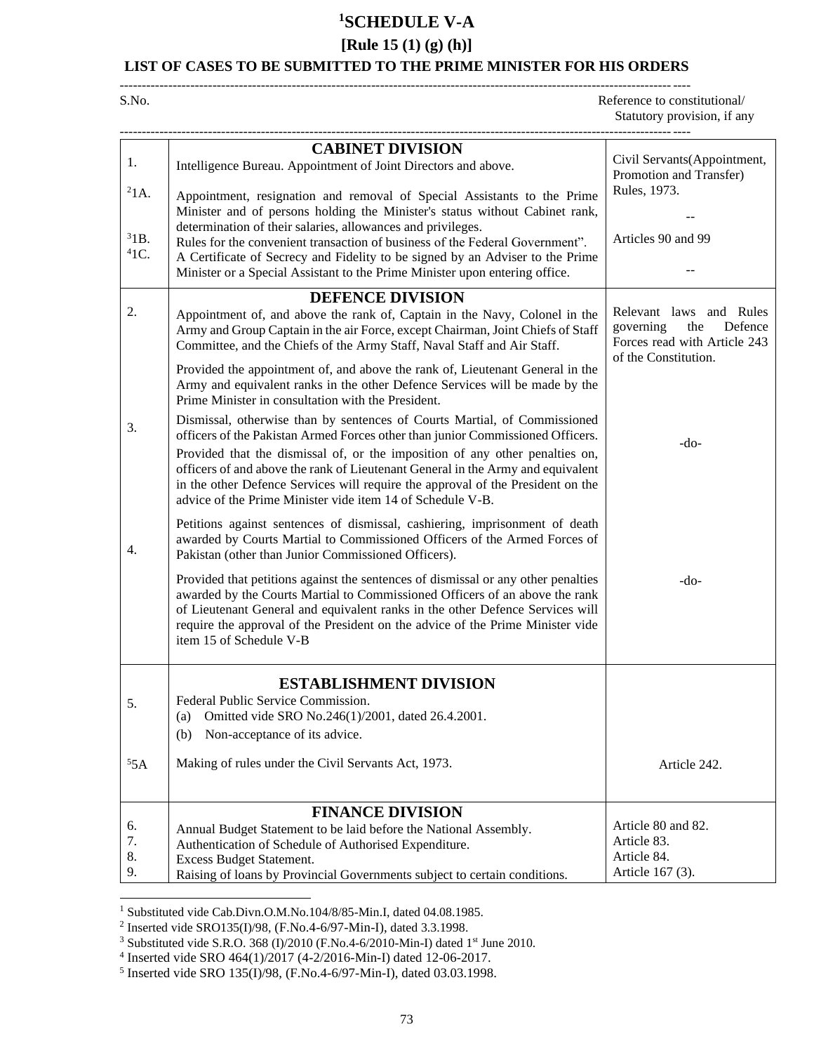# [1]SCHEDULE V-A

## [Rule 15 (1) (g) (h)]

### LIST OF CASES TO BE SUBMITTED TO THE PRIME MINISTER FOR HIS ORDERS

| S.No. | | Reference to constitutional/ Statutory provision, if any |
|---|---|---|
| | **CABINET DIVISION** | |
| 1. | Intelligence Bureau. Appointment of Joint Directors and above. | Civil Servants(Appointment, Promotion and Transfer) Rules, 1973. |
| [2]1A. | Appointment, resignation and removal of Special Assistants to the Prime Minister and of persons holding the Minister's status without Cabinet rank, determination of their salaries, allowances and privileges. | -- |
| [3]1B. | Rules for the convenient transaction of business of the Federal Government". | Articles 90 and 99 |
| [4]1C. | A Certificate of Secrecy and Fidelity to be signed by an Adviser to the Prime Minister or a Special Assistant to the Prime Minister upon entering office. | -- |
| | **DEFENCE DIVISION** | |
| 2. | Appointment of, and above the rank of, Captain in the Navy, Colonel in the Army and Group Captain in the air Force, except Chairman, Joint Chiefs of Staff Committee, and the Chiefs of the Army Staff, Naval Staff and Air Staff.<br><br>Provided the appointment of, and above the rank of, Lieutenant General in the Army and equivalent ranks in the other Defence Services will be made by the Prime Minister in consultation with the President. | Relevant laws and Rules governing the Defence Forces read with Article 243 of the Constitution. |
| 3. | Dismissal, otherwise than by sentences of Courts Martial, of Commissioned officers of the Pakistan Armed Forces other than junior Commissioned Officers.<br><br>Provided that the dismissal of, or the imposition of any other penalties on, officers of and above the rank of Lieutenant General in the Army and equivalent in the other Defence Services will require the approval of the President on the advice of the Prime Minister vide item 14 of Schedule V-B. | -do- |
| 4. | Petitions against sentences of dismissal, cashiering, imprisonment of death awarded by Courts Martial to Commissioned Officers of the Armed Forces of Pakistan (other than Junior Commissioned Officers).<br><br>Provided that petitions against the sentences of dismissal or any other penalties awarded by the Courts Martial to Commissioned Officers of an above the rank of Lieutenant General and equivalent ranks in the other Defence Services will require the approval of the President on the advice of the Prime Minister vide item 15 of Schedule V-B | -do- |
| | **ESTABLISHMENT DIVISION** | |
| 5. | Federal Public Service Commission.<br>(a) Omitted vide SRO No.246(1)/2001, dated 26.4.2001.<br>(b) Non-acceptance of its advice. | |
| [5]5A | Making of rules under the Civil Servants Act, 1973. | Article 242. |
| | **FINANCE DIVISION** | |
| 6. | Annual Budget Statement to be laid before the National Assembly. | Article 80 and 82. |
| 7. | Authentication of Schedule of Authorised Expenditure. | Article 83. |
| 8. | Excess Budget Statement. | Article 84. |
| 9. | Raising of loans by Provincial Governments subject to certain conditions. | Article 167 (3). |

---

[1] Substituted vide Cab.Divn.O.M.No.104/8/85-Min.I, dated 04.08.1985.
[2] Inserted vide SRO135(I)/98, (F.No.4-6/97-Min-I), dated 3.3.1998.
[3] Substituted vide S.R.O. 368 (I)/2010 (F.No.4-6/2010-Min-I) dated 1st June 2010.
[4] Inserted vide SRO 464(1)/2017 (4-2/2016-Min-I) dated 12-06-2017.
[5] Inserted vide SRO 135(I)/98, (F.No.4-6/97-Min-I), dated 03.03.1998.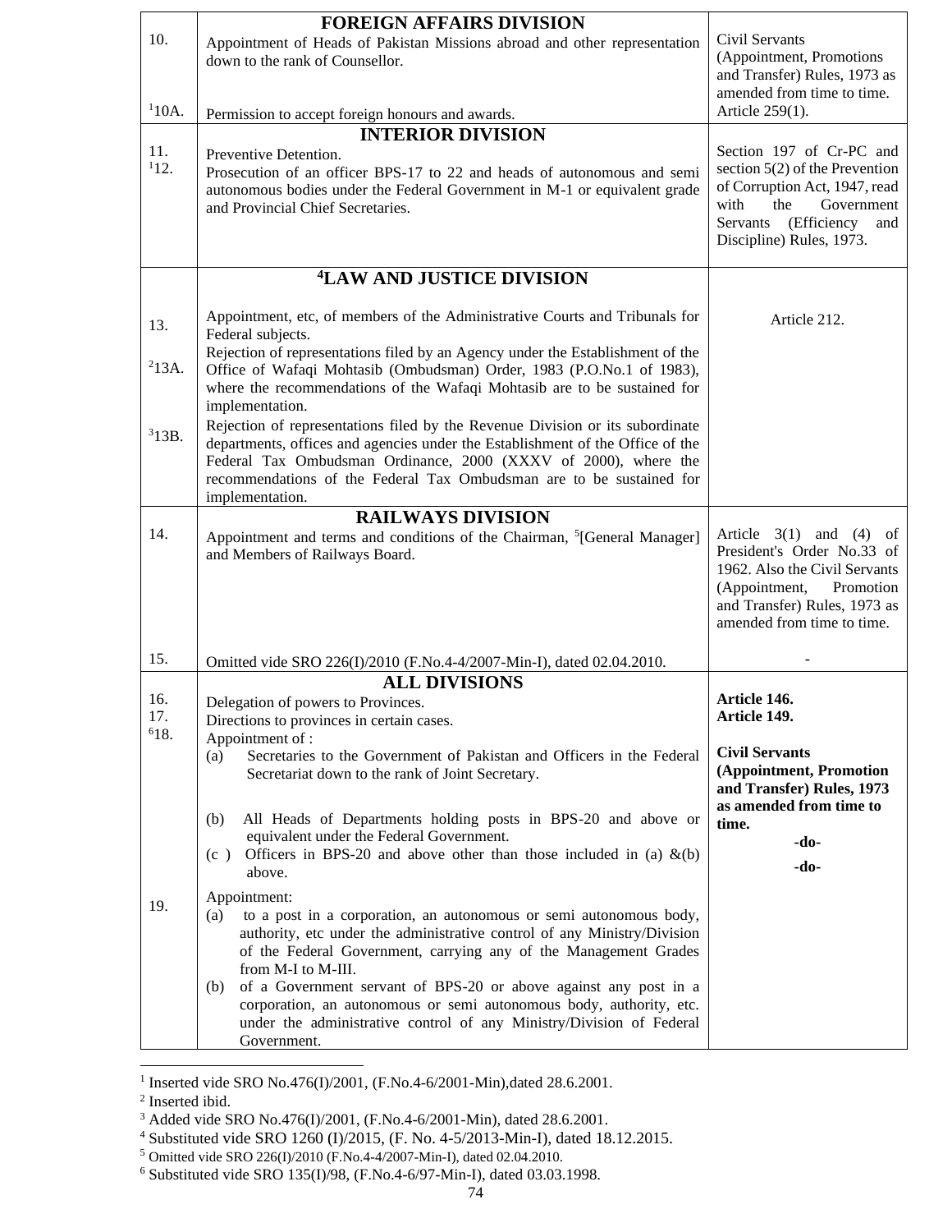| | | |
|---|---|---|
| | **FOREIGN AFFAIRS DIVISION** | |
| 10. | Appointment of Heads of Pakistan Missions abroad and other representation down to the rank of Counsellor. | Civil Servants (Appointment, Promotions and Transfer) Rules, 1973 as amended from time to time. |
| [1]10A. | Permission to accept foreign honours and awards. | Article 259(1). |
| | **INTERIOR DIVISION** | |
| 11. | Preventive Detention. | |
| [1]12. | Prosecution of an officer BPS-17 to 22 and heads of autonomous and semi autonomous bodies under the Federal Government in M-1 or equivalent grade and Provincial Chief Secretaries. | Section 197 of Cr-PC and section 5(2) of the Prevention of Corruption Act, 1947, read with the Government Servants (Efficiency and Discipline) Rules, 1973. |
| | **[4]LAW AND JUSTICE DIVISION** | |
| 13. | Appointment, etc, of members of the Administrative Courts and Tribunals for Federal subjects. | Article 212. |
| [2]13A. | Rejection of representations filed by an Agency under the Establishment of the Office of Wafaqi Mohtasib (Ombudsman) Order, 1983 (P.O.No.1 of 1983), where the recommendations of the Wafaqi Mohtasib are to be sustained for implementation. | |
| [3]13B. | Rejection of representations filed by the Revenue Division or its subordinate departments, offices and agencies under the Establishment of the Office of the Federal Tax Ombudsman Ordinance, 2000 (XXXV of 2000), where the recommendations of the Federal Tax Ombudsman are to be sustained for implementation. | |
| | **RAILWAYS DIVISION** | |
| 14. | Appointment and terms and conditions of the Chairman, [5][General Manager] and Members of Railways Board. | Article 3(1) and (4) of President's Order No.33 of 1962. Also the Civil Servants (Appointment, Promotion and Transfer) Rules, 1973 as amended from time to time. |
| 15. | Omitted vide SRO 226(I)/2010 (F.No.4-4/2007-Min-I), dated 02.04.2010. | - |
| | **ALL DIVISIONS** | |
| 16. | Delegation of powers to Provinces. | **Article 146.** |
| 17. | Directions to provinces in certain cases. | **Article 149.** |
| [6]18. | Appointment of :<br>(a) Secretaries to the Government of Pakistan and Officers in the Federal Secretariat down to the rank of Joint Secretary. | **Civil Servants (Appointment, Promotion and Transfer) Rules, 1973 as amended from time to time.** |
| | (b) All Heads of Departments holding posts in BPS-20 and above or equivalent under the Federal Government. | **-do-** |
| | (c ) Officers in BPS-20 and above other than those included in (a) &(b) above. | **-do-** |
| 19. | Appointment:<br>(a) to a post in a corporation, an autonomous or semi autonomous body, authority, etc under the administrative control of any Ministry/Division of the Federal Government, carrying any of the Management Grades from M-I to M-III.<br>(b) of a Government servant of BPS-20 or above against any post in a corporation, an autonomous or semi autonomous body, authority, etc. under the administrative control of any Ministry/Division of Federal Government. | |

[1] Inserted vide SRO No.476(I)/2001, (F.No.4-6/2001-Min),dated 28.6.2001.
[2] Inserted ibid.
[3] Added vide SRO No.476(I)/2001, (F.No.4-6/2001-Min), dated 28.6.2001.
[4] Substituted vide SRO 1260 (I)/2015, (F. No. 4-5/2013-Min-I), dated 18.12.2015.
[5] Omitted vide SRO 226(I)/2010 (F.No.4-4/2007-Min-I), dated 02.04.2010.
[6] Substituted vide SRO 135(I)/98, (F.No.4-6/97-Min-I), dated 03.03.1998.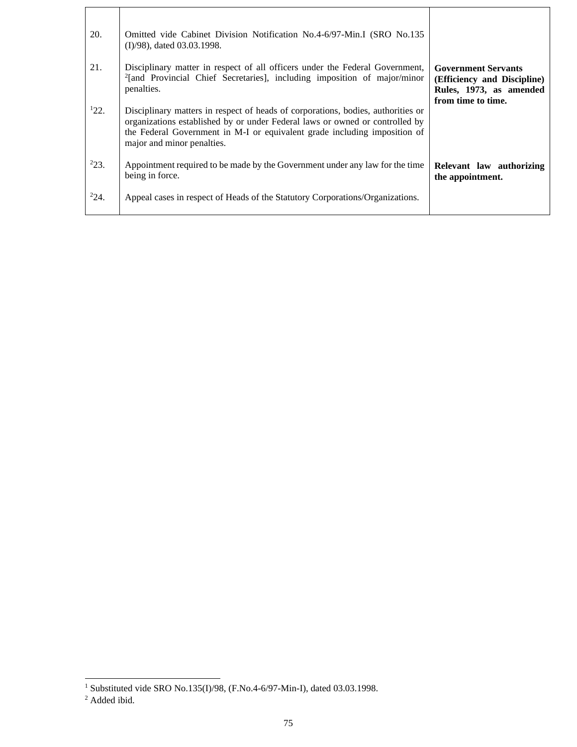| | | |
|---|---|---|
| 20. | Omitted vide Cabinet Division Notification No.4-6/97-Min.I (SRO No.135 (I)/98), dated 03.03.1998. | |
| 21. | Disciplinary matter in respect of all officers under the Federal Government, [2][and Provincial Chief Secretaries], including imposition of major/minor penalties. | **Government Servants (Efficiency and Discipline) Rules, 1973, as amended from time to time.** |
| [1]22. | Disciplinary matters in respect of heads of corporations, bodies, authorities or organizations established by or under Federal laws or owned or controlled by the Federal Government in M-I or equivalent grade including imposition of major and minor penalties. | |
| [2]23. | Appointment required to be made by the Government under any law for the time being in force. | **Relevant law authorizing the appointment.** |
| [2]24. | Appeal cases in respect of Heads of the Statutory Corporations/Organizations. | |

[1] Substituted vide SRO No.135(I)/98, (F.No.4-6/97-Min-I), dated 03.03.1998.

[2] Added ibid.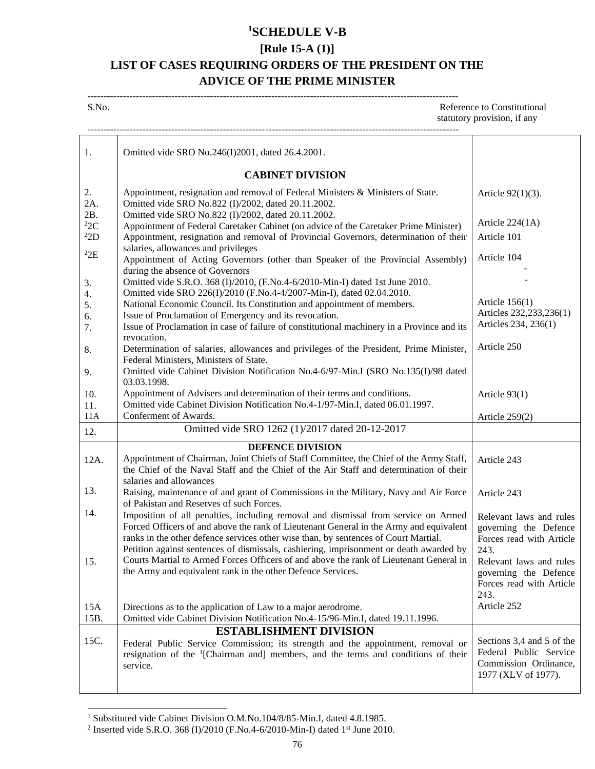# [1]SCHEDULE V-B

## [Rule 15-A (1)]

## LIST OF CASES REQUIRING ORDERS OF THE PRESIDENT ON THE ADVICE OF THE PRIME MINISTER

| S.No. | | Reference to Constitutional statutory provision, if any |
|---|---|---|
| 1. | Omitted vide SRO No.246(I)2001, dated 26.4.2001. | |
| | **CABINET DIVISION** | |
| 2. | Appointment, resignation and removal of Federal Ministers & Ministers of State. | Article 92(1)(3). |
| 2A. | Omitted vide SRO No.822 (I)/2002, dated 20.11.2002. | |
| 2B. | Omitted vide SRO No.822 (I)/2002, dated 20.11.2002. | |
| [2]2C | Appointment of Federal Caretaker Cabinet (on advice of the Caretaker Prime Minister) | Article 224(1A) |
| [2]2D | Appointment, resignation and removal of Provincial Governors, determination of their salaries, allowances and privileges | Article 101 |
| [2]2E | Appointment of Acting Governors (other than Speaker of the Provincial Assembly) during the absence of Governors | Article 104 |
| 3. | Omitted vide S.R.O. 368 (I)/2010, (F.No.4-6/2010-Min-I) dated 1st June 2010. | - |
| 4. | Omitted vide SRO 226(I)/2010 (F.No.4-4/2007-Min-I), dated 02.04.2010. | - |
| 5. | National Economic Council. Its Constitution and appointment of members. | Article 156(1) |
| 6. | Issue of Proclamation of Emergency and its revocation. | Articles 232,233,236(1) |
| 7. | Issue of Proclamation in case of failure of constitutional machinery in a Province and its revocation. | Articles 234, 236(1) |
| 8. | Determination of salaries, allowances and privileges of the President, Prime Minister, Federal Ministers, Ministers of State. | Article 250 |
| 9. | Omitted vide Cabinet Division Notification No.4-6/97-Min.I (SRO No.135(I)/98 dated 03.03.1998. | |
| 10. | Appointment of Advisers and determination of their terms and conditions. | Article 93(1) |
| 11. | Omitted vide Cabinet Division Notification No.4-1/97-Min.I, dated 06.01.1997. | |
| 11A | Conferment of Awards. | Article 259(2) |
| 12. | Omitted vide SRO 1262 (1)/2017 dated 20-12-2017 | |
| | **DEFENCE DIVISION** | |
| 12A. | Appointment of Chairman, Joint Chiefs of Staff Committee, the Chief of the Army Staff, the Chief of the Naval Staff and the Chief of the Air Staff and determination of their salaries and allowances | Article 243 |
| 13. | Raising, maintenance of and grant of Commissions in the Military, Navy and Air Force of Pakistan and Reserves of such Forces. | Article 243 |
| 14. | Imposition of all penalties, including removal and dismissal from service on Armed Forced Officers of and above the rank of Lieutenant General in the Army and equivalent ranks in the other defence services other wise than, by sentences of Court Martial. | Relevant laws and rules governing the Defence Forces read with Article 243. |
| 15. | Petition against sentences of dismissals, cashiering, imprisonment or death awarded by Courts Martial to Armed Forces Officers of and above the rank of Lieutenant General in the Army and equivalent rank in the other Defence Services. | Relevant laws and rules governing the Defence Forces read with Article 243. |
| 15A | Directions as to the application of Law to a major aerodrome. | Article 252 |
| 15B. | Omitted vide Cabinet Division Notification No.4-15/96-Min.I, dated 19.11.1996. | |
| | **ESTABLISHMENT DIVISION** | |
| 15C. | Federal Public Service Commission; its strength and the appointment, removal or resignation of the [1][Chairman and] members, and the terms and conditions of their service. | Sections 3,4 and 5 of the Federal Public Service Commission Ordinance, 1977 (XLV of 1977). |

[1] Substituted vide Cabinet Division O.M.No.104/8/85-Min.I, dated 4.8.1985.

[2] Inserted vide S.R.O. 368 (I)/2010 (F.No.4-6/2010-Min-I) dated 1st June 2010.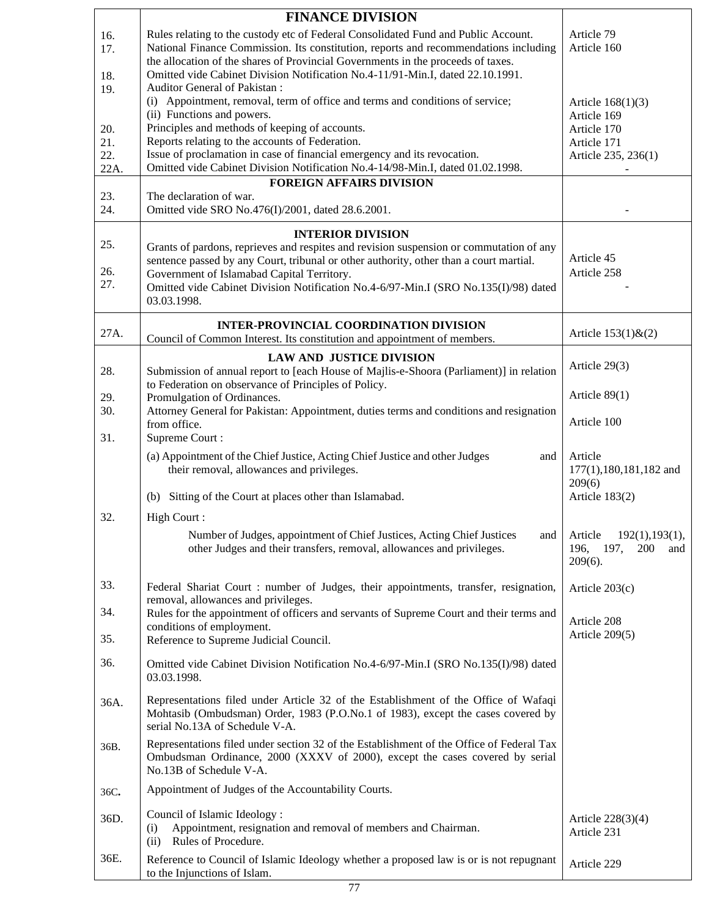| | | |
|---|---|---|
| | **FINANCE DIVISION** | |
| 16. | Rules relating to the custody etc of Federal Consolidated Fund and Public Account. | Article 79 |
| 17. | National Finance Commission. Its constitution, reports and recommendations including the allocation of the shares of Provincial Governments in the proceeds of taxes. | Article 160 |
| 18. | Omitted vide Cabinet Division Notification No.4-11/91-Min.I, dated 22.10.1991. | |
| 19. | Auditor General of Pakistan : | |
| | (i) Appointment, removal, term of office and terms and conditions of service; | Article 168(1)(3) |
| | (ii) Functions and powers. | Article 169 |
| 20. | Principles and methods of keeping of accounts. | Article 170 |
| 21. | Reports relating to the accounts of Federation. | Article 171 |
| 22. | Issue of proclamation in case of financial emergency and its revocation. | Article 235, 236(1) |
| 22A. | Omitted vide Cabinet Division Notification No.4-14/98-Min.I, dated 01.02.1998. | - |
| | **FOREIGN AFFAIRS DIVISION** | |
| 23. | The declaration of war. | |
| 24. | Omitted vide SRO No.476(I)/2001, dated 28.6.2001. | - |
| | **INTERIOR DIVISION** | |
| 25. | Grants of pardons, reprieves and respites and revision suspension or commutation of any sentence passed by any Court, tribunal or other authority, other than a court martial. | Article 45 |
| 26. | Government of Islamabad Capital Territory. | Article 258 |
| 27. | Omitted vide Cabinet Division Notification No.4-6/97-Min.I (SRO No.135(I)/98) dated 03.03.1998. | - |
| | **INTER-PROVINCIAL COORDINATION DIVISION** | |
| 27A. | Council of Common Interest. Its constitution and appointment of members. | Article 153(1)&(2) |
| | **LAW AND JUSTICE DIVISION** | |
| 28. | Submission of annual report to [each House of Majlis-e-Shoora (Parliament)] in relation to Federation on observance of Principles of Policy. | Article 29(3) |
| 29. | Promulgation of Ordinances. | Article 89(1) |
| 30. | Attorney General for Pakistan: Appointment, duties terms and conditions and resignation from office. | Article 100 |
| 31. | Supreme Court : | |
| | (a) Appointment of the Chief Justice, Acting Chief Justice and other Judges and their removal, allowances and privileges. | Article 177(1),180,181,182 and 209(6) |
| | (b) Sitting of the Court at places other than Islamabad. | Article 183(2) |
| 32. | High Court : | |
| | Number of Judges, appointment of Chief Justices, Acting Chief Justices and other Judges and their transfers, removal, allowances and privileges. | Article 192(1),193(1), 196, 197, 200 and 209(6). |
| 33. | Federal Shariat Court : number of Judges, their appointments, transfer, resignation, removal, allowances and privileges. | Article 203(c) |
| 34. | Rules for the appointment of officers and servants of Supreme Court and their terms and conditions of employment. | Article 208 |
| 35. | Reference to Supreme Judicial Council. | Article 209(5) |
| 36. | Omitted vide Cabinet Division Notification No.4-6/97-Min.I (SRO No.135(I)/98) dated 03.03.1998. | |
| 36A. | Representations filed under Article 32 of the Establishment of the Office of Wafaqi Mohtasib (Ombudsman) Order, 1983 (P.O.No.1 of 1983), except the cases covered by serial No.13A of Schedule V-A. | |
| 36B. | Representations filed under section 32 of the Establishment of the Office of Federal Tax Ombudsman Ordinance, 2000 (XXXV of 2000), except the cases covered by serial No.13B of Schedule V-A. | |
| 36C. | Appointment of Judges of the Accountability Courts. | |
| 36D. | Council of Islamic Ideology : | |
| | (i) Appointment, resignation and removal of members and Chairman. | Article 228(3)(4) |
| | (ii) Rules of Procedure. | Article 231 |
| 36E. | Reference to Council of Islamic Ideology whether a proposed law is or is not repugnant to the Injunctions of Islam. | Article 229 |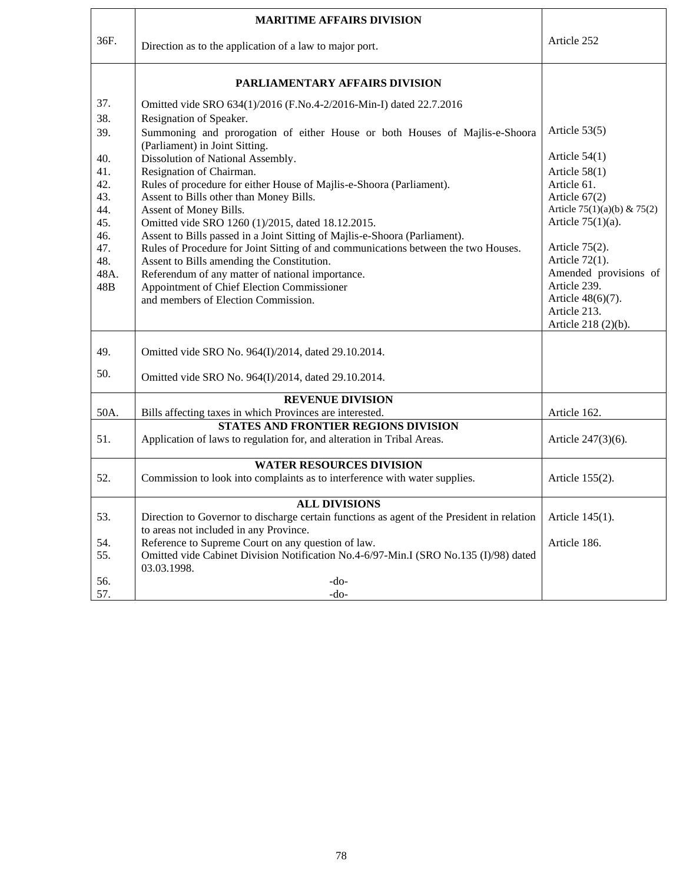| | | |
|---|---|---|
| | **MARITIME AFFAIRS DIVISION** | |
| 36F. | Direction as to the application of a law to major port. | Article 252 |
| | **PARLIAMENTARY AFFAIRS DIVISION** | |
| 37. | Omitted vide SRO 634(1)/2016 (F.No.4-2/2016-Min-I) dated 22.7.2016 | |
| 38. | Resignation of Speaker. | |
| 39. | Summoning and prorogation of either House or both Houses of Majlis-e-Shoora (Parliament) in Joint Sitting. | Article 53(5) |
| 40. | Dissolution of National Assembly. | Article 54(1) |
| 41. | Resignation of Chairman. | Article 58(1) |
| 42. | Rules of procedure for either House of Majlis-e-Shoora (Parliament). | Article 61. |
| 43. | Assent to Bills other than Money Bills. | Article 67(2) |
| 44. | Assent of Money Bills. | Article 75(1)(a)(b) & 75(2) |
| 45. | Omitted vide SRO 1260 (1)/2015, dated 18.12.2015. | Article 75(1)(a). |
| 46. | Assent to Bills passed in a Joint Sitting of Majlis-e-Shoora (Parliament). | |
| 47. | Rules of Procedure for Joint Sitting of and communications between the two Houses. | Article 75(2). |
| 48. | Assent to Bills amending the Constitution. | Article 72(1). |
| 48A. | Referendum of any matter of national importance. | Amended provisions of Article 239. |
| 48B | Appointment of Chief Election Commissioner and members of Election Commission. | Article 48(6)(7). Article 213. Article 218 (2)(b). |
| 49. | Omitted vide SRO No. 964(I)/2014, dated 29.10.2014. | |
| 50. | Omitted vide SRO No. 964(I)/2014, dated 29.10.2014. | |
| | **REVENUE DIVISION** | |
| 50A. | Bills affecting taxes in which Provinces are interested. | Article 162. |
| | **STATES AND FRONTIER REGIONS DIVISION** | |
| 51. | Application of laws to regulation for, and alteration in Tribal Areas. | Article 247(3)(6). |
| | **WATER RESOURCES DIVISION** | |
| 52. | Commission to look into complaints as to interference with water supplies. | Article 155(2). |
| | **ALL DIVISIONS** | |
| 53. | Direction to Governor to discharge certain functions as agent of the President in relation to areas not included in any Province. | Article 145(1). |
| 54. | Reference to Supreme Court on any question of law. | Article 186. |
| 55. | Omitted vide Cabinet Division Notification No.4-6/97-Min.I (SRO No.135 (I)/98) dated 03.03.1998. | |
| 56. | -do- | |
| 57. | -do- | |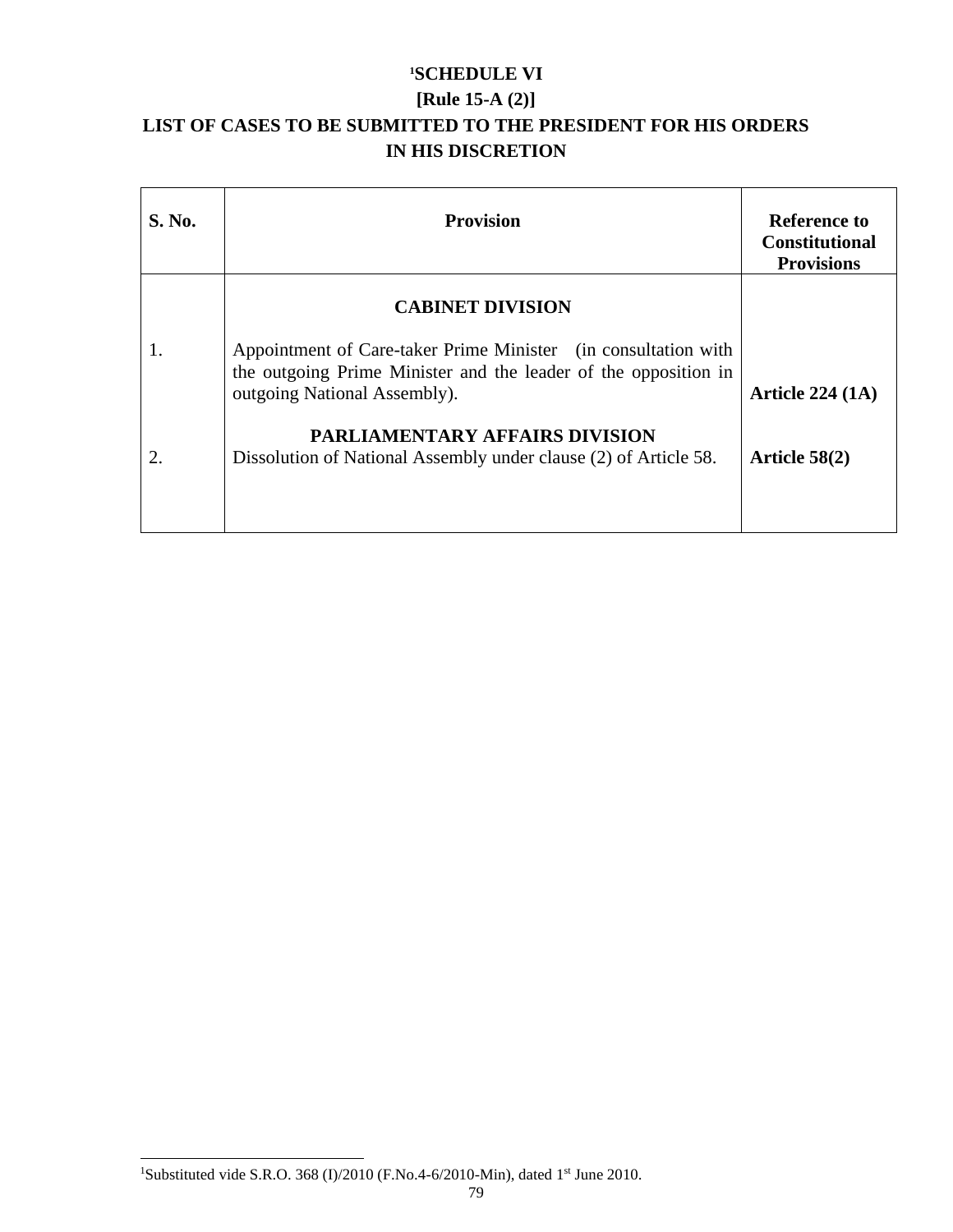# [1]SCHEDULE VI

## [Rule 15-A (2)]

## LIST OF CASES TO BE SUBMITTED TO THE PRESIDENT FOR HIS ORDERS IN HIS DISCRETION

| S. No. | Provision | Reference to Constitutional Provisions |
|---|---|---|
| | **CABINET DIVISION** | |
| 1. | Appointment of Care-taker Prime Minister (in consultation with the outgoing Prime Minister and the leader of the opposition in outgoing National Assembly). | **Article 224 (1A)** |
| | **PARLIAMENTARY AFFAIRS DIVISION** | |
| 2. | Dissolution of National Assembly under clause (2) of Article 58. | **Article 58(2)** |

[1]Substituted vide S.R.O. 368 (I)/2010 (F.No.4-6/2010-Min), dated 1st June 2010.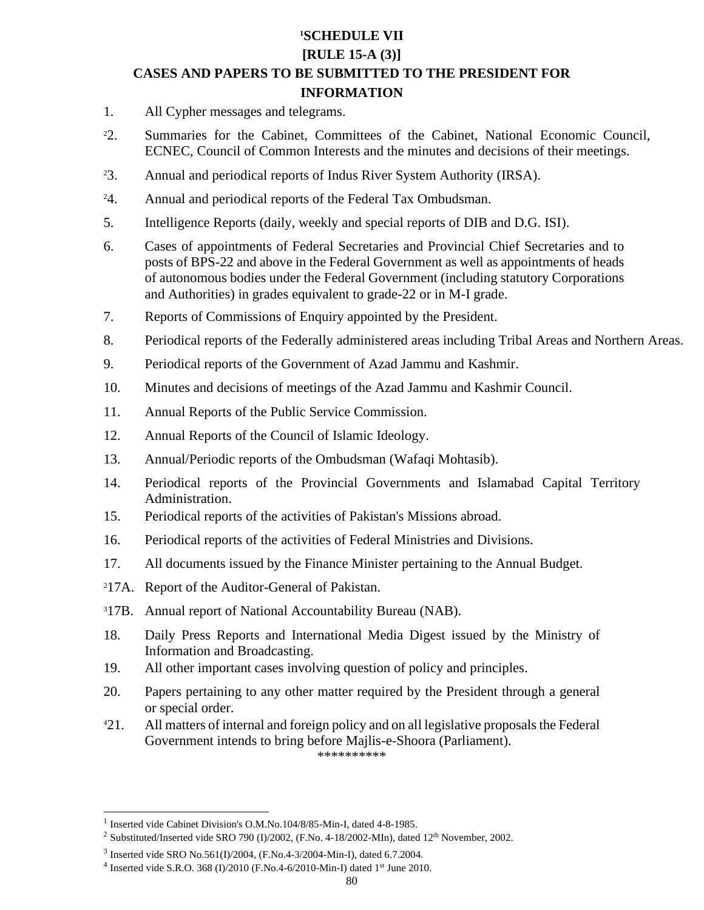# [1]SCHEDULE VII

## [RULE 15-A (3)]

## CASES AND PAPERS TO BE SUBMITTED TO THE PRESIDENT FOR INFORMATION

1. All Cypher messages and telegrams.

[2]2. Summaries for the Cabinet, Committees of the Cabinet, National Economic Council, ECNEC, Council of Common Interests and the minutes and decisions of their meetings.

[2]3. Annual and periodical reports of Indus River System Authority (IRSA).

[2]4. Annual and periodical reports of the Federal Tax Ombudsman.

5. Intelligence Reports (daily, weekly and special reports of DIB and D.G. ISI).

6. Cases of appointments of Federal Secretaries and Provincial Chief Secretaries and to posts of BPS-22 and above in the Federal Government as well as appointments of heads of autonomous bodies under the Federal Government (including statutory Corporations and Authorities) in grades equivalent to grade-22 or in M-I grade.

7. Reports of Commissions of Enquiry appointed by the President.

8. Periodical reports of the Federally administered areas including Tribal Areas and Northern Areas.

9. Periodical reports of the Government of Azad Jammu and Kashmir.

10. Minutes and decisions of meetings of the Azad Jammu and Kashmir Council.

11. Annual Reports of the Public Service Commission.

12. Annual Reports of the Council of Islamic Ideology.

13. Annual/Periodic reports of the Ombudsman (Wafaqi Mohtasib).

14. Periodical reports of the Provincial Governments and Islamabad Capital Territory Administration.

15. Periodical reports of the activities of Pakistan's Missions abroad.

16. Periodical reports of the activities of Federal Ministries and Divisions.

17. All documents issued by the Finance Minister pertaining to the Annual Budget.

[2]17A. Report of the Auditor-General of Pakistan.

[3]17B. Annual report of National Accountability Bureau (NAB).

18. Daily Press Reports and International Media Digest issued by the Ministry of Information and Broadcasting.

19. All other important cases involving question of policy and principles.

20. Papers pertaining to any other matter required by the President through a general or special order.

[4]21. All matters of internal and foreign policy and on all legislative proposals the Federal Government intends to bring before Majlis-e-Shoora (Parliament).

**********

---

[1] Inserted vide Cabinet Division's O.M.No.104/8/85-Min-I, dated 4-8-1985.

[2] Substituted/Inserted vide SRO 790 (I)/2002, (F.No. 4-18/2002-MIn), dated 12th November, 2002.

[3] Inserted vide SRO No.561(I)/2004, (F.No.4-3/2004-Min-I), dated 6.7.2004.

[4] Inserted vide S.R.O. 368 (I)/2010 (F.No.4-6/2010-Min-I) dated 1st June 2010.